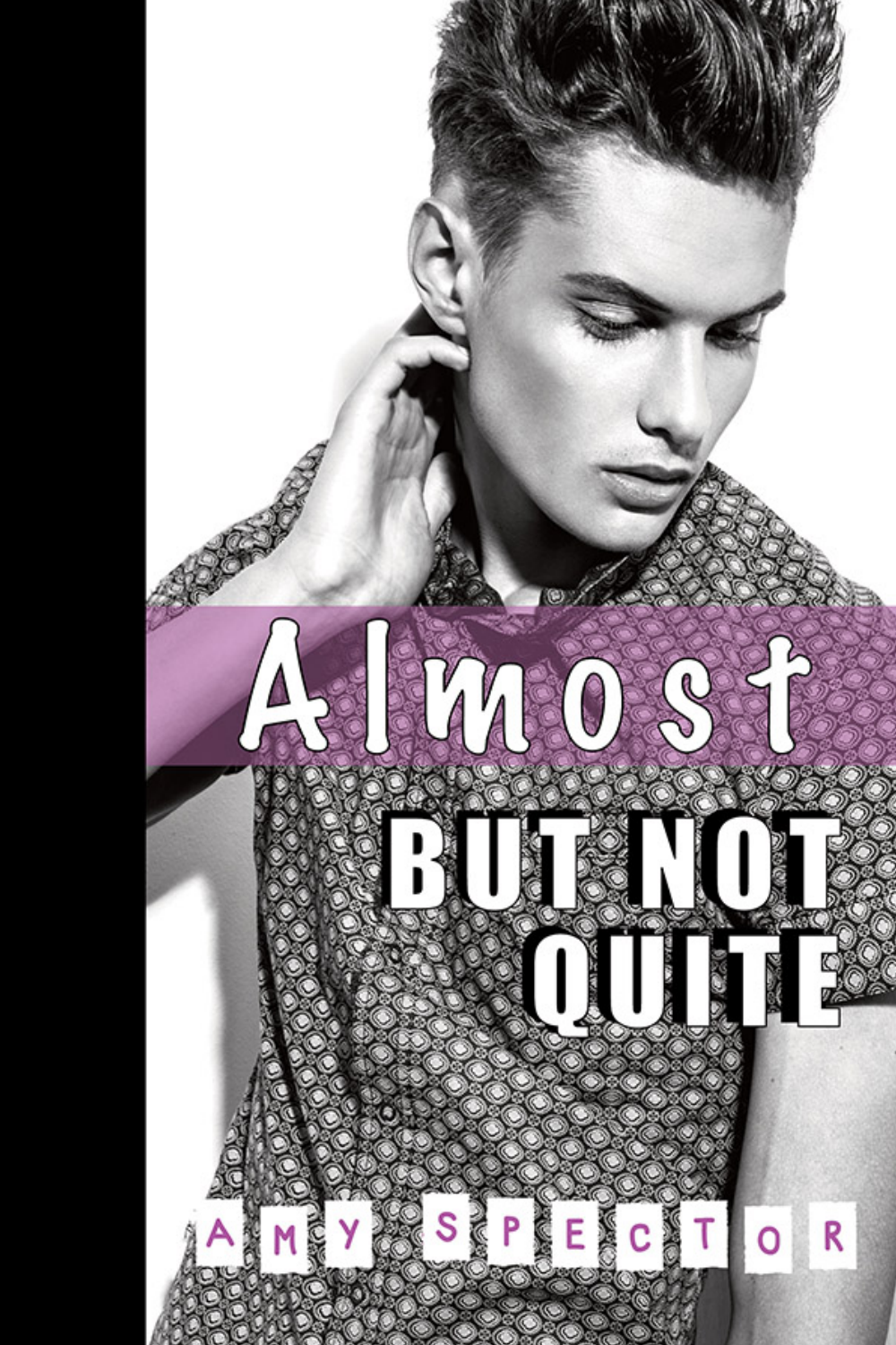# Almost BUT NOT QUITE

AMY SPECTOR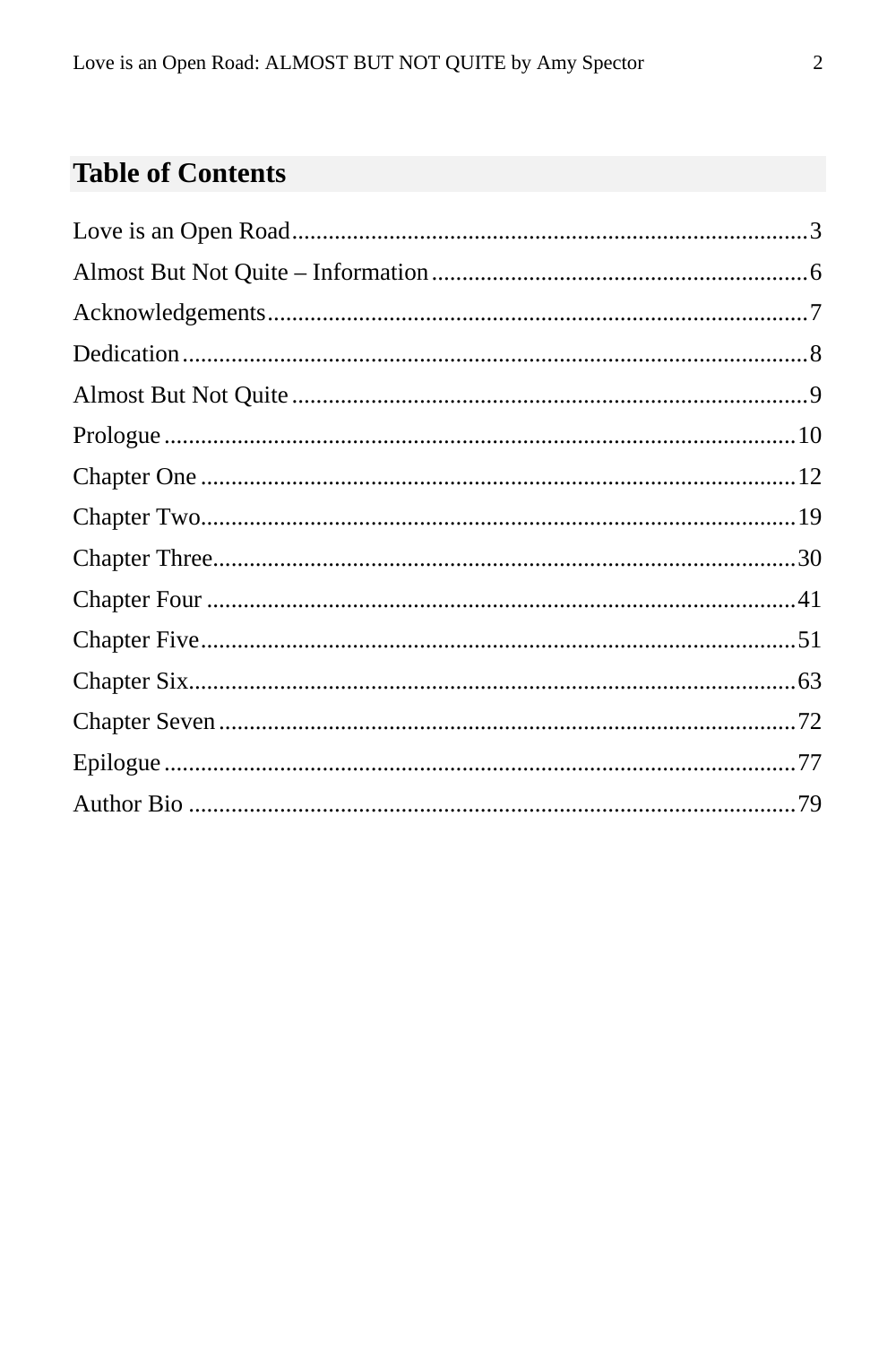## Table of Contents

Love is an Open Road....................................................................................3
Almost But Not Quite – Information.............................................................6
Acknowledgements.......................................................................................7
Dedication.....................................................................................................8
Almost But Not Quite....................................................................................9
Prologue......................................................................................................10
Chapter One................................................................................................12
Chapter Two................................................................................................19
Chapter Three..............................................................................................30
Chapter Four................................................................................................41
Chapter Five................................................................................................51
Chapter Six..................................................................................................63
Chapter Seven..............................................................................................72
Epilogue......................................................................................................77
Author Bio...................................................................................................79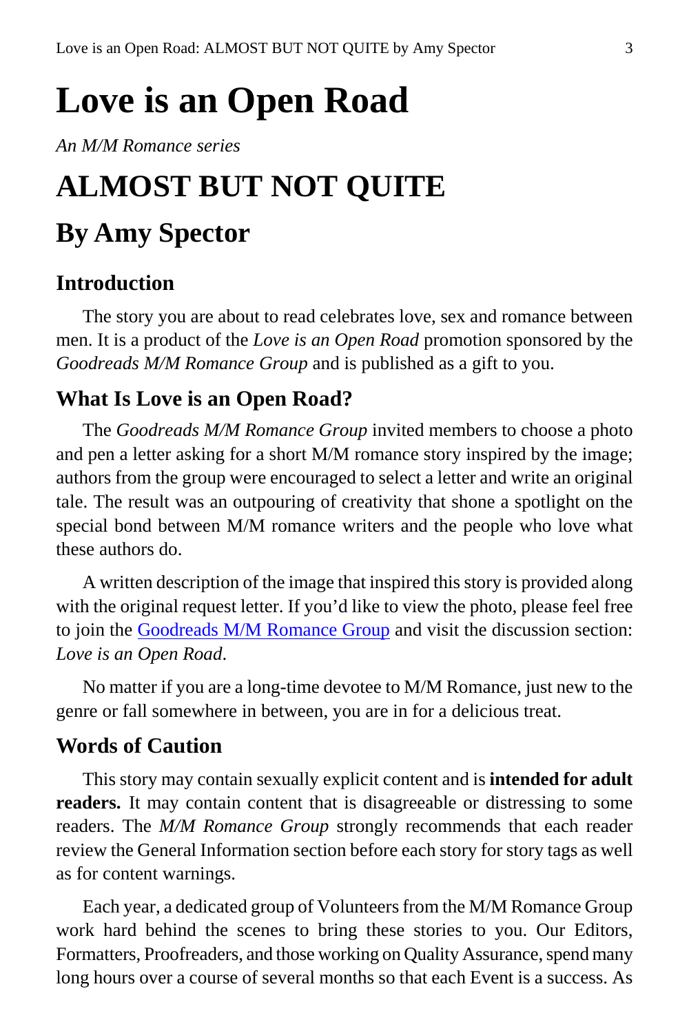# Love is an Open Road

*An M/M Romance series*

# ALMOST BUT NOT QUITE

## By Amy Spector

### Introduction

The story you are about to read celebrates love, sex and romance between men. It is a product of the *Love is an Open Road* promotion sponsored by the *Goodreads M/M Romance Group* and is published as a gift to you.

### What Is Love is an Open Road?

The *Goodreads M/M Romance Group* invited members to choose a photo and pen a letter asking for a short M/M romance story inspired by the image; authors from the group were encouraged to select a letter and write an original tale. The result was an outpouring of creativity that shone a spotlight on the special bond between M/M romance writers and the people who love what these authors do.

A written description of the image that inspired this story is provided along with the original request letter. If you'd like to view the photo, please feel free to join the Goodreads M/M Romance Group and visit the discussion section: *Love is an Open Road*.

No matter if you are a long-time devotee to M/M Romance, just new to the genre or fall somewhere in between, you are in for a delicious treat.

### Words of Caution

This story may contain sexually explicit content and is **intended for adult readers.** It may contain content that is disagreeable or distressing to some readers. The *M/M Romance Group* strongly recommends that each reader review the General Information section before each story for story tags as well as for content warnings.

Each year, a dedicated group of Volunteers from the M/M Romance Group work hard behind the scenes to bring these stories to you. Our Editors, Formatters, Proofreaders, and those working on Quality Assurance, spend many long hours over a course of several months so that each Event is a success. As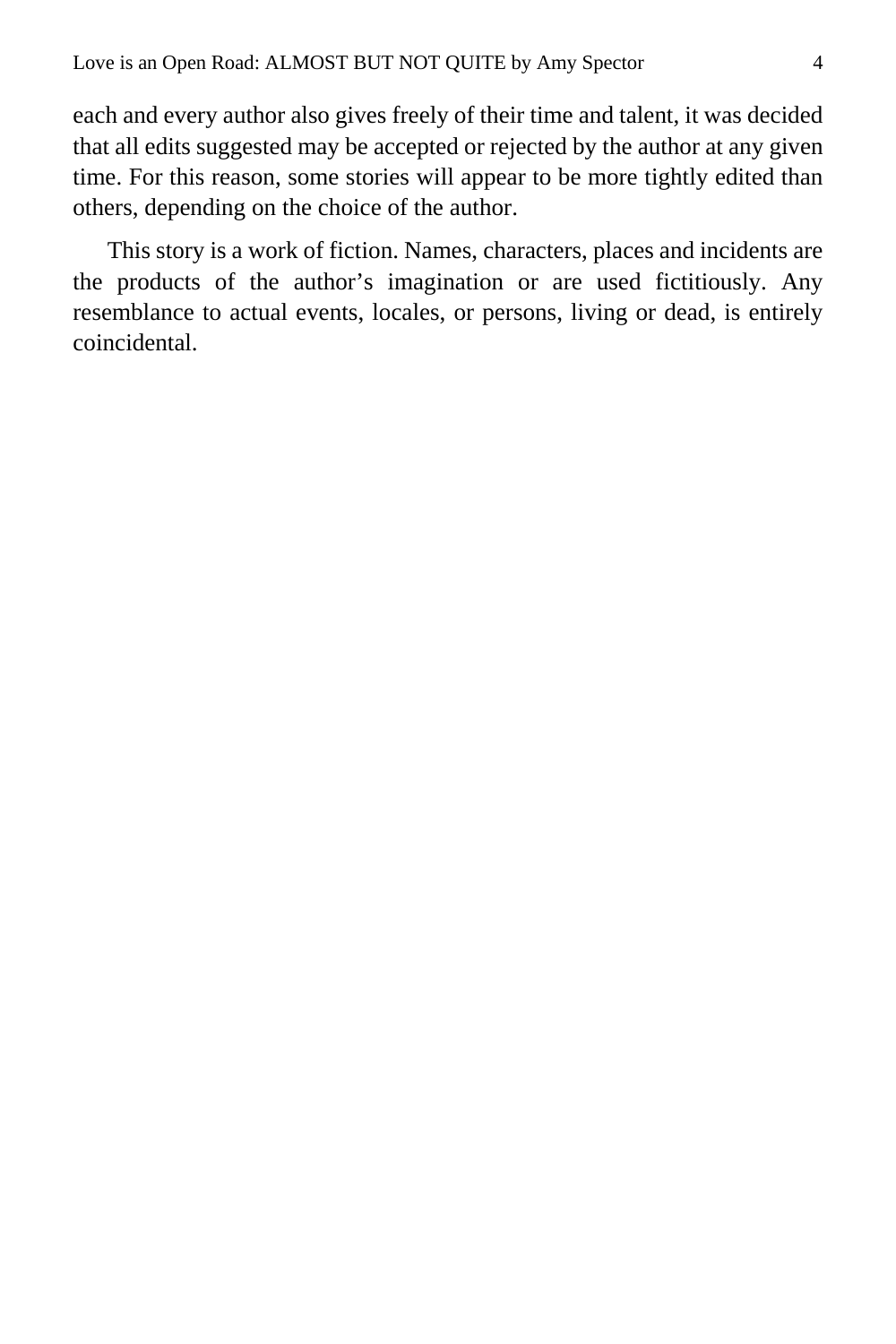each and every author also gives freely of their time and talent, it was decided that all edits suggested may be accepted or rejected by the author at any given time. For this reason, some stories will appear to be more tightly edited than others, depending on the choice of the author.

This story is a work of fiction. Names, characters, places and incidents are the products of the author's imagination or are used fictitiously. Any resemblance to actual events, locales, or persons, living or dead, is entirely coincidental.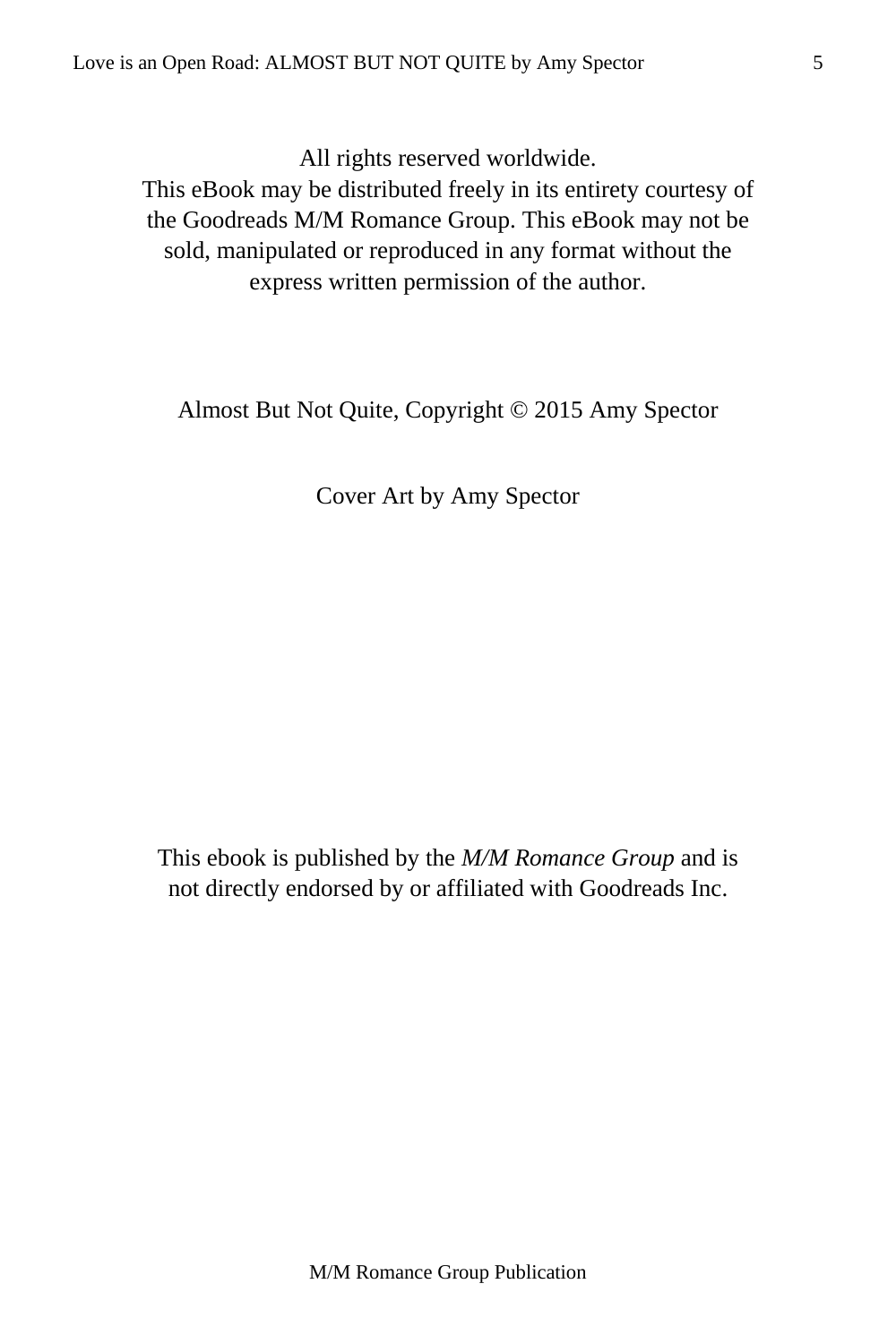All rights reserved worldwide.
This eBook may be distributed freely in its entirety courtesy of the Goodreads M/M Romance Group. This eBook may not be sold, manipulated or reproduced in any format without the express written permission of the author.

Almost But Not Quite, Copyright © 2015 Amy Spector

Cover Art by Amy Spector

This ebook is published by the *M/M Romance Group* and is not directly endorsed by or affiliated with Goodreads Inc.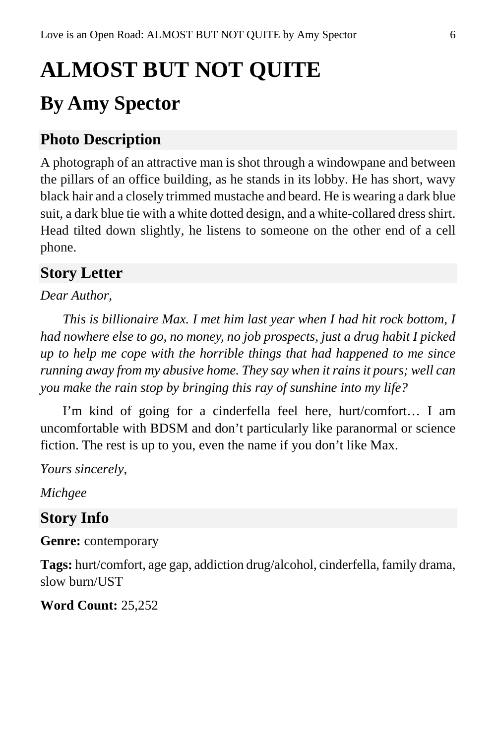# ALMOST BUT NOT QUITE

## By Amy Spector

### Photo Description

A photograph of an attractive man is shot through a windowpane and between the pillars of an office building, as he stands in its lobby. He has short, wavy black hair and a closely trimmed mustache and beard. He is wearing a dark blue suit, a dark blue tie with a white dotted design, and a white-collared dress shirt. Head tilted down slightly, he listens to someone on the other end of a cell phone.

### Story Letter

*Dear Author,*

*This is billionaire Max. I met him last year when I had hit rock bottom, I had nowhere else to go, no money, no job prospects, just a drug habit I picked up to help me cope with the horrible things that had happened to me since running away from my abusive home. They say when it rains it pours; well can you make the rain stop by bringing this ray of sunshine into my life?*

I'm kind of going for a cinderfella feel here, hurt/comfort… I am uncomfortable with BDSM and don't particularly like paranormal or science fiction. The rest is up to you, even the name if you don't like Max.

*Yours sincerely,*

*Michgee*

### Story Info

**Genre:** contemporary

**Tags:** hurt/comfort, age gap, addiction drug/alcohol, cinderfella, family drama, slow burn/UST

**Word Count:** 25,252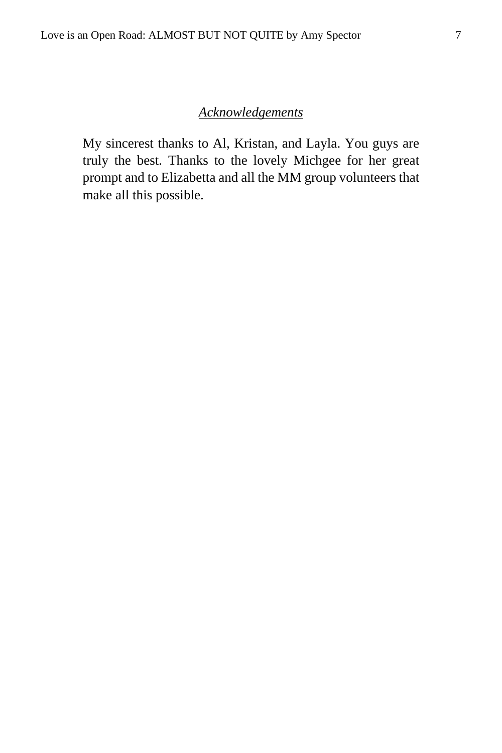## *Acknowledgements*

My sincerest thanks to Al, Kristan, and Layla. You guys are truly the best. Thanks to the lovely Michgee for her great prompt and to Elizabetta and all the MM group volunteers that make all this possible.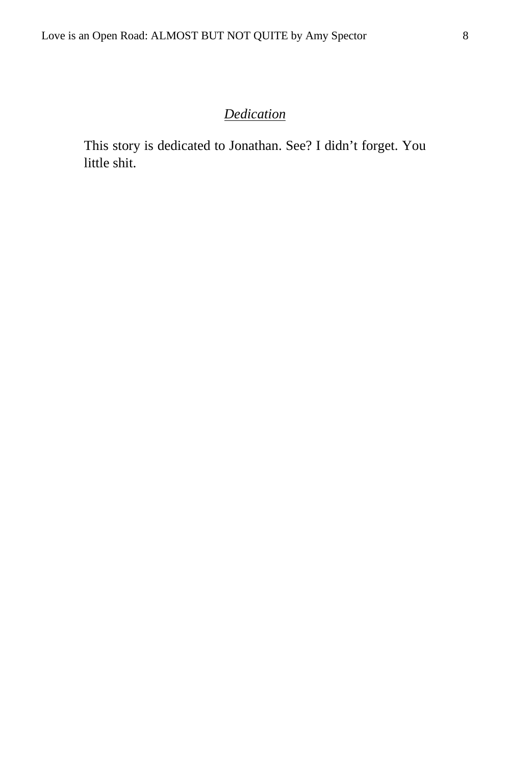## *Dedication*

This story is dedicated to Jonathan. See? I didn't forget. You little shit.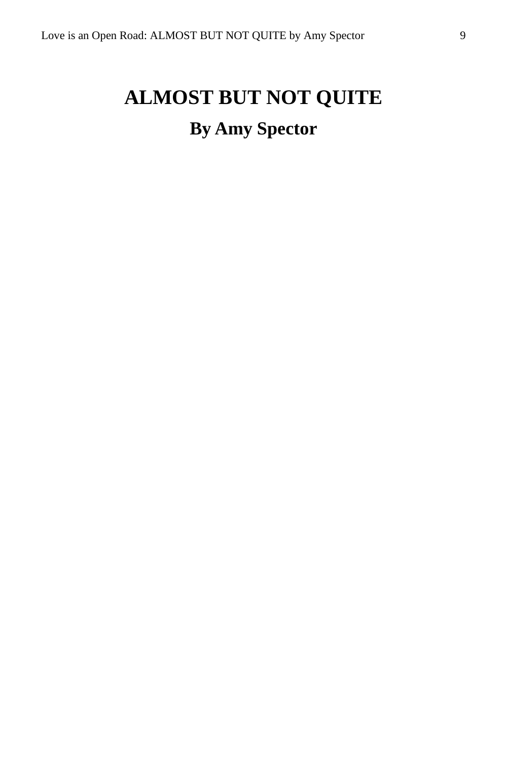# ALMOST BUT NOT QUITE

## By Amy Spector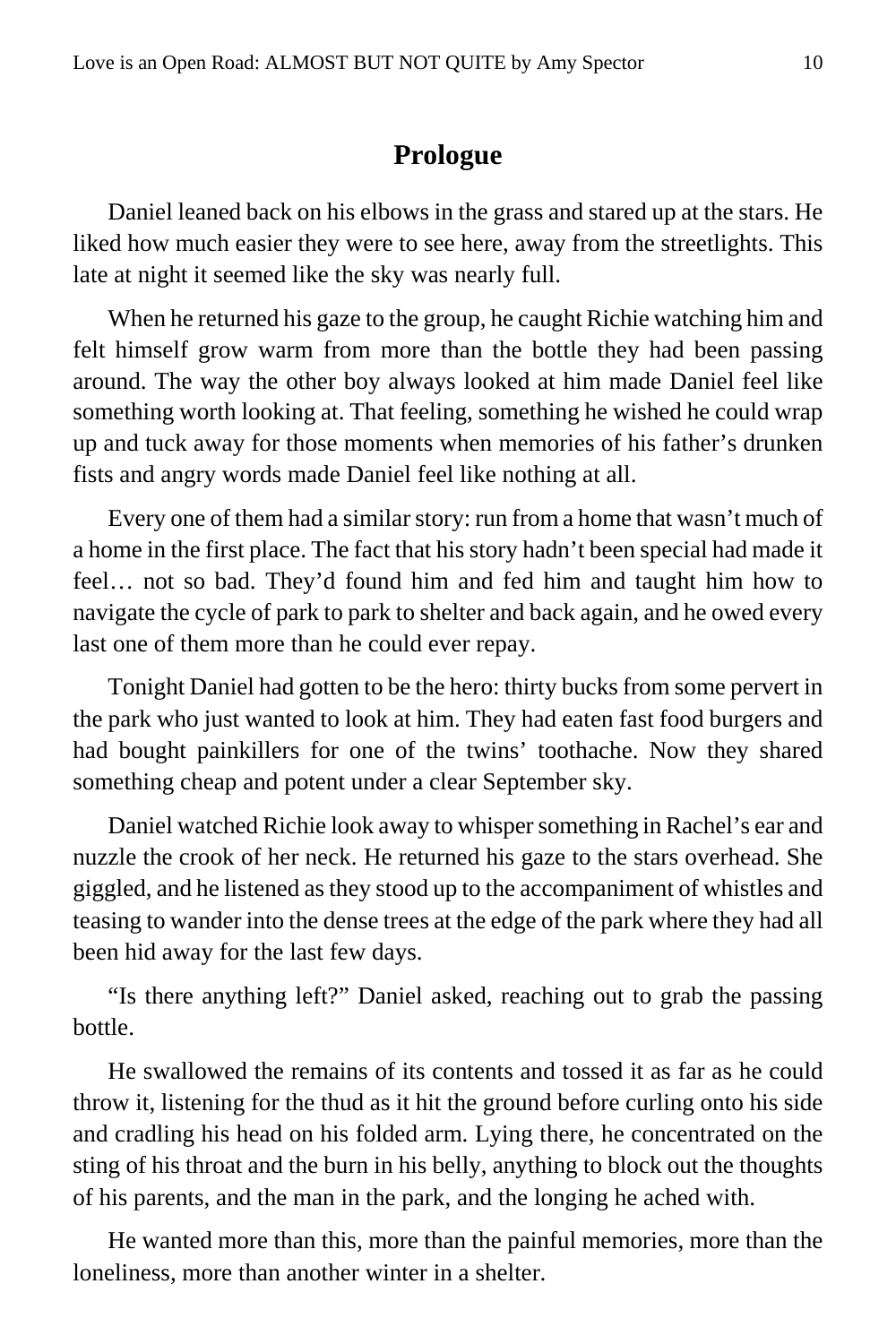## Prologue

Daniel leaned back on his elbows in the grass and stared up at the stars. He liked how much easier they were to see here, away from the streetlights. This late at night it seemed like the sky was nearly full.

When he returned his gaze to the group, he caught Richie watching him and felt himself grow warm from more than the bottle they had been passing around. The way the other boy always looked at him made Daniel feel like something worth looking at. That feeling, something he wished he could wrap up and tuck away for those moments when memories of his father's drunken fists and angry words made Daniel feel like nothing at all.

Every one of them had a similar story: run from a home that wasn't much of a home in the first place. The fact that his story hadn't been special had made it feel… not so bad. They'd found him and fed him and taught him how to navigate the cycle of park to park to shelter and back again, and he owed every last one of them more than he could ever repay.

Tonight Daniel had gotten to be the hero: thirty bucks from some pervert in the park who just wanted to look at him. They had eaten fast food burgers and had bought painkillers for one of the twins' toothache. Now they shared something cheap and potent under a clear September sky.

Daniel watched Richie look away to whisper something in Rachel's ear and nuzzle the crook of her neck. He returned his gaze to the stars overhead. She giggled, and he listened as they stood up to the accompaniment of whistles and teasing to wander into the dense trees at the edge of the park where they had all been hid away for the last few days.

"Is there anything left?" Daniel asked, reaching out to grab the passing bottle.

He swallowed the remains of its contents and tossed it as far as he could throw it, listening for the thud as it hit the ground before curling onto his side and cradling his head on his folded arm. Lying there, he concentrated on the sting of his throat and the burn in his belly, anything to block out the thoughts of his parents, and the man in the park, and the longing he ached with.

He wanted more than this, more than the painful memories, more than the loneliness, more than another winter in a shelter.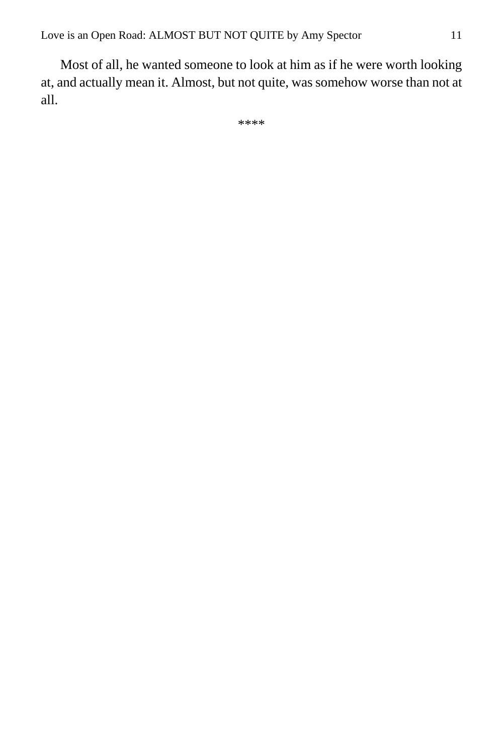Most of all, he wanted someone to look at him as if he were worth looking at, and actually mean it. Almost, but not quite, was somehow worse than not at all.

****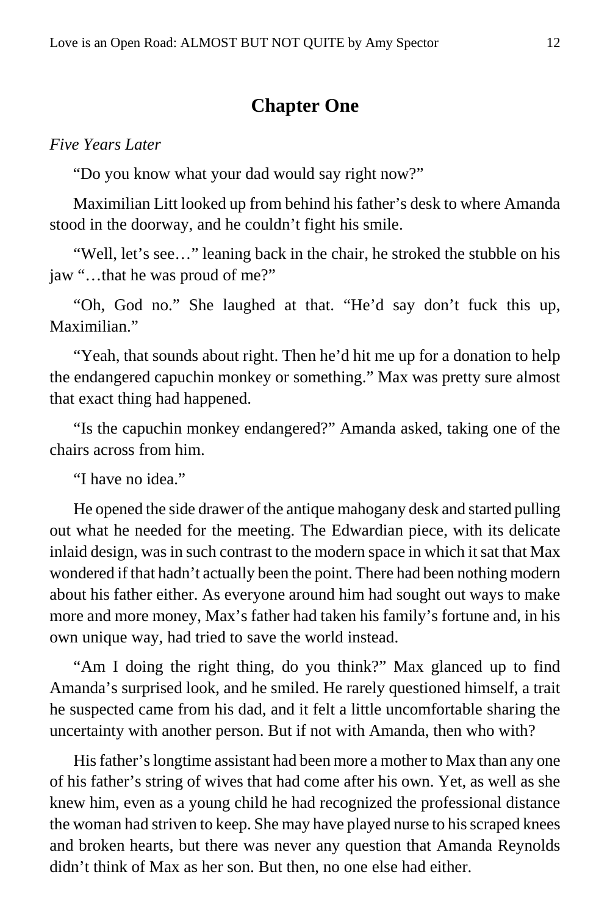## Chapter One

*Five Years Later*

"Do you know what your dad would say right now?"

Maximilian Litt looked up from behind his father's desk to where Amanda stood in the doorway, and he couldn't fight his smile.

"Well, let's see…" leaning back in the chair, he stroked the stubble on his jaw "…that he was proud of me?"

"Oh, God no." She laughed at that. "He'd say don't fuck this up, Maximilian."

"Yeah, that sounds about right. Then he'd hit me up for a donation to help the endangered capuchin monkey or something." Max was pretty sure almost that exact thing had happened.

"Is the capuchin monkey endangered?" Amanda asked, taking one of the chairs across from him.

"I have no idea."

He opened the side drawer of the antique mahogany desk and started pulling out what he needed for the meeting. The Edwardian piece, with its delicate inlaid design, was in such contrast to the modern space in which it sat that Max wondered if that hadn't actually been the point. There had been nothing modern about his father either. As everyone around him had sought out ways to make more and more money, Max's father had taken his family's fortune and, in his own unique way, had tried to save the world instead.

"Am I doing the right thing, do you think?" Max glanced up to find Amanda's surprised look, and he smiled. He rarely questioned himself, a trait he suspected came from his dad, and it felt a little uncomfortable sharing the uncertainty with another person. But if not with Amanda, then who with?

His father's longtime assistant had been more a mother to Max than any one of his father's string of wives that had come after his own. Yet, as well as she knew him, even as a young child he had recognized the professional distance the woman had striven to keep. She may have played nurse to his scraped knees and broken hearts, but there was never any question that Amanda Reynolds didn't think of Max as her son. But then, no one else had either.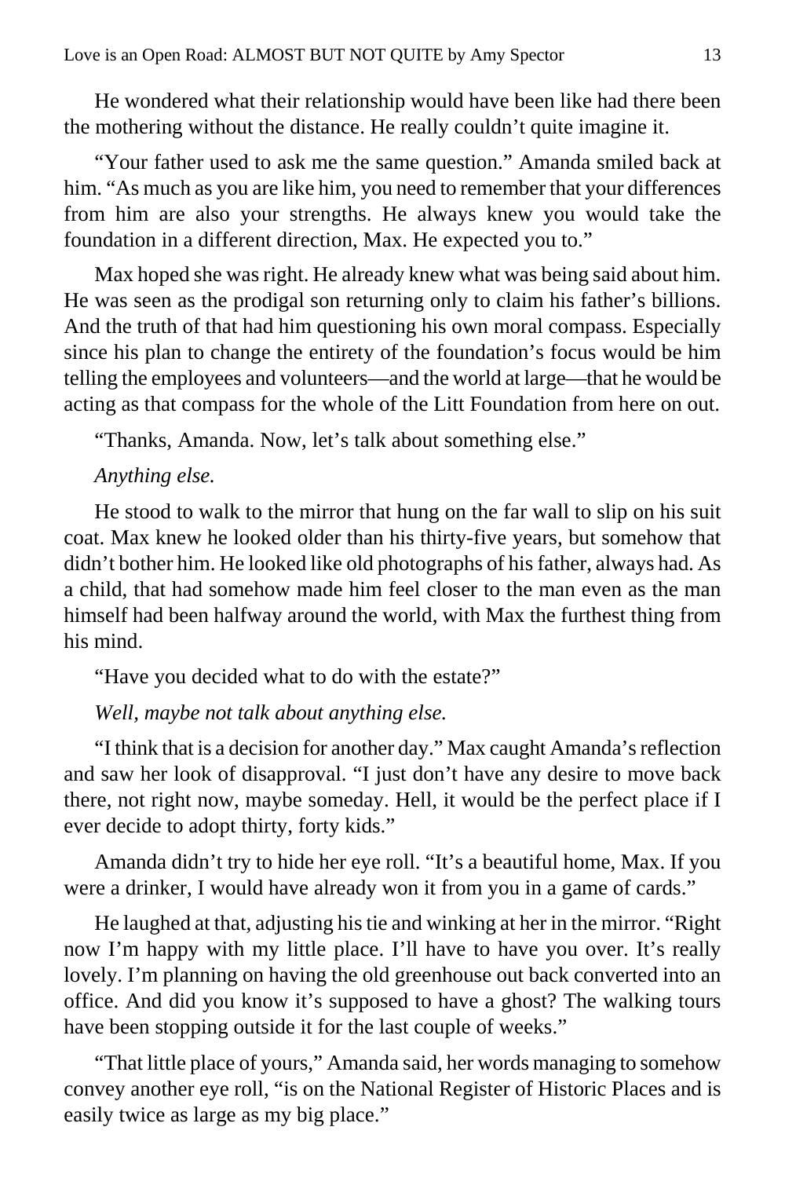He wondered what their relationship would have been like had there been the mothering without the distance. He really couldn't quite imagine it.

"Your father used to ask me the same question." Amanda smiled back at him. "As much as you are like him, you need to remember that your differences from him are also your strengths. He always knew you would take the foundation in a different direction, Max. He expected you to."

Max hoped she was right. He already knew what was being said about him. He was seen as the prodigal son returning only to claim his father's billions. And the truth of that had him questioning his own moral compass. Especially since his plan to change the entirety of the foundation's focus would be him telling the employees and volunteers—and the world at large—that he would be acting as that compass for the whole of the Litt Foundation from here on out.

"Thanks, Amanda. Now, let's talk about something else."

*Anything else.*

He stood to walk to the mirror that hung on the far wall to slip on his suit coat. Max knew he looked older than his thirty-five years, but somehow that didn't bother him. He looked like old photographs of his father, always had. As a child, that had somehow made him feel closer to the man even as the man himself had been halfway around the world, with Max the furthest thing from his mind.

"Have you decided what to do with the estate?"

*Well, maybe not talk about anything else.*

"I think that is a decision for another day." Max caught Amanda's reflection and saw her look of disapproval. "I just don't have any desire to move back there, not right now, maybe someday. Hell, it would be the perfect place if I ever decide to adopt thirty, forty kids."

Amanda didn't try to hide her eye roll. "It's a beautiful home, Max. If you were a drinker, I would have already won it from you in a game of cards."

He laughed at that, adjusting his tie and winking at her in the mirror. "Right now I'm happy with my little place. I'll have to have you over. It's really lovely. I'm planning on having the old greenhouse out back converted into an office. And did you know it's supposed to have a ghost? The walking tours have been stopping outside it for the last couple of weeks."

"That little place of yours," Amanda said, her words managing to somehow convey another eye roll, "is on the National Register of Historic Places and is easily twice as large as my big place."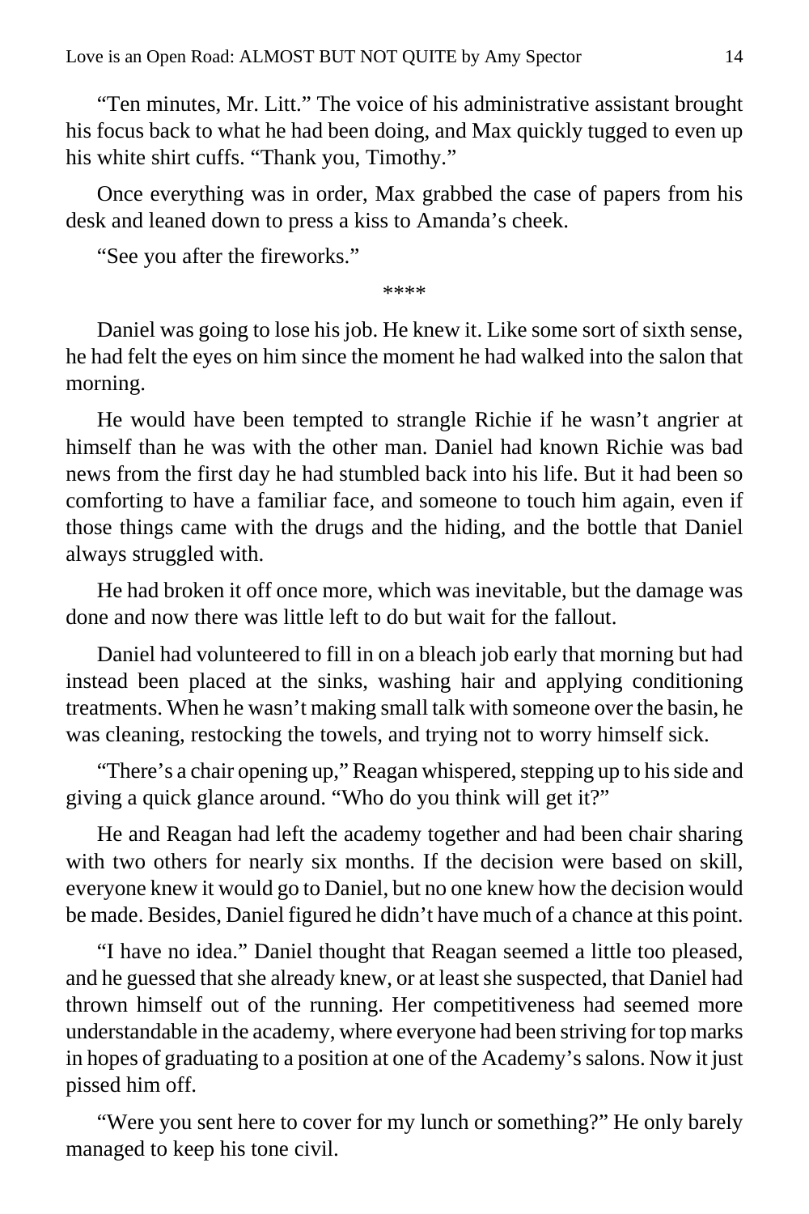"Ten minutes, Mr. Litt." The voice of his administrative assistant brought his focus back to what he had been doing, and Max quickly tugged to even up his white shirt cuffs. "Thank you, Timothy."

Once everything was in order, Max grabbed the case of papers from his desk and leaned down to press a kiss to Amanda's cheek.

"See you after the fireworks."

****

Daniel was going to lose his job. He knew it. Like some sort of sixth sense, he had felt the eyes on him since the moment he had walked into the salon that morning.

He would have been tempted to strangle Richie if he wasn't angrier at himself than he was with the other man. Daniel had known Richie was bad news from the first day he had stumbled back into his life. But it had been so comforting to have a familiar face, and someone to touch him again, even if those things came with the drugs and the hiding, and the bottle that Daniel always struggled with.

He had broken it off once more, which was inevitable, but the damage was done and now there was little left to do but wait for the fallout.

Daniel had volunteered to fill in on a bleach job early that morning but had instead been placed at the sinks, washing hair and applying conditioning treatments. When he wasn't making small talk with someone over the basin, he was cleaning, restocking the towels, and trying not to worry himself sick.

"There's a chair opening up," Reagan whispered, stepping up to his side and giving a quick glance around. "Who do you think will get it?"

He and Reagan had left the academy together and had been chair sharing with two others for nearly six months. If the decision were based on skill, everyone knew it would go to Daniel, but no one knew how the decision would be made. Besides, Daniel figured he didn't have much of a chance at this point.

"I have no idea." Daniel thought that Reagan seemed a little too pleased, and he guessed that she already knew, or at least she suspected, that Daniel had thrown himself out of the running. Her competitiveness had seemed more understandable in the academy, where everyone had been striving for top marks in hopes of graduating to a position at one of the Academy's salons. Now it just pissed him off.

"Were you sent here to cover for my lunch or something?" He only barely managed to keep his tone civil.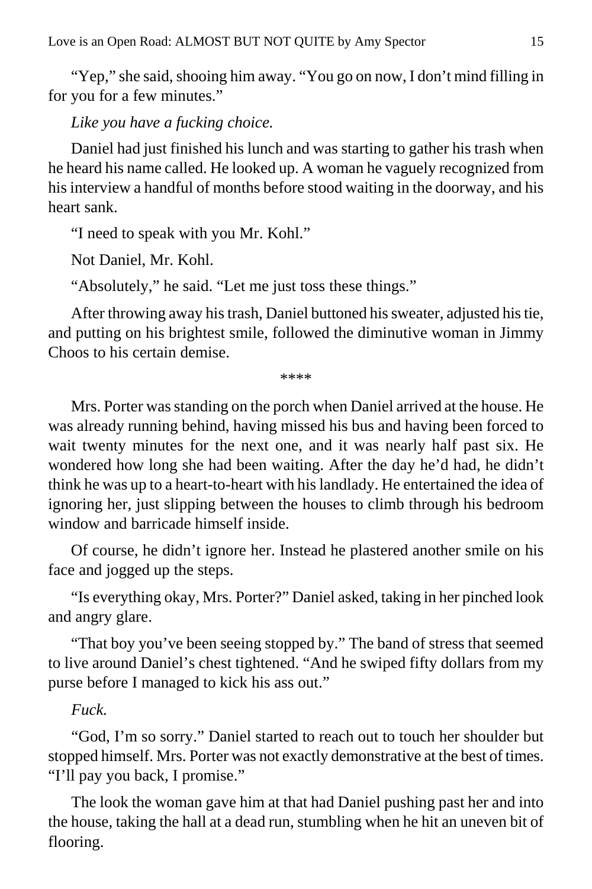"Yep," she said, shooing him away. "You go on now, I don't mind filling in for you for a few minutes."

*Like you have a fucking choice.*

Daniel had just finished his lunch and was starting to gather his trash when he heard his name called. He looked up. A woman he vaguely recognized from his interview a handful of months before stood waiting in the doorway, and his heart sank.

"I need to speak with you Mr. Kohl."

Not Daniel, Mr. Kohl.

"Absolutely," he said. "Let me just toss these things."

After throwing away his trash, Daniel buttoned his sweater, adjusted his tie, and putting on his brightest smile, followed the diminutive woman in Jimmy Choos to his certain demise.

****

Mrs. Porter was standing on the porch when Daniel arrived at the house. He was already running behind, having missed his bus and having been forced to wait twenty minutes for the next one, and it was nearly half past six. He wondered how long she had been waiting. After the day he'd had, he didn't think he was up to a heart-to-heart with his landlady. He entertained the idea of ignoring her, just slipping between the houses to climb through his bedroom window and barricade himself inside.

Of course, he didn't ignore her. Instead he plastered another smile on his face and jogged up the steps.

"Is everything okay, Mrs. Porter?" Daniel asked, taking in her pinched look and angry glare.

"That boy you've been seeing stopped by." The band of stress that seemed to live around Daniel's chest tightened. "And he swiped fifty dollars from my purse before I managed to kick his ass out."

*Fuck.*

"God, I'm so sorry." Daniel started to reach out to touch her shoulder but stopped himself. Mrs. Porter was not exactly demonstrative at the best of times. "I'll pay you back, I promise."

The look the woman gave him at that had Daniel pushing past her and into the house, taking the hall at a dead run, stumbling when he hit an uneven bit of flooring.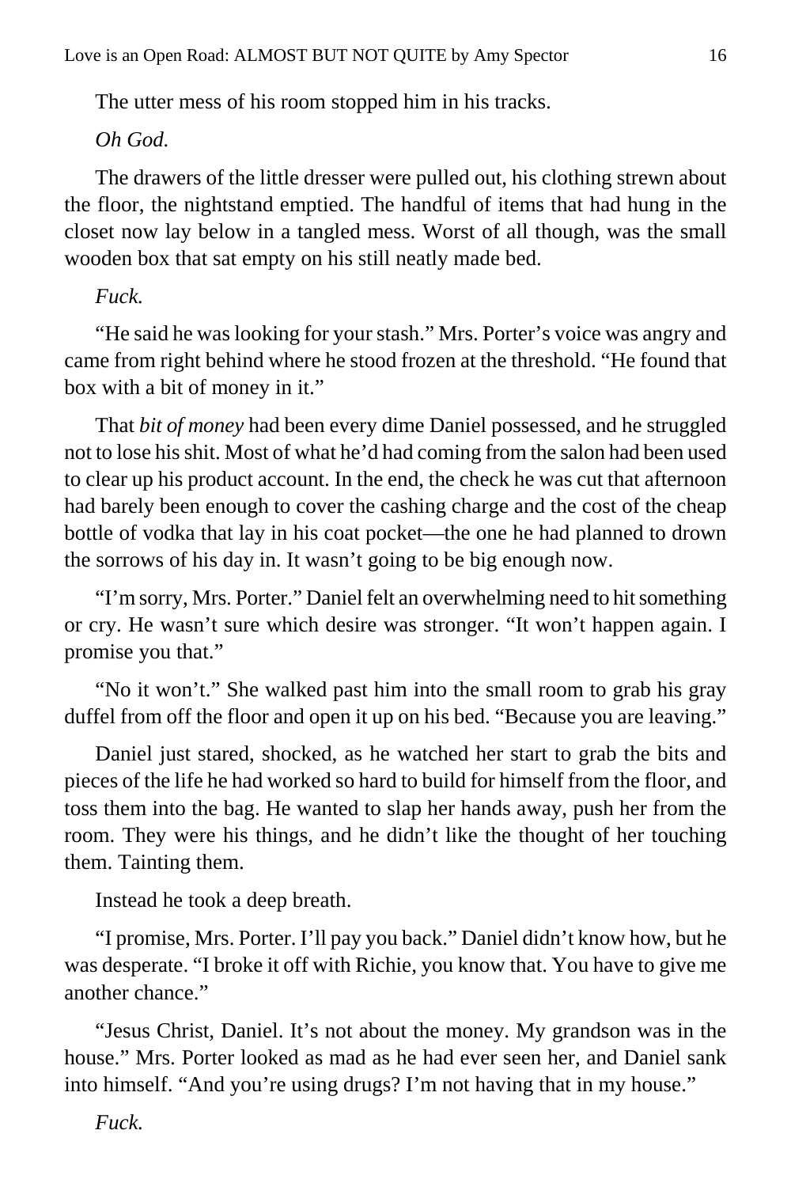The utter mess of his room stopped him in his tracks.

*Oh God.*

The drawers of the little dresser were pulled out, his clothing strewn about the floor, the nightstand emptied. The handful of items that had hung in the closet now lay below in a tangled mess. Worst of all though, was the small wooden box that sat empty on his still neatly made bed.

*Fuck.*

"He said he was looking for your stash." Mrs. Porter's voice was angry and came from right behind where he stood frozen at the threshold. "He found that box with a bit of money in it."

That *bit of money* had been every dime Daniel possessed, and he struggled not to lose his shit. Most of what he'd had coming from the salon had been used to clear up his product account. In the end, the check he was cut that afternoon had barely been enough to cover the cashing charge and the cost of the cheap bottle of vodka that lay in his coat pocket—the one he had planned to drown the sorrows of his day in. It wasn't going to be big enough now.

"I'm sorry, Mrs. Porter." Daniel felt an overwhelming need to hit something or cry. He wasn't sure which desire was stronger. "It won't happen again. I promise you that."

"No it won't." She walked past him into the small room to grab his gray duffel from off the floor and open it up on his bed. "Because you are leaving."

Daniel just stared, shocked, as he watched her start to grab the bits and pieces of the life he had worked so hard to build for himself from the floor, and toss them into the bag. He wanted to slap her hands away, push her from the room. They were his things, and he didn't like the thought of her touching them. Tainting them.

Instead he took a deep breath.

"I promise, Mrs. Porter. I'll pay you back." Daniel didn't know how, but he was desperate. "I broke it off with Richie, you know that. You have to give me another chance."

"Jesus Christ, Daniel. It's not about the money. My grandson was in the house." Mrs. Porter looked as mad as he had ever seen her, and Daniel sank into himself. "And you're using drugs? I'm not having that in my house."

*Fuck.*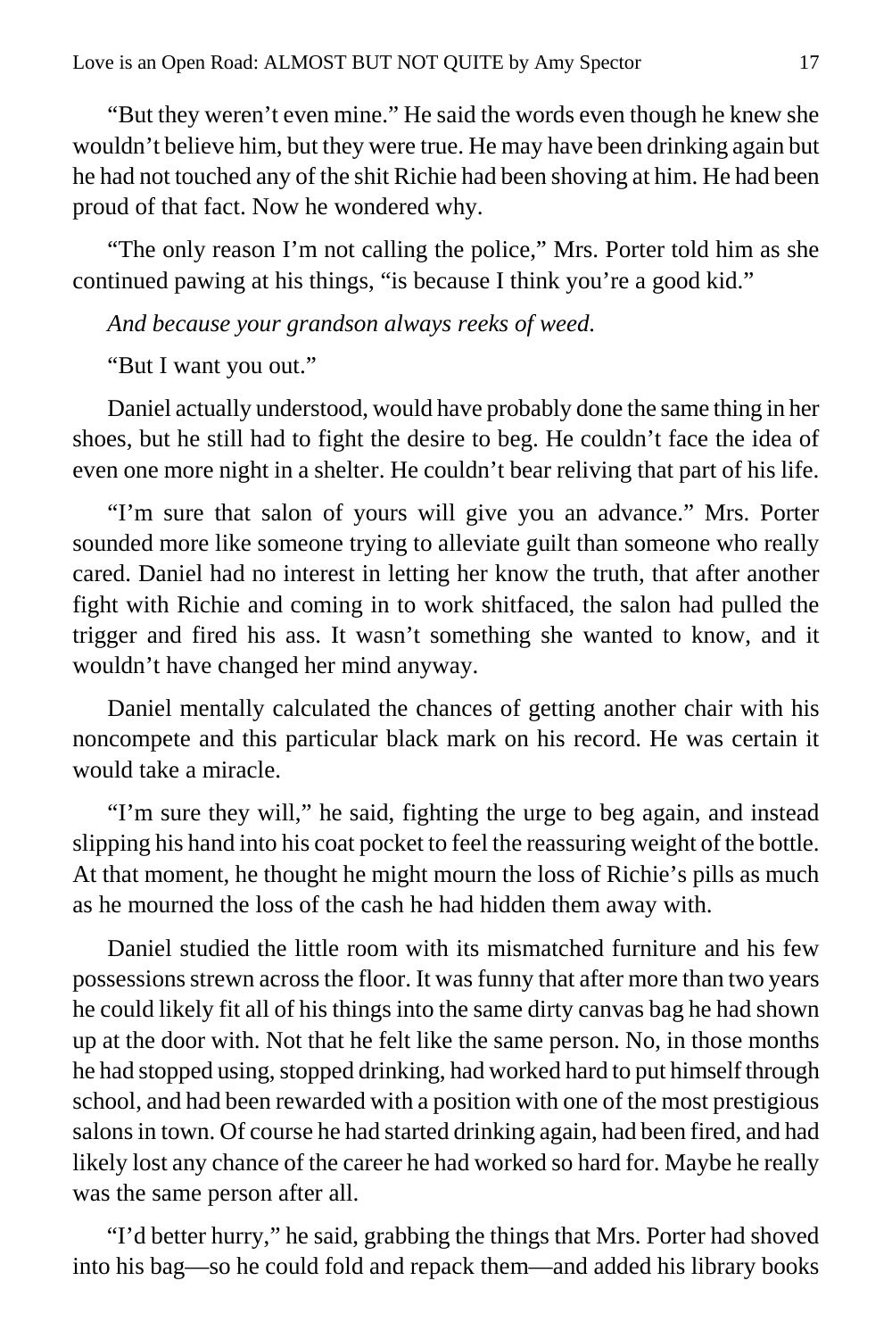"But they weren't even mine." He said the words even though he knew she wouldn't believe him, but they were true. He may have been drinking again but he had not touched any of the shit Richie had been shoving at him. He had been proud of that fact. Now he wondered why.

"The only reason I'm not calling the police," Mrs. Porter told him as she continued pawing at his things, "is because I think you're a good kid."

*And because your grandson always reeks of weed.*

"But I want you out."

Daniel actually understood, would have probably done the same thing in her shoes, but he still had to fight the desire to beg. He couldn't face the idea of even one more night in a shelter. He couldn't bear reliving that part of his life.

"I'm sure that salon of yours will give you an advance." Mrs. Porter sounded more like someone trying to alleviate guilt than someone who really cared. Daniel had no interest in letting her know the truth, that after another fight with Richie and coming in to work shitfaced, the salon had pulled the trigger and fired his ass. It wasn't something she wanted to know, and it wouldn't have changed her mind anyway.

Daniel mentally calculated the chances of getting another chair with his noncompete and this particular black mark on his record. He was certain it would take a miracle.

"I'm sure they will," he said, fighting the urge to beg again, and instead slipping his hand into his coat pocket to feel the reassuring weight of the bottle. At that moment, he thought he might mourn the loss of Richie's pills as much as he mourned the loss of the cash he had hidden them away with.

Daniel studied the little room with its mismatched furniture and his few possessions strewn across the floor. It was funny that after more than two years he could likely fit all of his things into the same dirty canvas bag he had shown up at the door with. Not that he felt like the same person. No, in those months he had stopped using, stopped drinking, had worked hard to put himself through school, and had been rewarded with a position with one of the most prestigious salons in town. Of course he had started drinking again, had been fired, and had likely lost any chance of the career he had worked so hard for. Maybe he really was the same person after all.

"I'd better hurry," he said, grabbing the things that Mrs. Porter had shoved into his bag—so he could fold and repack them—and added his library books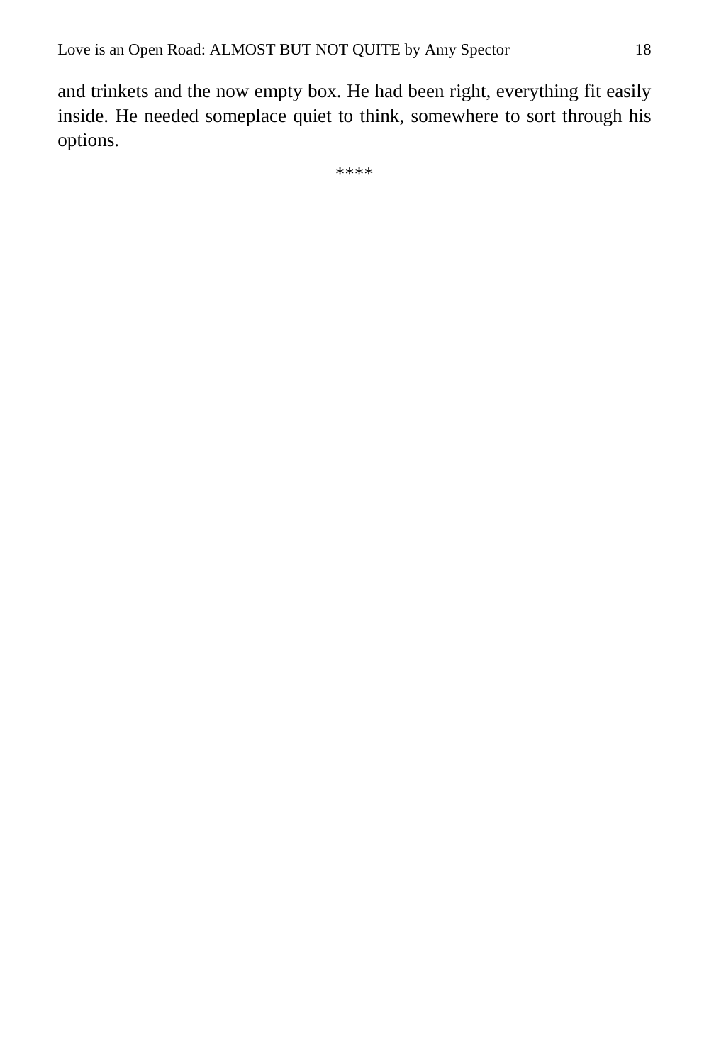and trinkets and the now empty box. He had been right, everything fit easily inside. He needed someplace quiet to think, somewhere to sort through his options.

****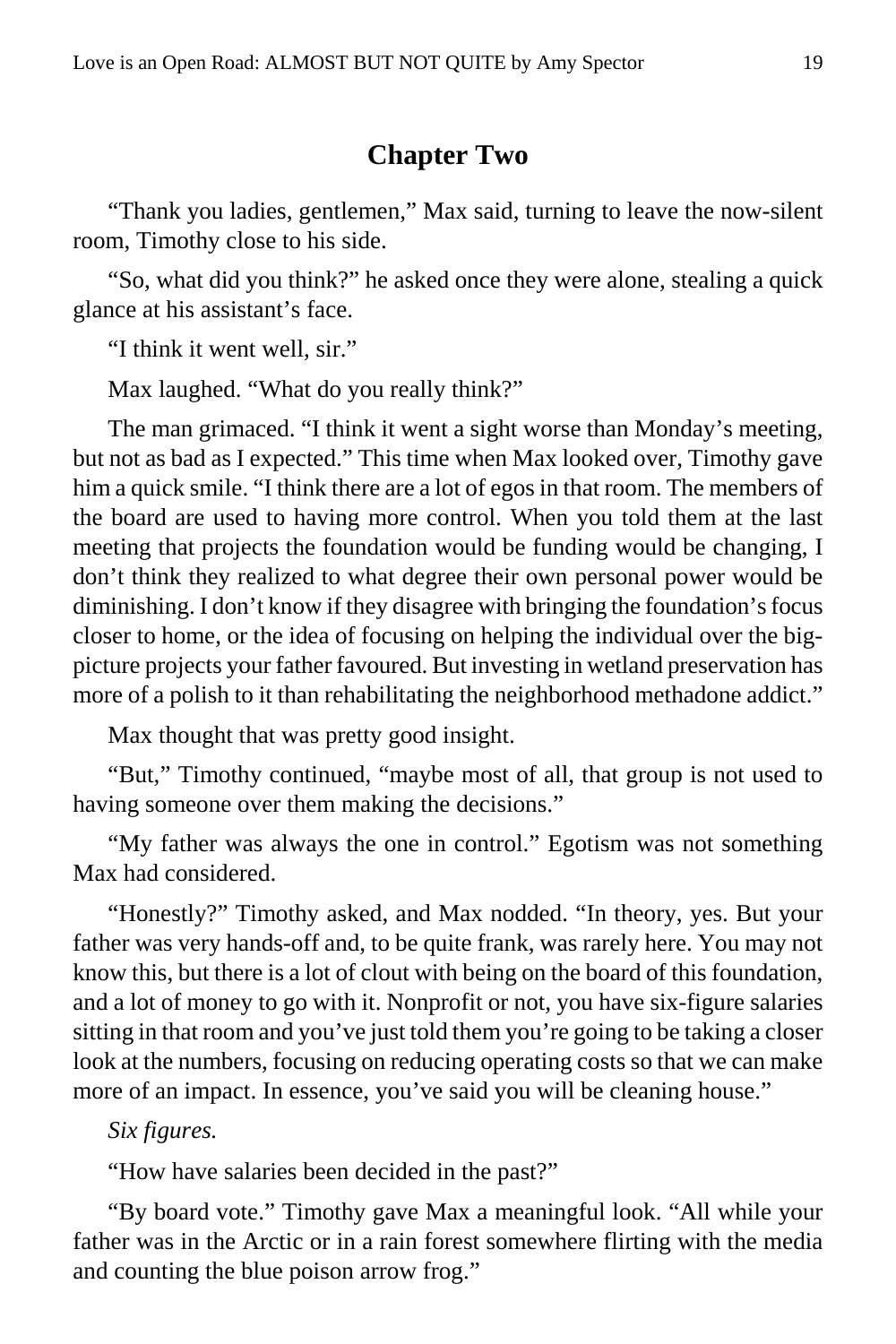## Chapter Two

"Thank you ladies, gentlemen," Max said, turning to leave the now-silent room, Timothy close to his side.

"So, what did you think?" he asked once they were alone, stealing a quick glance at his assistant's face.

"I think it went well, sir."

Max laughed. "What do you really think?"

The man grimaced. "I think it went a sight worse than Monday's meeting, but not as bad as I expected." This time when Max looked over, Timothy gave him a quick smile. "I think there are a lot of egos in that room. The members of the board are used to having more control. When you told them at the last meeting that projects the foundation would be funding would be changing, I don't think they realized to what degree their own personal power would be diminishing. I don't know if they disagree with bringing the foundation's focus closer to home, or the idea of focusing on helping the individual over the big-picture projects your father favoured. But investing in wetland preservation has more of a polish to it than rehabilitating the neighborhood methadone addict."

Max thought that was pretty good insight.

"But," Timothy continued, "maybe most of all, that group is not used to having someone over them making the decisions."

"My father was always the one in control." Egotism was not something Max had considered.

"Honestly?" Timothy asked, and Max nodded. "In theory, yes. But your father was very hands-off and, to be quite frank, was rarely here. You may not know this, but there is a lot of clout with being on the board of this foundation, and a lot of money to go with it. Nonprofit or not, you have six-figure salaries sitting in that room and you've just told them you're going to be taking a closer look at the numbers, focusing on reducing operating costs so that we can make more of an impact. In essence, you've said you will be cleaning house."

*Six figures.*

"How have salaries been decided in the past?"

"By board vote." Timothy gave Max a meaningful look. "All while your father was in the Arctic or in a rain forest somewhere flirting with the media and counting the blue poison arrow frog."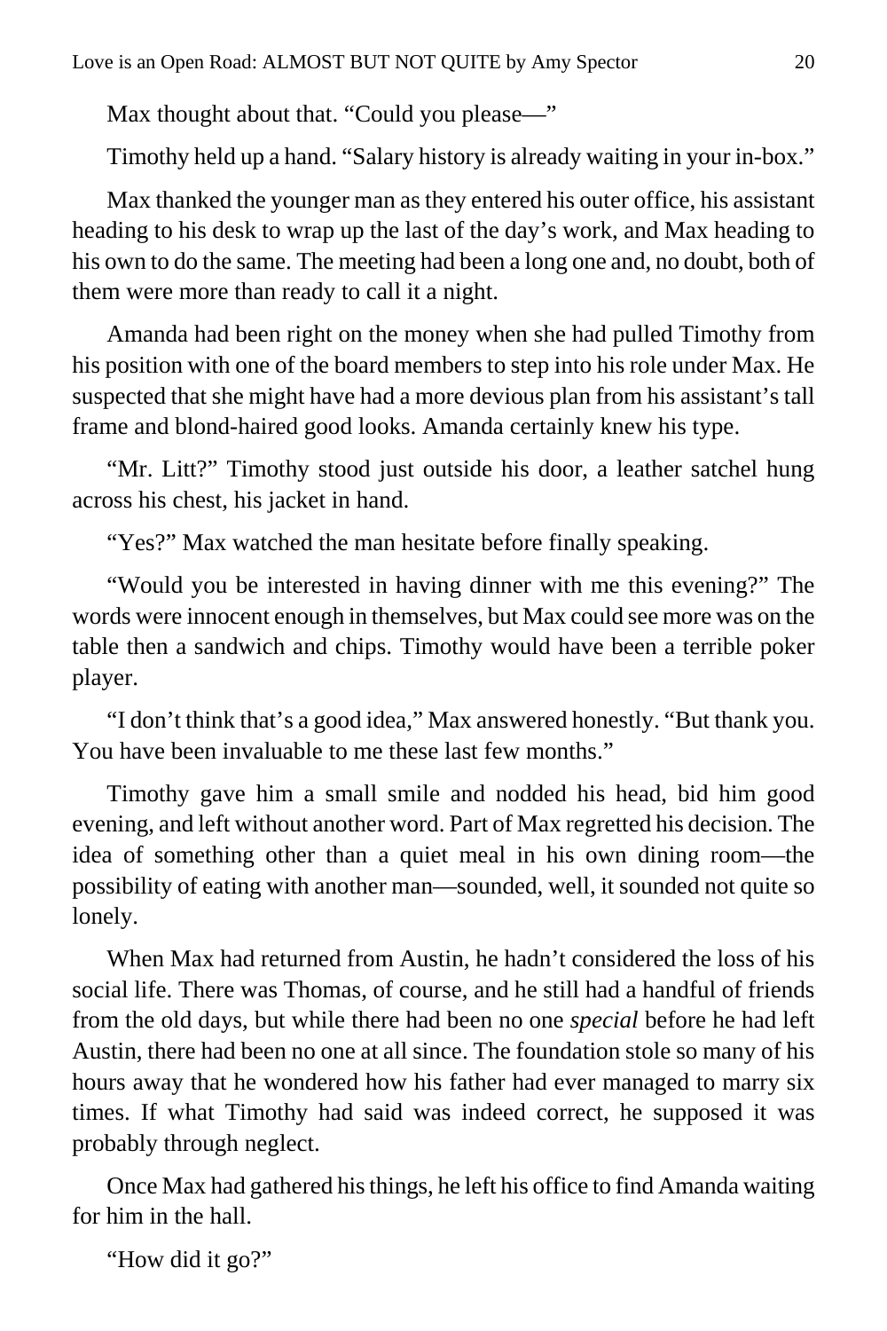Max thought about that. "Could you please—"

Timothy held up a hand. "Salary history is already waiting in your in-box."

Max thanked the younger man as they entered his outer office, his assistant heading to his desk to wrap up the last of the day's work, and Max heading to his own to do the same. The meeting had been a long one and, no doubt, both of them were more than ready to call it a night.

Amanda had been right on the money when she had pulled Timothy from his position with one of the board members to step into his role under Max. He suspected that she might have had a more devious plan from his assistant's tall frame and blond-haired good looks. Amanda certainly knew his type.

"Mr. Litt?" Timothy stood just outside his door, a leather satchel hung across his chest, his jacket in hand.

"Yes?" Max watched the man hesitate before finally speaking.

"Would you be interested in having dinner with me this evening?" The words were innocent enough in themselves, but Max could see more was on the table then a sandwich and chips. Timothy would have been a terrible poker player.

"I don't think that's a good idea," Max answered honestly. "But thank you. You have been invaluable to me these last few months."

Timothy gave him a small smile and nodded his head, bid him good evening, and left without another word. Part of Max regretted his decision. The idea of something other than a quiet meal in his own dining room—the possibility of eating with another man—sounded, well, it sounded not quite so lonely.

When Max had returned from Austin, he hadn't considered the loss of his social life. There was Thomas, of course, and he still had a handful of friends from the old days, but while there had been no one *special* before he had left Austin, there had been no one at all since. The foundation stole so many of his hours away that he wondered how his father had ever managed to marry six times. If what Timothy had said was indeed correct, he supposed it was probably through neglect.

Once Max had gathered his things, he left his office to find Amanda waiting for him in the hall.

"How did it go?"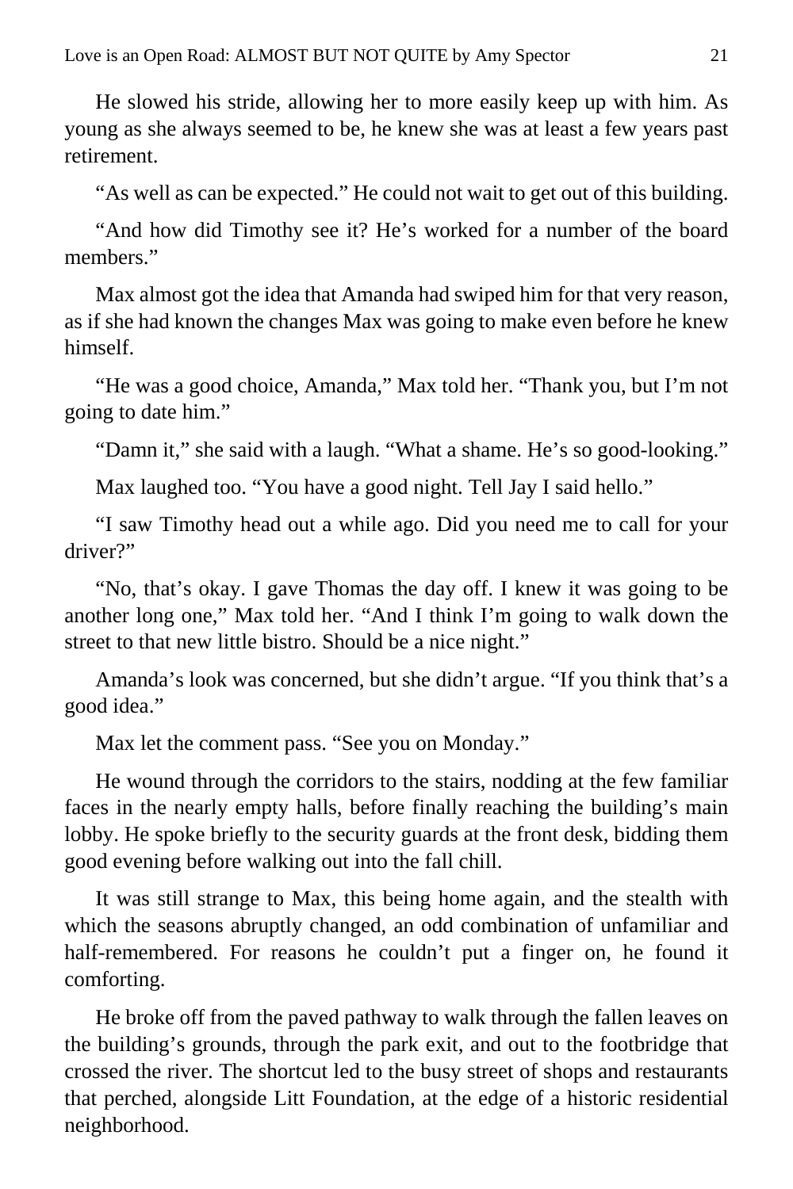He slowed his stride, allowing her to more easily keep up with him. As young as she always seemed to be, he knew she was at least a few years past retirement.

"As well as can be expected." He could not wait to get out of this building.

"And how did Timothy see it? He's worked for a number of the board members."

Max almost got the idea that Amanda had swiped him for that very reason, as if she had known the changes Max was going to make even before he knew himself.

"He was a good choice, Amanda," Max told her. "Thank you, but I'm not going to date him."

"Damn it," she said with a laugh. "What a shame. He's so good-looking."

Max laughed too. "You have a good night. Tell Jay I said hello."

"I saw Timothy head out a while ago. Did you need me to call for your driver?"

"No, that's okay. I gave Thomas the day off. I knew it was going to be another long one," Max told her. "And I think I'm going to walk down the street to that new little bistro. Should be a nice night."

Amanda's look was concerned, but she didn't argue. "If you think that's a good idea."

Max let the comment pass. "See you on Monday."

He wound through the corridors to the stairs, nodding at the few familiar faces in the nearly empty halls, before finally reaching the building's main lobby. He spoke briefly to the security guards at the front desk, bidding them good evening before walking out into the fall chill.

It was still strange to Max, this being home again, and the stealth with which the seasons abruptly changed, an odd combination of unfamiliar and half-remembered. For reasons he couldn't put a finger on, he found it comforting.

He broke off from the paved pathway to walk through the fallen leaves on the building's grounds, through the park exit, and out to the footbridge that crossed the river. The shortcut led to the busy street of shops and restaurants that perched, alongside Litt Foundation, at the edge of a historic residential neighborhood.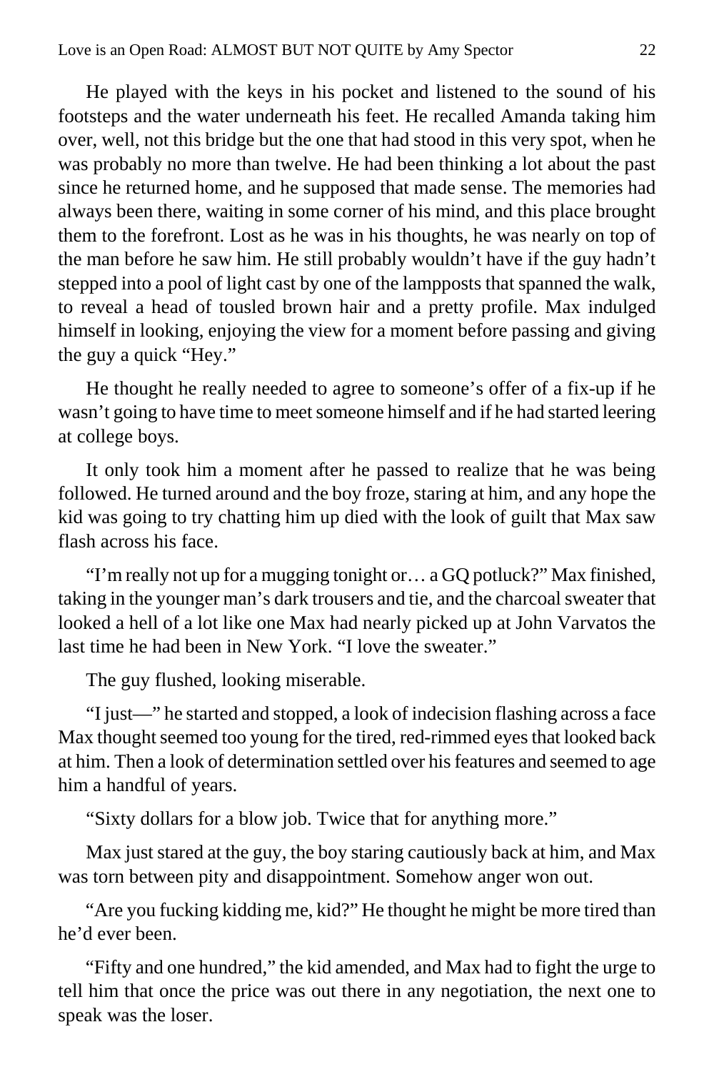He played with the keys in his pocket and listened to the sound of his footsteps and the water underneath his feet. He recalled Amanda taking him over, well, not this bridge but the one that had stood in this very spot, when he was probably no more than twelve. He had been thinking a lot about the past since he returned home, and he supposed that made sense. The memories had always been there, waiting in some corner of his mind, and this place brought them to the forefront. Lost as he was in his thoughts, he was nearly on top of the man before he saw him. He still probably wouldn't have if the guy hadn't stepped into a pool of light cast by one of the lampposts that spanned the walk, to reveal a head of tousled brown hair and a pretty profile. Max indulged himself in looking, enjoying the view for a moment before passing and giving the guy a quick "Hey."

He thought he really needed to agree to someone's offer of a fix-up if he wasn't going to have time to meet someone himself and if he had started leering at college boys.

It only took him a moment after he passed to realize that he was being followed. He turned around and the boy froze, staring at him, and any hope the kid was going to try chatting him up died with the look of guilt that Max saw flash across his face.

"I'm really not up for a mugging tonight or… a GQ potluck?" Max finished, taking in the younger man's dark trousers and tie, and the charcoal sweater that looked a hell of a lot like one Max had nearly picked up at John Varvatos the last time he had been in New York. "I love the sweater."

The guy flushed, looking miserable.

"I just—" he started and stopped, a look of indecision flashing across a face Max thought seemed too young for the tired, red-rimmed eyes that looked back at him. Then a look of determination settled over his features and seemed to age him a handful of years.

"Sixty dollars for a blow job. Twice that for anything more."

Max just stared at the guy, the boy staring cautiously back at him, and Max was torn between pity and disappointment. Somehow anger won out.

"Are you fucking kidding me, kid?" He thought he might be more tired than he'd ever been.

"Fifty and one hundred," the kid amended, and Max had to fight the urge to tell him that once the price was out there in any negotiation, the next one to speak was the loser.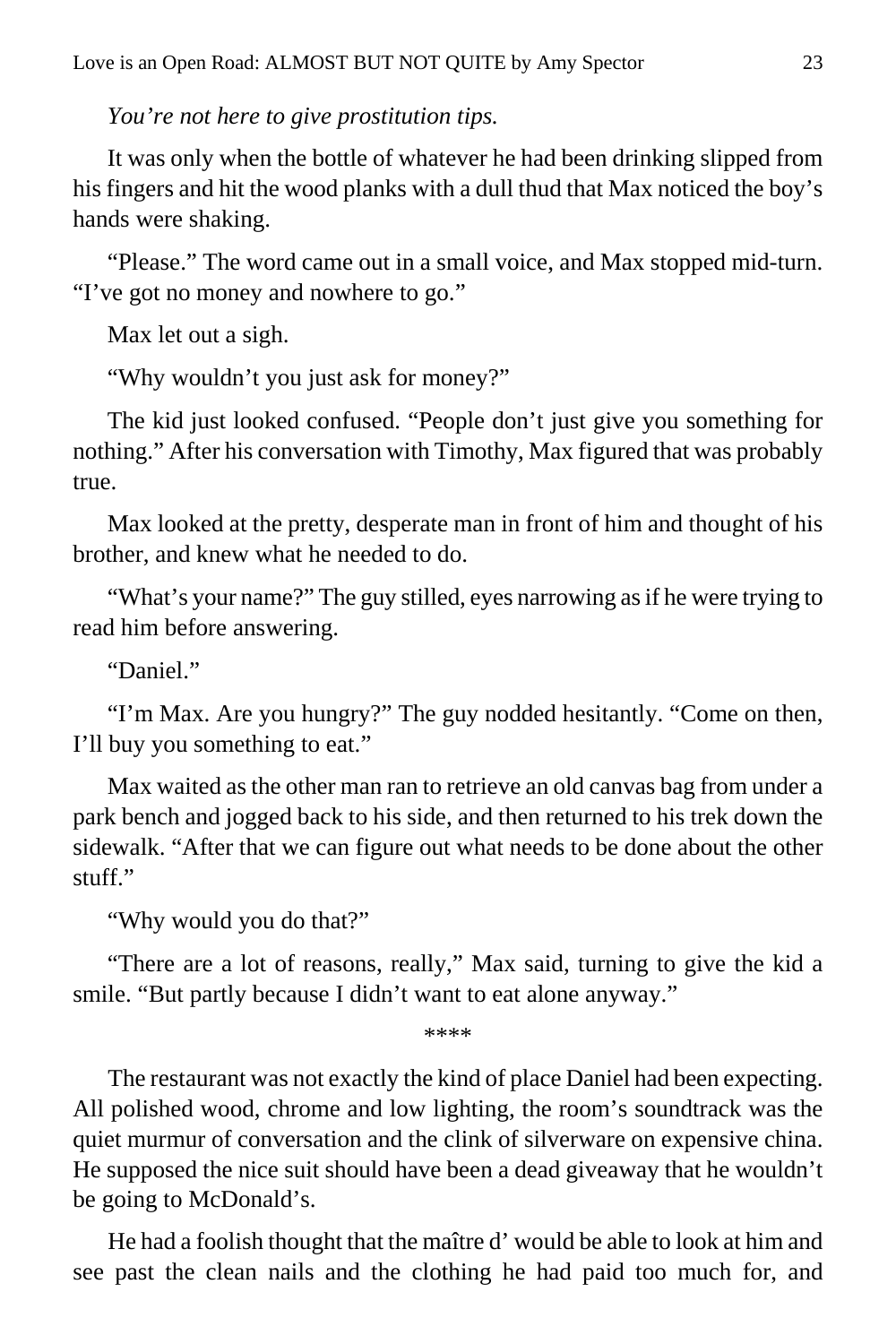*You're not here to give prostitution tips.*

It was only when the bottle of whatever he had been drinking slipped from his fingers and hit the wood planks with a dull thud that Max noticed the boy's hands were shaking.

"Please." The word came out in a small voice, and Max stopped mid-turn. "I've got no money and nowhere to go."

Max let out a sigh.

"Why wouldn't you just ask for money?"

The kid just looked confused. "People don't just give you something for nothing." After his conversation with Timothy, Max figured that was probably true.

Max looked at the pretty, desperate man in front of him and thought of his brother, and knew what he needed to do.

"What's your name?" The guy stilled, eyes narrowing as if he were trying to read him before answering.

"Daniel."

"I'm Max. Are you hungry?" The guy nodded hesitantly. "Come on then, I'll buy you something to eat."

Max waited as the other man ran to retrieve an old canvas bag from under a park bench and jogged back to his side, and then returned to his trek down the sidewalk. "After that we can figure out what needs to be done about the other stuff."

"Why would you do that?"

"There are a lot of reasons, really," Max said, turning to give the kid a smile. "But partly because I didn't want to eat alone anyway."

****

The restaurant was not exactly the kind of place Daniel had been expecting. All polished wood, chrome and low lighting, the room's soundtrack was the quiet murmur of conversation and the clink of silverware on expensive china. He supposed the nice suit should have been a dead giveaway that he wouldn't be going to McDonald's.

He had a foolish thought that the maître d' would be able to look at him and see past the clean nails and the clothing he had paid too much for, and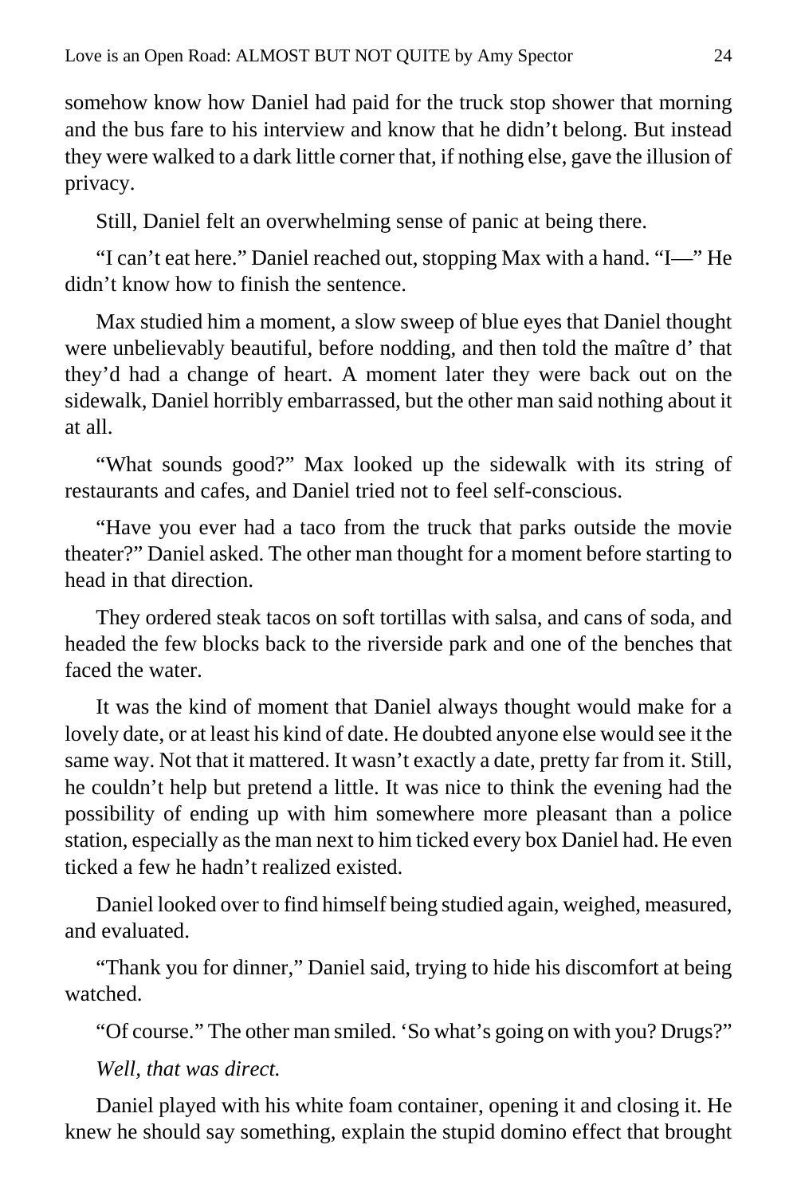somehow know how Daniel had paid for the truck stop shower that morning and the bus fare to his interview and know that he didn't belong. But instead they were walked to a dark little corner that, if nothing else, gave the illusion of privacy.

Still, Daniel felt an overwhelming sense of panic at being there.

"I can't eat here." Daniel reached out, stopping Max with a hand. "I—" He didn't know how to finish the sentence.

Max studied him a moment, a slow sweep of blue eyes that Daniel thought were unbelievably beautiful, before nodding, and then told the maître d' that they'd had a change of heart. A moment later they were back out on the sidewalk, Daniel horribly embarrassed, but the other man said nothing about it at all.

"What sounds good?" Max looked up the sidewalk with its string of restaurants and cafes, and Daniel tried not to feel self-conscious.

"Have you ever had a taco from the truck that parks outside the movie theater?" Daniel asked. The other man thought for a moment before starting to head in that direction.

They ordered steak tacos on soft tortillas with salsa, and cans of soda, and headed the few blocks back to the riverside park and one of the benches that faced the water.

It was the kind of moment that Daniel always thought would make for a lovely date, or at least his kind of date. He doubted anyone else would see it the same way. Not that it mattered. It wasn't exactly a date, pretty far from it. Still, he couldn't help but pretend a little. It was nice to think the evening had the possibility of ending up with him somewhere more pleasant than a police station, especially as the man next to him ticked every box Daniel had. He even ticked a few he hadn't realized existed.

Daniel looked over to find himself being studied again, weighed, measured, and evaluated.

"Thank you for dinner," Daniel said, trying to hide his discomfort at being watched.

"Of course." The other man smiled. 'So what's going on with you? Drugs?"

*Well, that was direct.*

Daniel played with his white foam container, opening it and closing it. He knew he should say something, explain the stupid domino effect that brought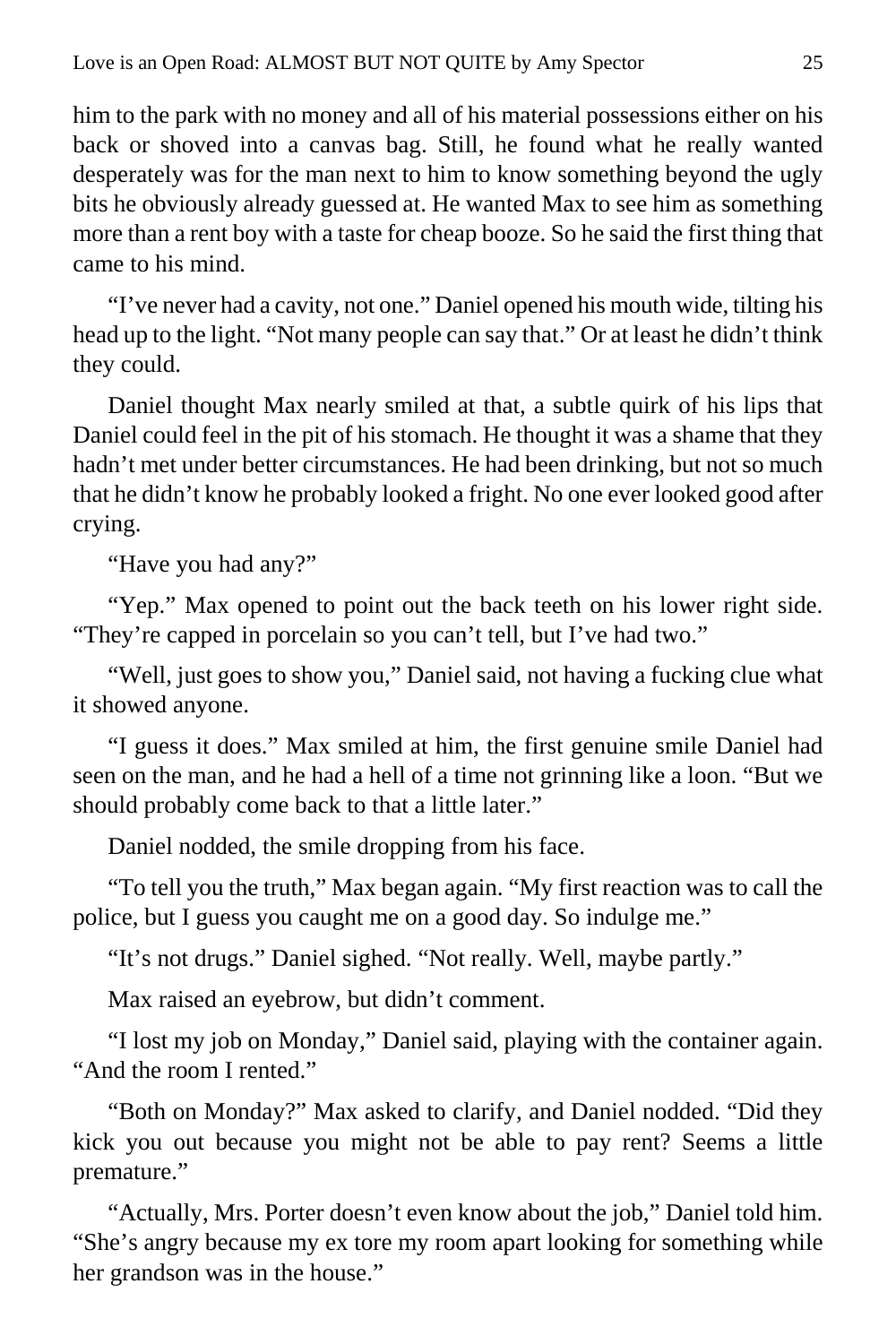him to the park with no money and all of his material possessions either on his back or shoved into a canvas bag. Still, he found what he really wanted desperately was for the man next to him to know something beyond the ugly bits he obviously already guessed at. He wanted Max to see him as something more than a rent boy with a taste for cheap booze. So he said the first thing that came to his mind.

"I've never had a cavity, not one." Daniel opened his mouth wide, tilting his head up to the light. "Not many people can say that." Or at least he didn't think they could.

Daniel thought Max nearly smiled at that, a subtle quirk of his lips that Daniel could feel in the pit of his stomach. He thought it was a shame that they hadn't met under better circumstances. He had been drinking, but not so much that he didn't know he probably looked a fright. No one ever looked good after crying.

"Have you had any?"

"Yep." Max opened to point out the back teeth on his lower right side. "They're capped in porcelain so you can't tell, but I've had two."

"Well, just goes to show you," Daniel said, not having a fucking clue what it showed anyone.

"I guess it does." Max smiled at him, the first genuine smile Daniel had seen on the man, and he had a hell of a time not grinning like a loon. "But we should probably come back to that a little later."

Daniel nodded, the smile dropping from his face.

"To tell you the truth," Max began again. "My first reaction was to call the police, but I guess you caught me on a good day. So indulge me."

"It's not drugs." Daniel sighed. "Not really. Well, maybe partly."

Max raised an eyebrow, but didn't comment.

"I lost my job on Monday," Daniel said, playing with the container again. "And the room I rented."

"Both on Monday?" Max asked to clarify, and Daniel nodded. "Did they kick you out because you might not be able to pay rent? Seems a little premature."

"Actually, Mrs. Porter doesn't even know about the job," Daniel told him. "She's angry because my ex tore my room apart looking for something while her grandson was in the house."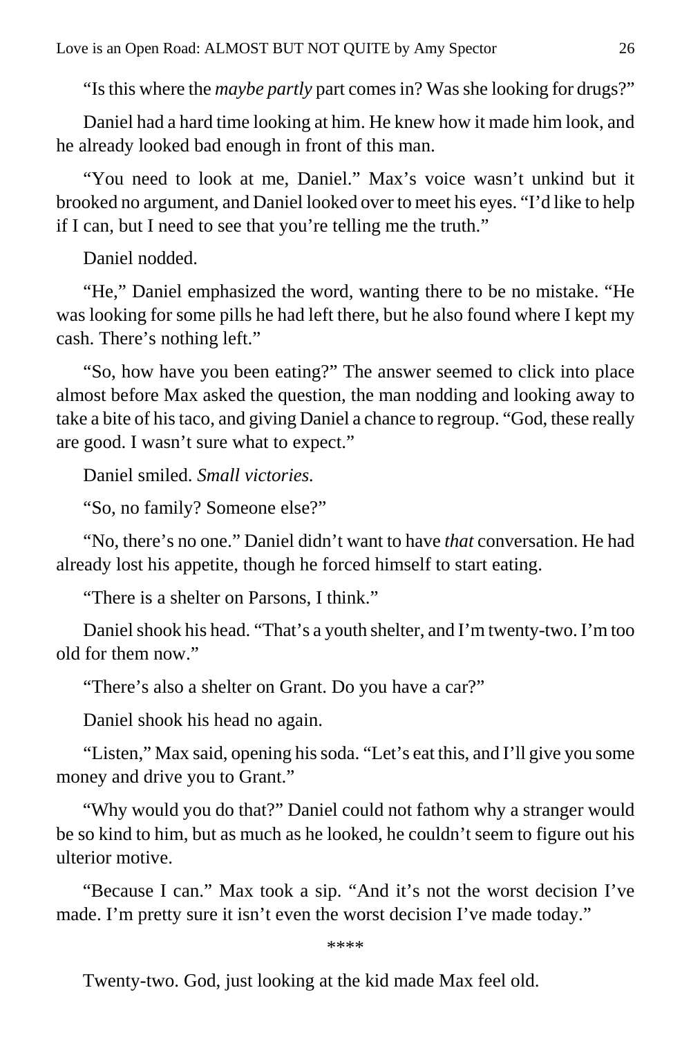"Is this where the *maybe partly* part comes in? Was she looking for drugs?"

Daniel had a hard time looking at him. He knew how it made him look, and he already looked bad enough in front of this man.

"You need to look at me, Daniel." Max's voice wasn't unkind but it brooked no argument, and Daniel looked over to meet his eyes. "I'd like to help if I can, but I need to see that you're telling me the truth."

Daniel nodded.

"He," Daniel emphasized the word, wanting there to be no mistake. "He was looking for some pills he had left there, but he also found where I kept my cash. There's nothing left."

"So, how have you been eating?" The answer seemed to click into place almost before Max asked the question, the man nodding and looking away to take a bite of his taco, and giving Daniel a chance to regroup. "God, these really are good. I wasn't sure what to expect."

Daniel smiled. *Small victories.*

"So, no family? Someone else?"

"No, there's no one." Daniel didn't want to have *that* conversation. He had already lost his appetite, though he forced himself to start eating.

"There is a shelter on Parsons, I think."

Daniel shook his head. "That's a youth shelter, and I'm twenty-two. I'm too old for them now."

"There's also a shelter on Grant. Do you have a car?"

Daniel shook his head no again.

"Listen," Max said, opening his soda. "Let's eat this, and I'll give you some money and drive you to Grant."

"Why would you do that?" Daniel could not fathom why a stranger would be so kind to him, but as much as he looked, he couldn't seem to figure out his ulterior motive.

"Because I can." Max took a sip. "And it's not the worst decision I've made. I'm pretty sure it isn't even the worst decision I've made today."

\*\*\*\*

Twenty-two. God, just looking at the kid made Max feel old.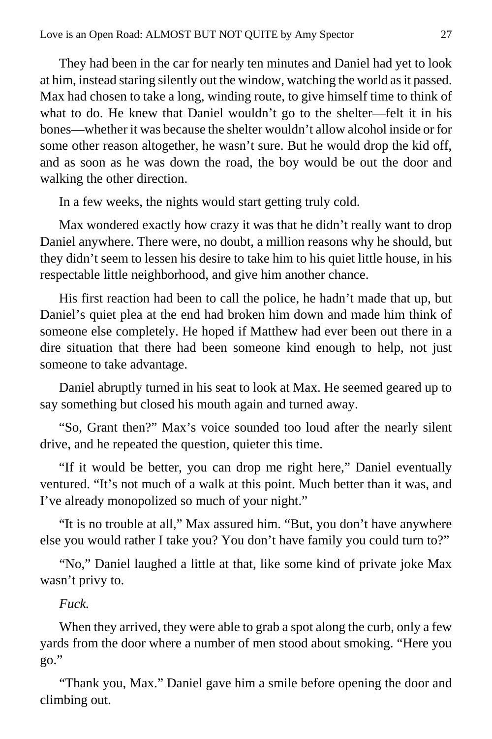They had been in the car for nearly ten minutes and Daniel had yet to look at him, instead staring silently out the window, watching the world as it passed. Max had chosen to take a long, winding route, to give himself time to think of what to do. He knew that Daniel wouldn't go to the shelter—felt it in his bones—whether it was because the shelter wouldn't allow alcohol inside or for some other reason altogether, he wasn't sure. But he would drop the kid off, and as soon as he was down the road, the boy would be out the door and walking the other direction.

In a few weeks, the nights would start getting truly cold.

Max wondered exactly how crazy it was that he didn't really want to drop Daniel anywhere. There were, no doubt, a million reasons why he should, but they didn't seem to lessen his desire to take him to his quiet little house, in his respectable little neighborhood, and give him another chance.

His first reaction had been to call the police, he hadn't made that up, but Daniel's quiet plea at the end had broken him down and made him think of someone else completely. He hoped if Matthew had ever been out there in a dire situation that there had been someone kind enough to help, not just someone to take advantage.

Daniel abruptly turned in his seat to look at Max. He seemed geared up to say something but closed his mouth again and turned away.

"So, Grant then?" Max's voice sounded too loud after the nearly silent drive, and he repeated the question, quieter this time.

"If it would be better, you can drop me right here," Daniel eventually ventured. "It's not much of a walk at this point. Much better than it was, and I've already monopolized so much of your night."

"It is no trouble at all," Max assured him. "But, you don't have anywhere else you would rather I take you? You don't have family you could turn to?"

"No," Daniel laughed a little at that, like some kind of private joke Max wasn't privy to.

*Fuck.*

When they arrived, they were able to grab a spot along the curb, only a few yards from the door where a number of men stood about smoking. "Here you go."

"Thank you, Max." Daniel gave him a smile before opening the door and climbing out.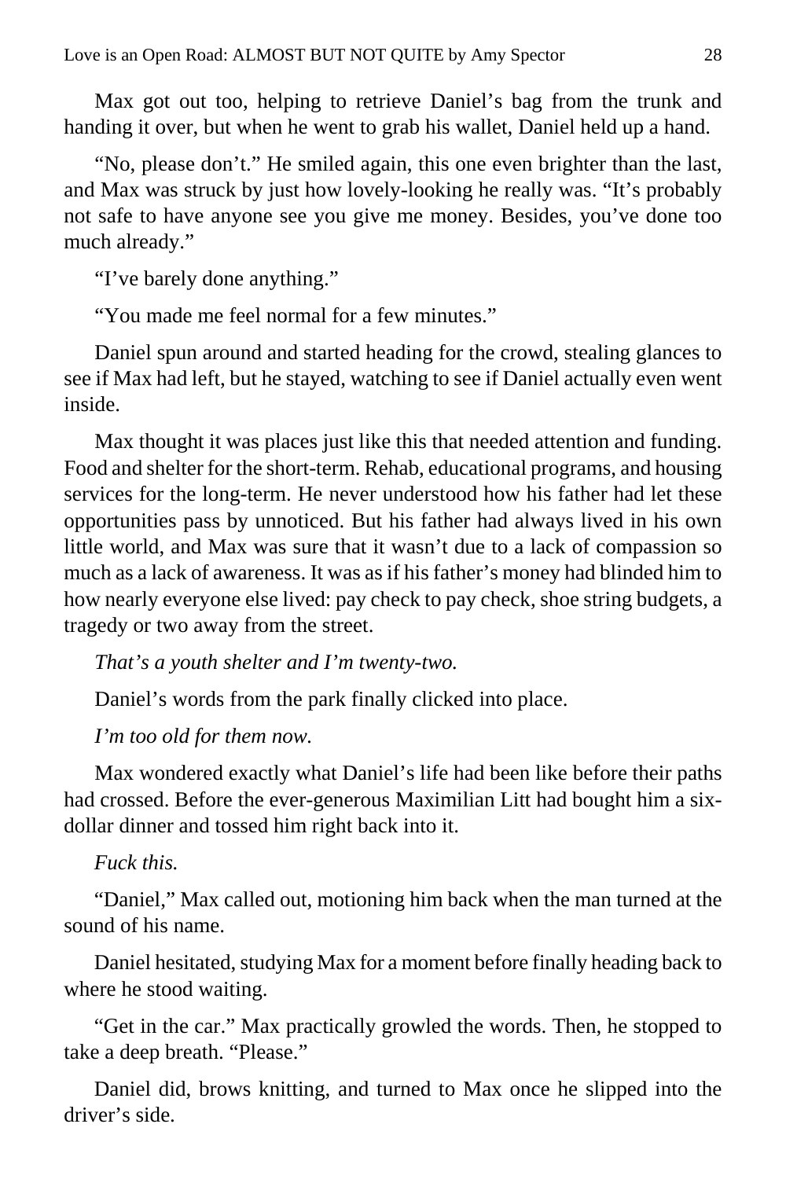Max got out too, helping to retrieve Daniel's bag from the trunk and handing it over, but when he went to grab his wallet, Daniel held up a hand.

"No, please don't." He smiled again, this one even brighter than the last, and Max was struck by just how lovely-looking he really was. "It's probably not safe to have anyone see you give me money. Besides, you've done too much already."

"I've barely done anything."

"You made me feel normal for a few minutes."

Daniel spun around and started heading for the crowd, stealing glances to see if Max had left, but he stayed, watching to see if Daniel actually even went inside.

Max thought it was places just like this that needed attention and funding. Food and shelter for the short-term. Rehab, educational programs, and housing services for the long-term. He never understood how his father had let these opportunities pass by unnoticed. But his father had always lived in his own little world, and Max was sure that it wasn't due to a lack of compassion so much as a lack of awareness. It was as if his father's money had blinded him to how nearly everyone else lived: pay check to pay check, shoe string budgets, a tragedy or two away from the street.

*That's a youth shelter and I'm twenty-two.*

Daniel's words from the park finally clicked into place.

*I'm too old for them now.*

Max wondered exactly what Daniel's life had been like before their paths had crossed. Before the ever-generous Maximilian Litt had bought him a six-dollar dinner and tossed him right back into it.

*Fuck this.*

"Daniel," Max called out, motioning him back when the man turned at the sound of his name.

Daniel hesitated, studying Max for a moment before finally heading back to where he stood waiting.

"Get in the car." Max practically growled the words. Then, he stopped to take a deep breath. "Please."

Daniel did, brows knitting, and turned to Max once he slipped into the driver's side.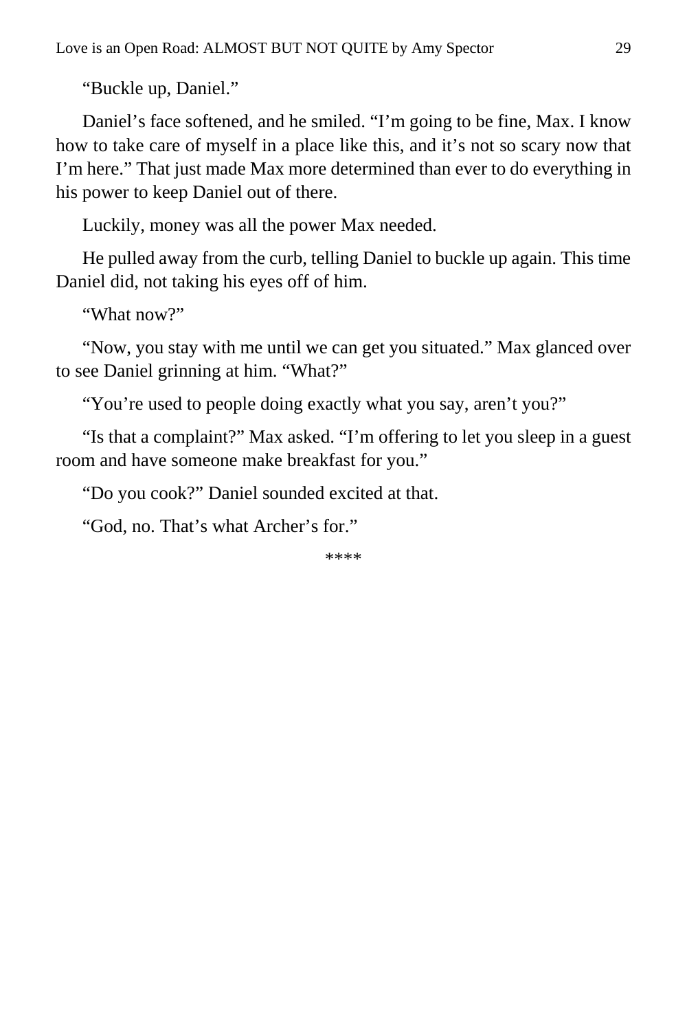"Buckle up, Daniel."

Daniel's face softened, and he smiled. "I'm going to be fine, Max. I know how to take care of myself in a place like this, and it's not so scary now that I'm here." That just made Max more determined than ever to do everything in his power to keep Daniel out of there.

Luckily, money was all the power Max needed.

He pulled away from the curb, telling Daniel to buckle up again. This time Daniel did, not taking his eyes off of him.

"What now?"

"Now, you stay with me until we can get you situated." Max glanced over to see Daniel grinning at him. "What?"

"You're used to people doing exactly what you say, aren't you?"

"Is that a complaint?" Max asked. "I'm offering to let you sleep in a guest room and have someone make breakfast for you."

"Do you cook?" Daniel sounded excited at that.

"God, no. That's what Archer's for."

****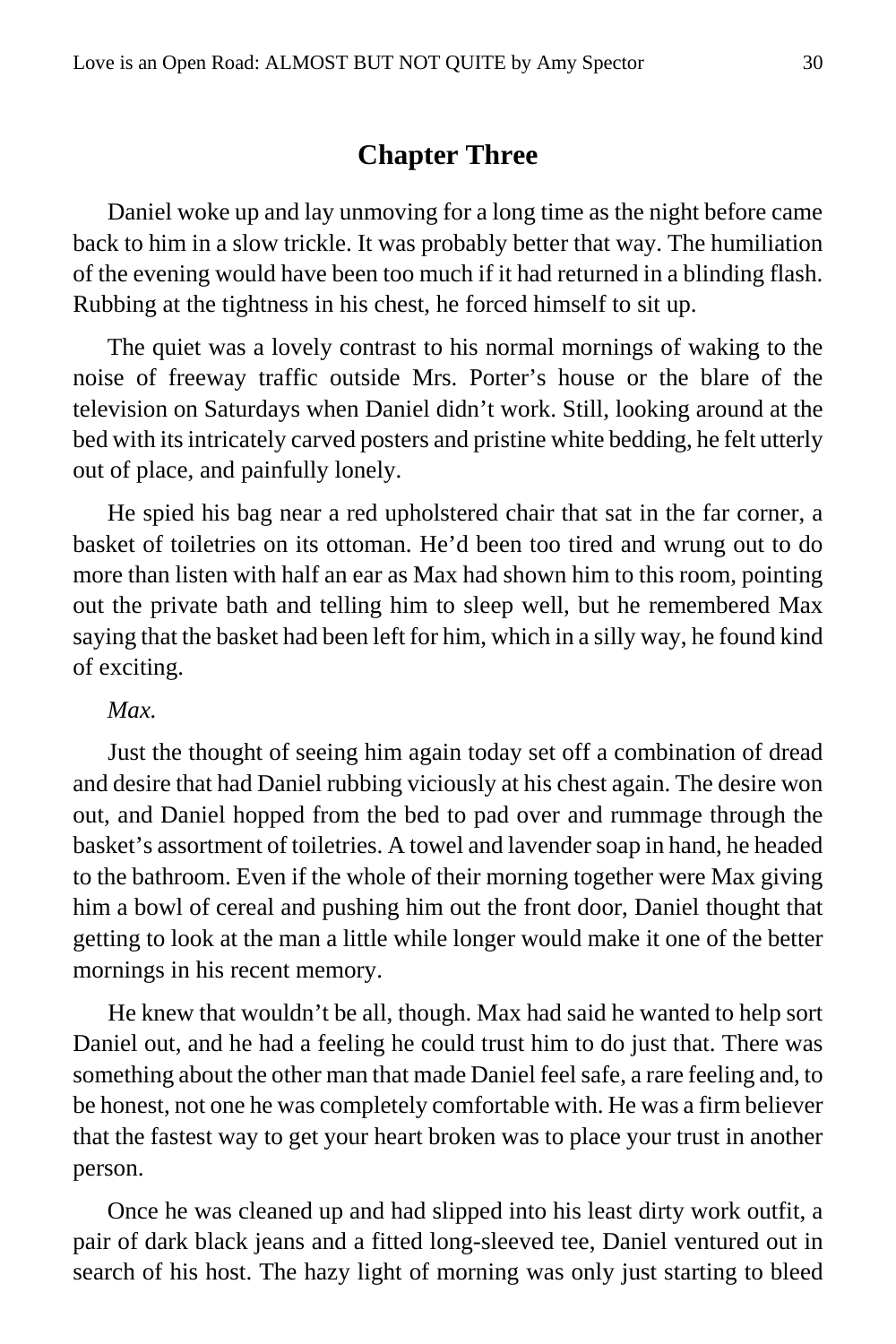## Chapter Three

Daniel woke up and lay unmoving for a long time as the night before came back to him in a slow trickle. It was probably better that way. The humiliation of the evening would have been too much if it had returned in a blinding flash. Rubbing at the tightness in his chest, he forced himself to sit up.

The quiet was a lovely contrast to his normal mornings of waking to the noise of freeway traffic outside Mrs. Porter's house or the blare of the television on Saturdays when Daniel didn't work. Still, looking around at the bed with its intricately carved posters and pristine white bedding, he felt utterly out of place, and painfully lonely.

He spied his bag near a red upholstered chair that sat in the far corner, a basket of toiletries on its ottoman. He'd been too tired and wrung out to do more than listen with half an ear as Max had shown him to this room, pointing out the private bath and telling him to sleep well, but he remembered Max saying that the basket had been left for him, which in a silly way, he found kind of exciting.

*Max.*

Just the thought of seeing him again today set off a combination of dread and desire that had Daniel rubbing viciously at his chest again. The desire won out, and Daniel hopped from the bed to pad over and rummage through the basket's assortment of toiletries. A towel and lavender soap in hand, he headed to the bathroom. Even if the whole of their morning together were Max giving him a bowl of cereal and pushing him out the front door, Daniel thought that getting to look at the man a little while longer would make it one of the better mornings in his recent memory.

He knew that wouldn't be all, though. Max had said he wanted to help sort Daniel out, and he had a feeling he could trust him to do just that. There was something about the other man that made Daniel feel safe, a rare feeling and, to be honest, not one he was completely comfortable with. He was a firm believer that the fastest way to get your heart broken was to place your trust in another person.

Once he was cleaned up and had slipped into his least dirty work outfit, a pair of dark black jeans and a fitted long-sleeved tee, Daniel ventured out in search of his host. The hazy light of morning was only just starting to bleed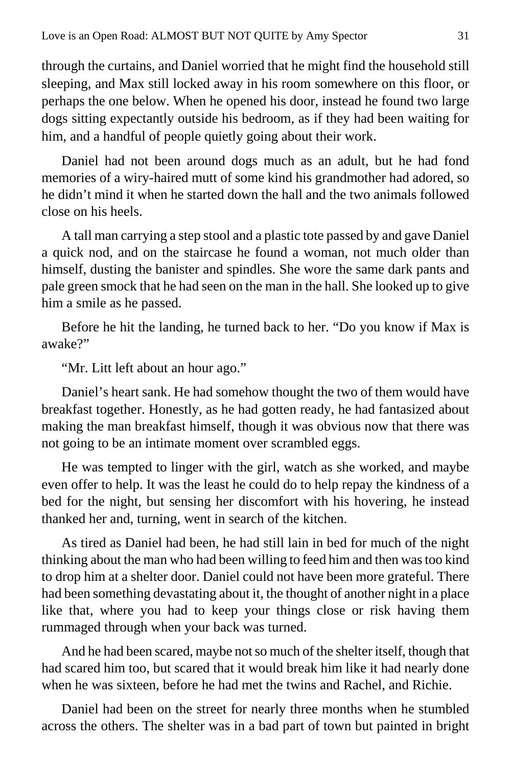through the curtains, and Daniel worried that he might find the household still sleeping, and Max still locked away in his room somewhere on this floor, or perhaps the one below. When he opened his door, instead he found two large dogs sitting expectantly outside his bedroom, as if they had been waiting for him, and a handful of people quietly going about their work.

Daniel had not been around dogs much as an adult, but he had fond memories of a wiry-haired mutt of some kind his grandmother had adored, so he didn't mind it when he started down the hall and the two animals followed close on his heels.

A tall man carrying a step stool and a plastic tote passed by and gave Daniel a quick nod, and on the staircase he found a woman, not much older than himself, dusting the banister and spindles. She wore the same dark pants and pale green smock that he had seen on the man in the hall. She looked up to give him a smile as he passed.

Before he hit the landing, he turned back to her. "Do you know if Max is awake?"

"Mr. Litt left about an hour ago."

Daniel's heart sank. He had somehow thought the two of them would have breakfast together. Honestly, as he had gotten ready, he had fantasized about making the man breakfast himself, though it was obvious now that there was not going to be an intimate moment over scrambled eggs.

He was tempted to linger with the girl, watch as she worked, and maybe even offer to help. It was the least he could do to help repay the kindness of a bed for the night, but sensing her discomfort with his hovering, he instead thanked her and, turning, went in search of the kitchen.

As tired as Daniel had been, he had still lain in bed for much of the night thinking about the man who had been willing to feed him and then was too kind to drop him at a shelter door. Daniel could not have been more grateful. There had been something devastating about it, the thought of another night in a place like that, where you had to keep your things close or risk having them rummaged through when your back was turned.

And he had been scared, maybe not so much of the shelter itself, though that had scared him too, but scared that it would break him like it had nearly done when he was sixteen, before he had met the twins and Rachel, and Richie.

Daniel had been on the street for nearly three months when he stumbled across the others. The shelter was in a bad part of town but painted in bright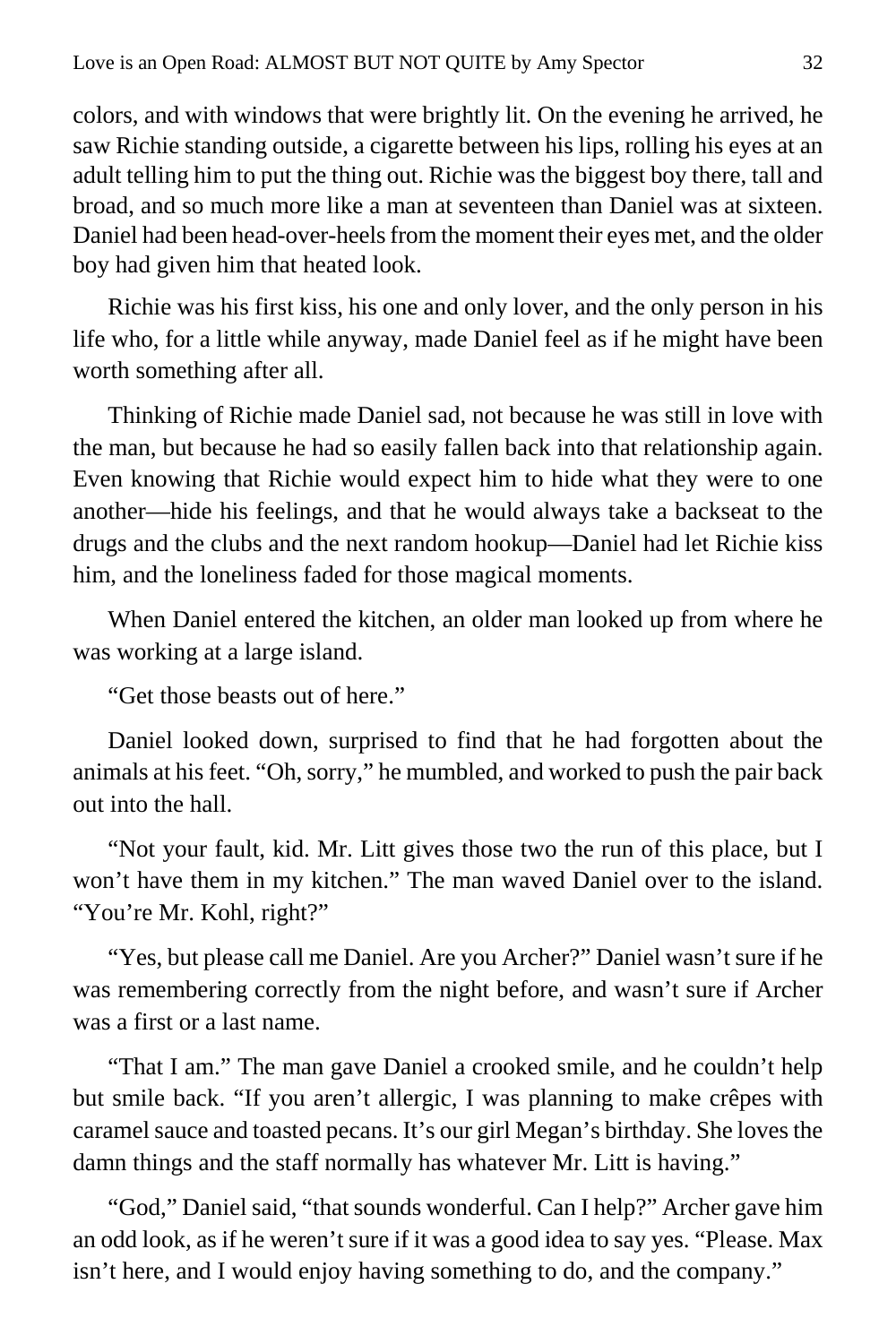colors, and with windows that were brightly lit. On the evening he arrived, he saw Richie standing outside, a cigarette between his lips, rolling his eyes at an adult telling him to put the thing out. Richie was the biggest boy there, tall and broad, and so much more like a man at seventeen than Daniel was at sixteen. Daniel had been head-over-heels from the moment their eyes met, and the older boy had given him that heated look.

Richie was his first kiss, his one and only lover, and the only person in his life who, for a little while anyway, made Daniel feel as if he might have been worth something after all.

Thinking of Richie made Daniel sad, not because he was still in love with the man, but because he had so easily fallen back into that relationship again. Even knowing that Richie would expect him to hide what they were to one another—hide his feelings, and that he would always take a backseat to the drugs and the clubs and the next random hookup—Daniel had let Richie kiss him, and the loneliness faded for those magical moments.

When Daniel entered the kitchen, an older man looked up from where he was working at a large island.

"Get those beasts out of here."

Daniel looked down, surprised to find that he had forgotten about the animals at his feet. "Oh, sorry," he mumbled, and worked to push the pair back out into the hall.

"Not your fault, kid. Mr. Litt gives those two the run of this place, but I won't have them in my kitchen." The man waved Daniel over to the island. "You're Mr. Kohl, right?"

"Yes, but please call me Daniel. Are you Archer?" Daniel wasn't sure if he was remembering correctly from the night before, and wasn't sure if Archer was a first or a last name.

"That I am." The man gave Daniel a crooked smile, and he couldn't help but smile back. "If you aren't allergic, I was planning to make crêpes with caramel sauce and toasted pecans. It's our girl Megan's birthday. She loves the damn things and the staff normally has whatever Mr. Litt is having."

"God," Daniel said, "that sounds wonderful. Can I help?" Archer gave him an odd look, as if he weren't sure if it was a good idea to say yes. "Please. Max isn't here, and I would enjoy having something to do, and the company."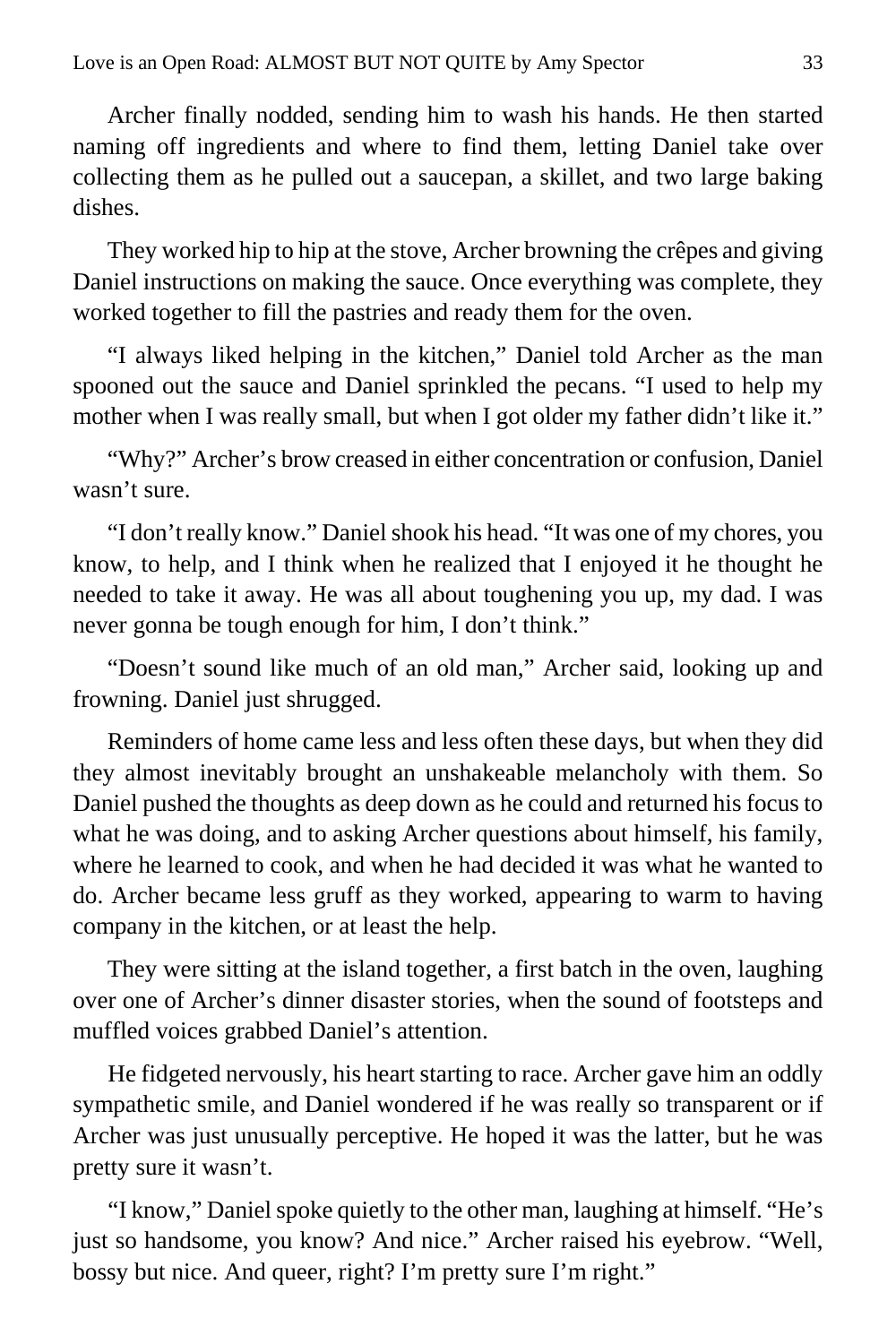Archer finally nodded, sending him to wash his hands. He then started naming off ingredients and where to find them, letting Daniel take over collecting them as he pulled out a saucepan, a skillet, and two large baking dishes.

They worked hip to hip at the stove, Archer browning the crêpes and giving Daniel instructions on making the sauce. Once everything was complete, they worked together to fill the pastries and ready them for the oven.

"I always liked helping in the kitchen," Daniel told Archer as the man spooned out the sauce and Daniel sprinkled the pecans. "I used to help my mother when I was really small, but when I got older my father didn't like it."

"Why?" Archer's brow creased in either concentration or confusion, Daniel wasn't sure.

"I don't really know." Daniel shook his head. "It was one of my chores, you know, to help, and I think when he realized that I enjoyed it he thought he needed to take it away. He was all about toughening you up, my dad. I was never gonna be tough enough for him, I don't think."

"Doesn't sound like much of an old man," Archer said, looking up and frowning. Daniel just shrugged.

Reminders of home came less and less often these days, but when they did they almost inevitably brought an unshakeable melancholy with them. So Daniel pushed the thoughts as deep down as he could and returned his focus to what he was doing, and to asking Archer questions about himself, his family, where he learned to cook, and when he had decided it was what he wanted to do. Archer became less gruff as they worked, appearing to warm to having company in the kitchen, or at least the help.

They were sitting at the island together, a first batch in the oven, laughing over one of Archer's dinner disaster stories, when the sound of footsteps and muffled voices grabbed Daniel's attention.

He fidgeted nervously, his heart starting to race. Archer gave him an oddly sympathetic smile, and Daniel wondered if he was really so transparent or if Archer was just unusually perceptive. He hoped it was the latter, but he was pretty sure it wasn't.

"I know," Daniel spoke quietly to the other man, laughing at himself. "He's just so handsome, you know? And nice." Archer raised his eyebrow. "Well, bossy but nice. And queer, right? I'm pretty sure I'm right."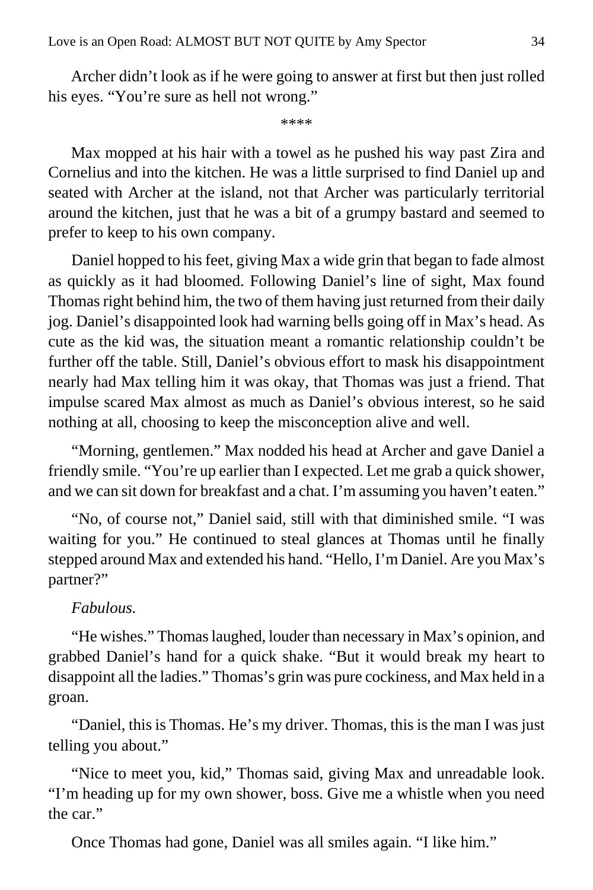Archer didn't look as if he were going to answer at first but then just rolled his eyes. "You're sure as hell not wrong."

\*\*\*\*

Max mopped at his hair with a towel as he pushed his way past Zira and Cornelius and into the kitchen. He was a little surprised to find Daniel up and seated with Archer at the island, not that Archer was particularly territorial around the kitchen, just that he was a bit of a grumpy bastard and seemed to prefer to keep to his own company.

Daniel hopped to his feet, giving Max a wide grin that began to fade almost as quickly as it had bloomed. Following Daniel's line of sight, Max found Thomas right behind him, the two of them having just returned from their daily jog. Daniel's disappointed look had warning bells going off in Max's head. As cute as the kid was, the situation meant a romantic relationship couldn't be further off the table. Still, Daniel's obvious effort to mask his disappointment nearly had Max telling him it was okay, that Thomas was just a friend. That impulse scared Max almost as much as Daniel's obvious interest, so he said nothing at all, choosing to keep the misconception alive and well.

"Morning, gentlemen." Max nodded his head at Archer and gave Daniel a friendly smile. "You're up earlier than I expected. Let me grab a quick shower, and we can sit down for breakfast and a chat. I'm assuming you haven't eaten."

"No, of course not," Daniel said, still with that diminished smile. "I was waiting for you." He continued to steal glances at Thomas until he finally stepped around Max and extended his hand. "Hello, I'm Daniel. Are you Max's partner?"

*Fabulous.*

"He wishes." Thomas laughed, louder than necessary in Max's opinion, and grabbed Daniel's hand for a quick shake. "But it would break my heart to disappoint all the ladies." Thomas's grin was pure cockiness, and Max held in a groan.

"Daniel, this is Thomas. He's my driver. Thomas, this is the man I was just telling you about."

"Nice to meet you, kid," Thomas said, giving Max and unreadable look. "I'm heading up for my own shower, boss. Give me a whistle when you need the car."

Once Thomas had gone, Daniel was all smiles again. "I like him."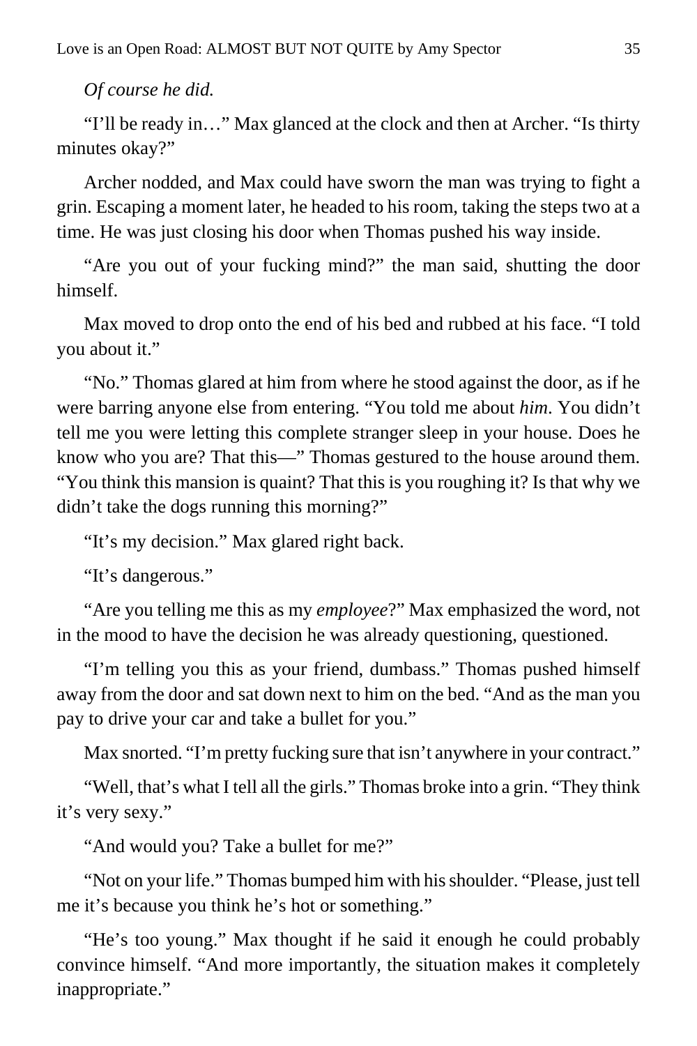*Of course he did.*

"I'll be ready in…" Max glanced at the clock and then at Archer. "Is thirty minutes okay?"

Archer nodded, and Max could have sworn the man was trying to fight a grin. Escaping a moment later, he headed to his room, taking the steps two at a time. He was just closing his door when Thomas pushed his way inside.

"Are you out of your fucking mind?" the man said, shutting the door himself.

Max moved to drop onto the end of his bed and rubbed at his face. "I told you about it."

"No." Thomas glared at him from where he stood against the door, as if he were barring anyone else from entering. "You told me about *him*. You didn't tell me you were letting this complete stranger sleep in your house. Does he know who you are? That this—" Thomas gestured to the house around them. "You think this mansion is quaint? That this is you roughing it? Is that why we didn't take the dogs running this morning?"

"It's my decision." Max glared right back.

"It's dangerous."

"Are you telling me this as my *employee*?" Max emphasized the word, not in the mood to have the decision he was already questioning, questioned.

"I'm telling you this as your friend, dumbass." Thomas pushed himself away from the door and sat down next to him on the bed. "And as the man you pay to drive your car and take a bullet for you."

Max snorted. "I'm pretty fucking sure that isn't anywhere in your contract."

"Well, that's what I tell all the girls." Thomas broke into a grin. "They think it's very sexy."

"And would you? Take a bullet for me?"

"Not on your life." Thomas bumped him with his shoulder. "Please, just tell me it's because you think he's hot or something."

"He's too young." Max thought if he said it enough he could probably convince himself. "And more importantly, the situation makes it completely inappropriate."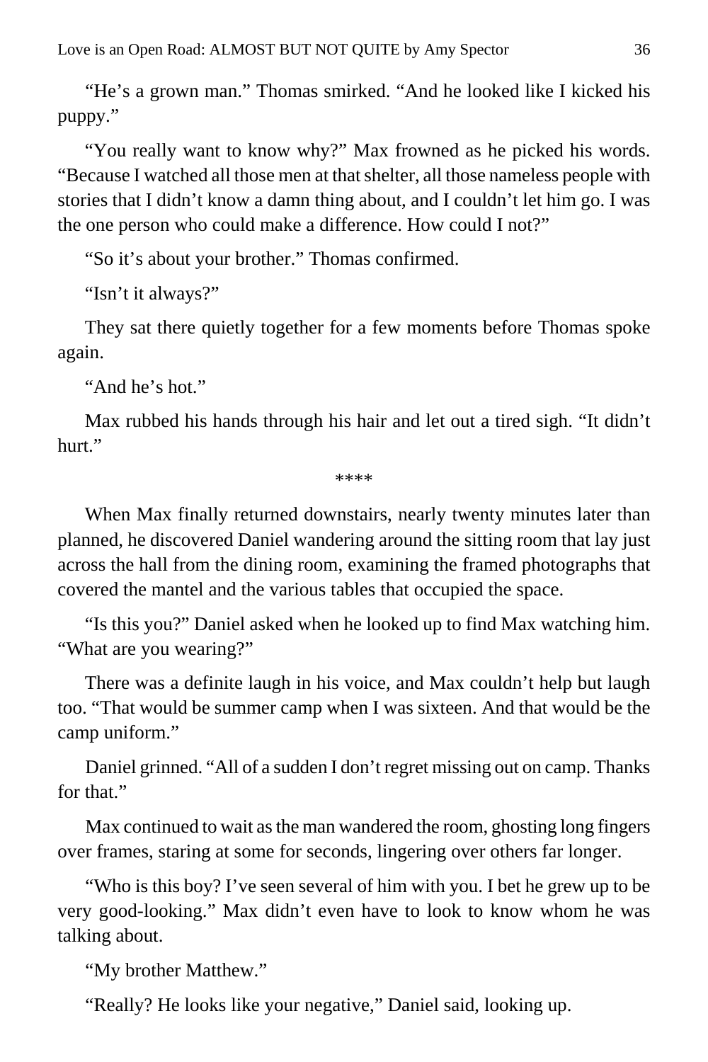"He's a grown man." Thomas smirked. "And he looked like I kicked his puppy."

"You really want to know why?" Max frowned as he picked his words. "Because I watched all those men at that shelter, all those nameless people with stories that I didn't know a damn thing about, and I couldn't let him go. I was the one person who could make a difference. How could I not?"

"So it's about your brother." Thomas confirmed.

"Isn't it always?"

They sat there quietly together for a few moments before Thomas spoke again.

"And he's hot."

Max rubbed his hands through his hair and let out a tired sigh. "It didn't hurt."

****

When Max finally returned downstairs, nearly twenty minutes later than planned, he discovered Daniel wandering around the sitting room that lay just across the hall from the dining room, examining the framed photographs that covered the mantel and the various tables that occupied the space.

"Is this you?" Daniel asked when he looked up to find Max watching him. "What are you wearing?"

There was a definite laugh in his voice, and Max couldn't help but laugh too. "That would be summer camp when I was sixteen. And that would be the camp uniform."

Daniel grinned. "All of a sudden I don't regret missing out on camp. Thanks for that."

Max continued to wait as the man wandered the room, ghosting long fingers over frames, staring at some for seconds, lingering over others far longer.

"Who is this boy? I've seen several of him with you. I bet he grew up to be very good-looking." Max didn't even have to look to know whom he was talking about.

"My brother Matthew."

"Really? He looks like your negative," Daniel said, looking up.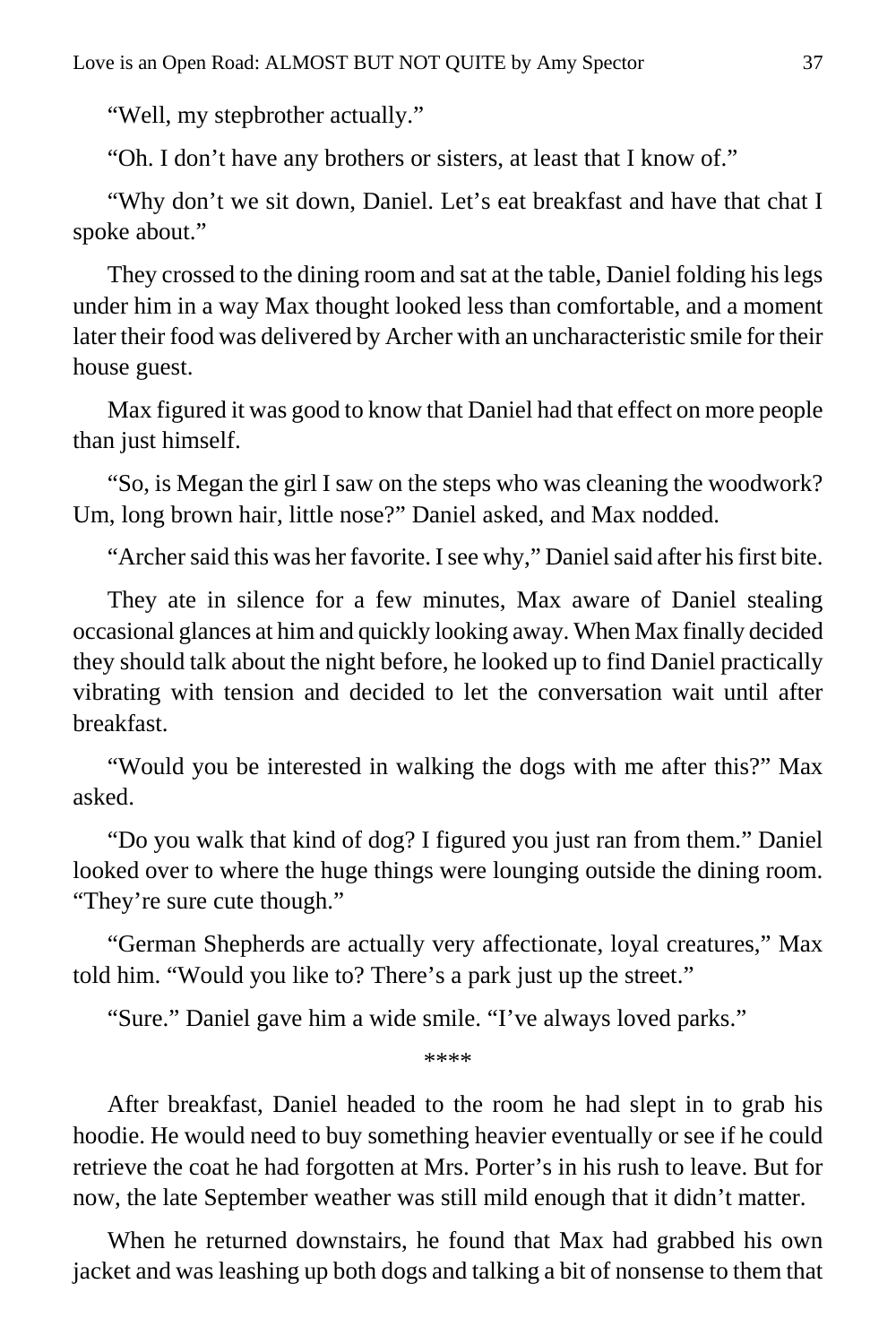"Well, my stepbrother actually."

"Oh. I don't have any brothers or sisters, at least that I know of."

"Why don't we sit down, Daniel. Let's eat breakfast and have that chat I spoke about."

They crossed to the dining room and sat at the table, Daniel folding his legs under him in a way Max thought looked less than comfortable, and a moment later their food was delivered by Archer with an uncharacteristic smile for their house guest.

Max figured it was good to know that Daniel had that effect on more people than just himself.

"So, is Megan the girl I saw on the steps who was cleaning the woodwork? Um, long brown hair, little nose?" Daniel asked, and Max nodded.

"Archer said this was her favorite. I see why," Daniel said after his first bite.

They ate in silence for a few minutes, Max aware of Daniel stealing occasional glances at him and quickly looking away. When Max finally decided they should talk about the night before, he looked up to find Daniel practically vibrating with tension and decided to let the conversation wait until after breakfast.

"Would you be interested in walking the dogs with me after this?" Max asked.

"Do you walk that kind of dog? I figured you just ran from them." Daniel looked over to where the huge things were lounging outside the dining room. "They're sure cute though."

"German Shepherds are actually very affectionate, loyal creatures," Max told him. "Would you like to? There's a park just up the street."

"Sure." Daniel gave him a wide smile. "I've always loved parks."

****

After breakfast, Daniel headed to the room he had slept in to grab his hoodie. He would need to buy something heavier eventually or see if he could retrieve the coat he had forgotten at Mrs. Porter's in his rush to leave. But for now, the late September weather was still mild enough that it didn't matter.

When he returned downstairs, he found that Max had grabbed his own jacket and was leashing up both dogs and talking a bit of nonsense to them that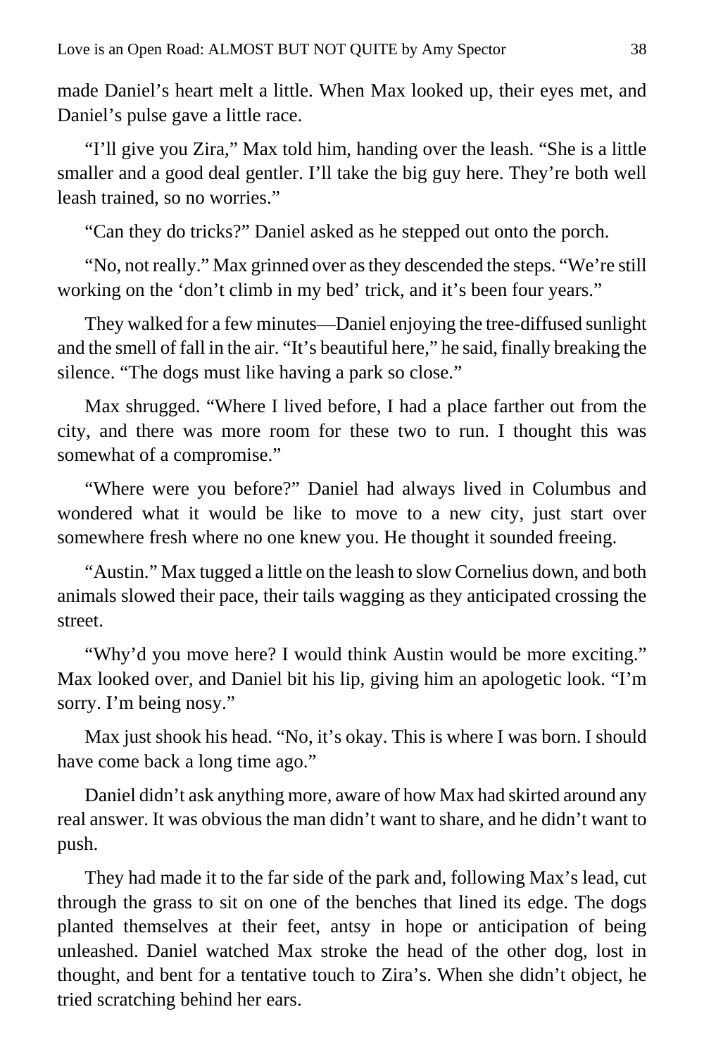made Daniel's heart melt a little. When Max looked up, their eyes met, and Daniel's pulse gave a little race.

"I'll give you Zira," Max told him, handing over the leash. "She is a little smaller and a good deal gentler. I'll take the big guy here. They're both well leash trained, so no worries."

"Can they do tricks?" Daniel asked as he stepped out onto the porch.

"No, not really." Max grinned over as they descended the steps. "We're still working on the 'don't climb in my bed' trick, and it's been four years."

They walked for a few minutes—Daniel enjoying the tree-diffused sunlight and the smell of fall in the air. "It's beautiful here," he said, finally breaking the silence. "The dogs must like having a park so close."

Max shrugged. "Where I lived before, I had a place farther out from the city, and there was more room for these two to run. I thought this was somewhat of a compromise."

"Where were you before?" Daniel had always lived in Columbus and wondered what it would be like to move to a new city, just start over somewhere fresh where no one knew you. He thought it sounded freeing.

"Austin." Max tugged a little on the leash to slow Cornelius down, and both animals slowed their pace, their tails wagging as they anticipated crossing the street.

"Why'd you move here? I would think Austin would be more exciting." Max looked over, and Daniel bit his lip, giving him an apologetic look. "I'm sorry. I'm being nosy."

Max just shook his head. "No, it's okay. This is where I was born. I should have come back a long time ago."

Daniel didn't ask anything more, aware of how Max had skirted around any real answer. It was obvious the man didn't want to share, and he didn't want to push.

They had made it to the far side of the park and, following Max's lead, cut through the grass to sit on one of the benches that lined its edge. The dogs planted themselves at their feet, antsy in hope or anticipation of being unleashed. Daniel watched Max stroke the head of the other dog, lost in thought, and bent for a tentative touch to Zira's. When she didn't object, he tried scratching behind her ears.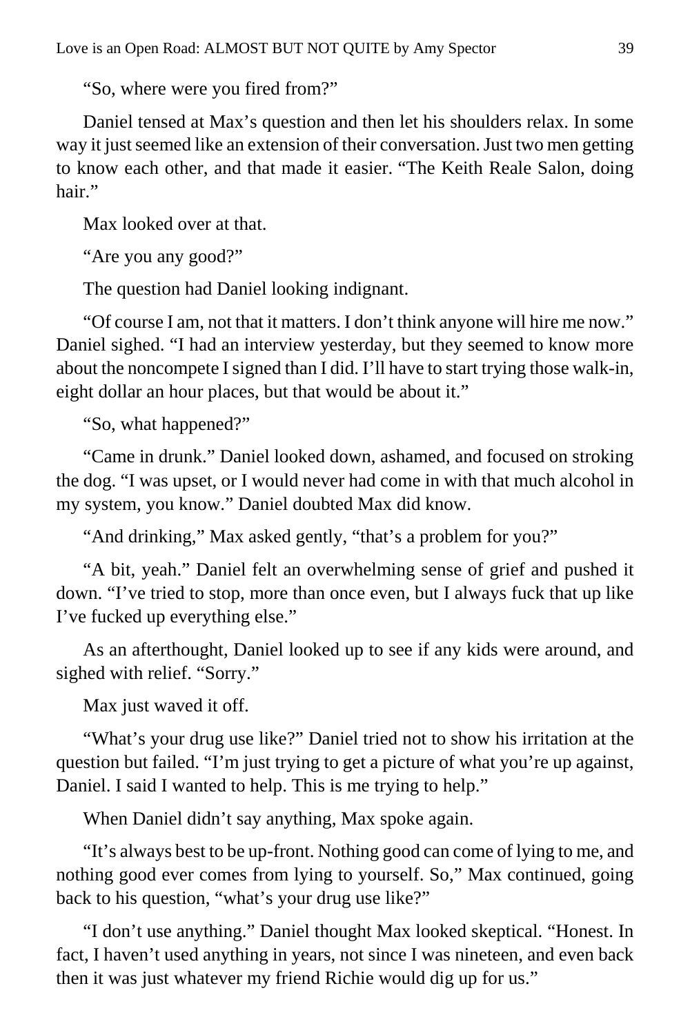"So, where were you fired from?"

Daniel tensed at Max's question and then let his shoulders relax. In some way it just seemed like an extension of their conversation. Just two men getting to know each other, and that made it easier. "The Keith Reale Salon, doing hair."

Max looked over at that.

"Are you any good?"

The question had Daniel looking indignant.

"Of course I am, not that it matters. I don't think anyone will hire me now." Daniel sighed. "I had an interview yesterday, but they seemed to know more about the noncompete I signed than I did. I'll have to start trying those walk-in, eight dollar an hour places, but that would be about it."

"So, what happened?"

"Came in drunk." Daniel looked down, ashamed, and focused on stroking the dog. "I was upset, or I would never had come in with that much alcohol in my system, you know." Daniel doubted Max did know.

"And drinking," Max asked gently, "that's a problem for you?"

"A bit, yeah." Daniel felt an overwhelming sense of grief and pushed it down. "I've tried to stop, more than once even, but I always fuck that up like I've fucked up everything else."

As an afterthought, Daniel looked up to see if any kids were around, and sighed with relief. "Sorry."

Max just waved it off.

"What's your drug use like?" Daniel tried not to show his irritation at the question but failed. "I'm just trying to get a picture of what you're up against, Daniel. I said I wanted to help. This is me trying to help."

When Daniel didn't say anything, Max spoke again.

"It's always best to be up-front. Nothing good can come of lying to me, and nothing good ever comes from lying to yourself. So," Max continued, going back to his question, "what's your drug use like?"

"I don't use anything." Daniel thought Max looked skeptical. "Honest. In fact, I haven't used anything in years, not since I was nineteen, and even back then it was just whatever my friend Richie would dig up for us."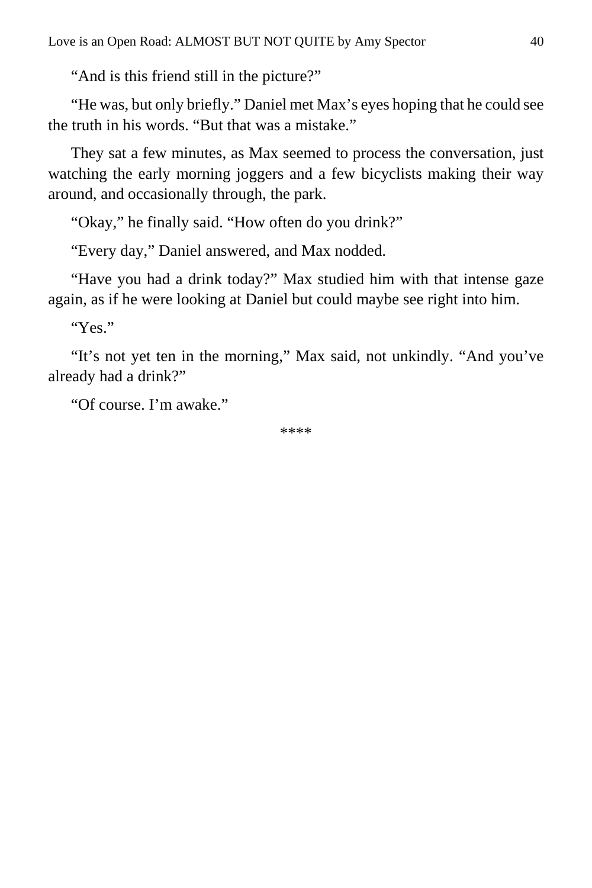"And is this friend still in the picture?"

"He was, but only briefly." Daniel met Max's eyes hoping that he could see the truth in his words. "But that was a mistake."

They sat a few minutes, as Max seemed to process the conversation, just watching the early morning joggers and a few bicyclists making their way around, and occasionally through, the park.

"Okay," he finally said. "How often do you drink?"

"Every day," Daniel answered, and Max nodded.

"Have you had a drink today?" Max studied him with that intense gaze again, as if he were looking at Daniel but could maybe see right into him.

"Yes."

"It's not yet ten in the morning," Max said, not unkindly. "And you've already had a drink?"

"Of course. I'm awake."

****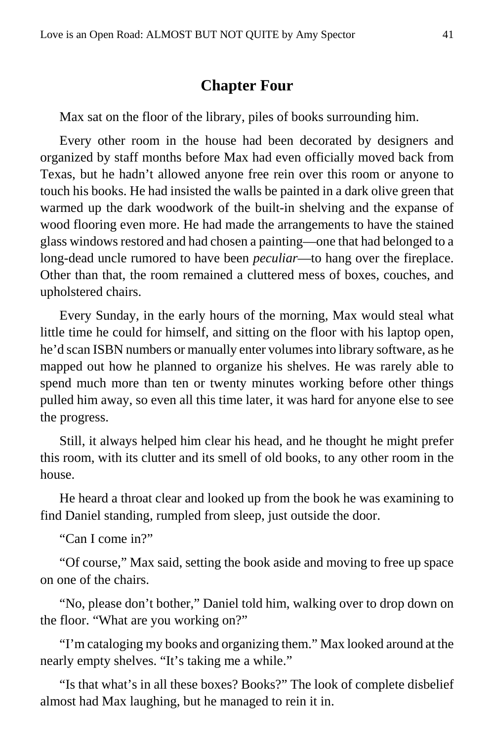## Chapter Four

Max sat on the floor of the library, piles of books surrounding him.

Every other room in the house had been decorated by designers and organized by staff months before Max had even officially moved back from Texas, but he hadn't allowed anyone free rein over this room or anyone to touch his books. He had insisted the walls be painted in a dark olive green that warmed up the dark woodwork of the built-in shelving and the expanse of wood flooring even more. He had made the arrangements to have the stained glass windows restored and had chosen a painting—one that had belonged to a long-dead uncle rumored to have been *peculiar*—to hang over the fireplace. Other than that, the room remained a cluttered mess of boxes, couches, and upholstered chairs.

Every Sunday, in the early hours of the morning, Max would steal what little time he could for himself, and sitting on the floor with his laptop open, he'd scan ISBN numbers or manually enter volumes into library software, as he mapped out how he planned to organize his shelves. He was rarely able to spend much more than ten or twenty minutes working before other things pulled him away, so even all this time later, it was hard for anyone else to see the progress.

Still, it always helped him clear his head, and he thought he might prefer this room, with its clutter and its smell of old books, to any other room in the house.

He heard a throat clear and looked up from the book he was examining to find Daniel standing, rumpled from sleep, just outside the door.

"Can I come in?"

"Of course," Max said, setting the book aside and moving to free up space on one of the chairs.

"No, please don't bother," Daniel told him, walking over to drop down on the floor. "What are you working on?"

"I'm cataloging my books and organizing them." Max looked around at the nearly empty shelves. "It's taking me a while."

"Is that what's in all these boxes? Books?" The look of complete disbelief almost had Max laughing, but he managed to rein it in.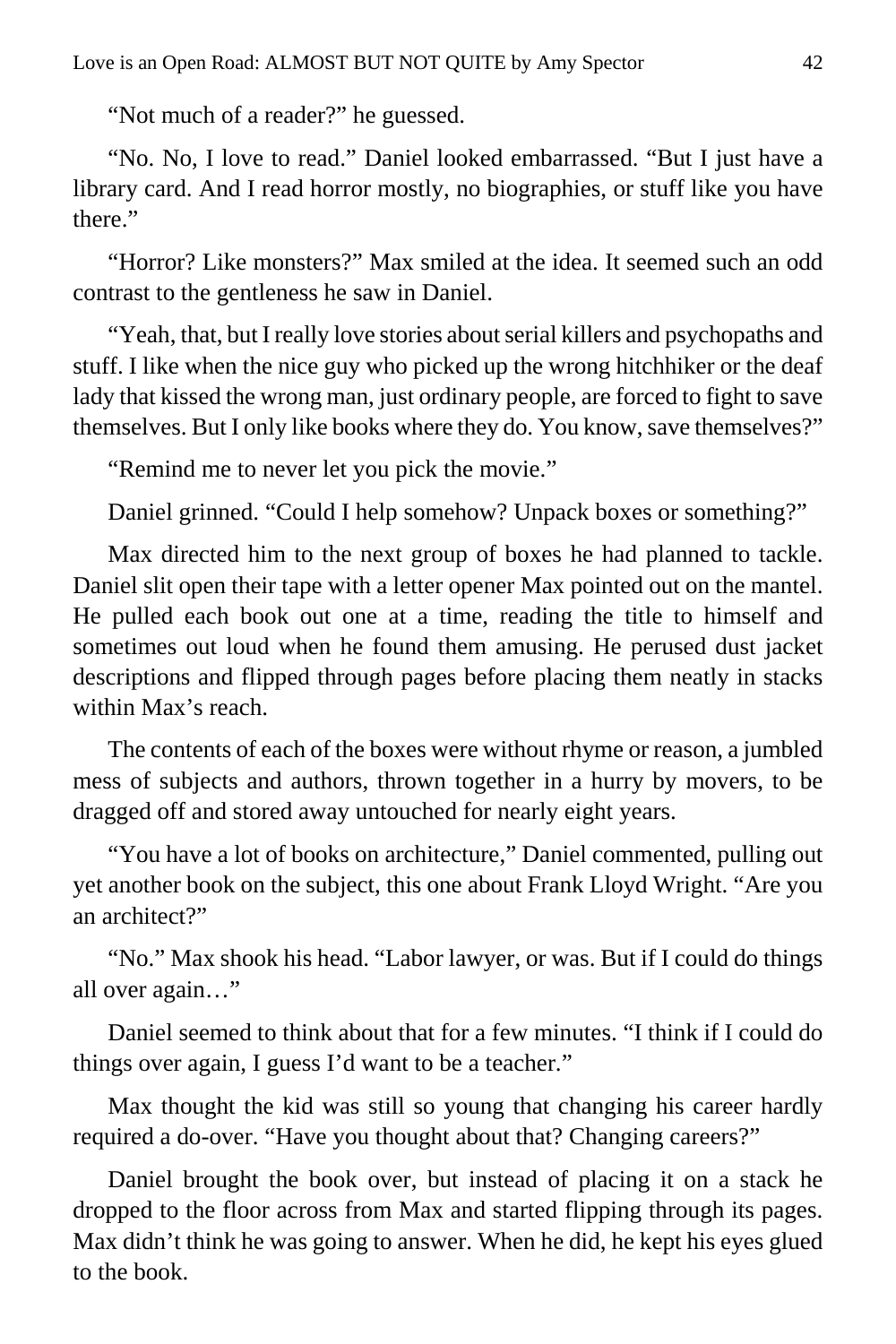"Not much of a reader?" he guessed.

"No. No, I love to read." Daniel looked embarrassed. "But I just have a library card. And I read horror mostly, no biographies, or stuff like you have there."

"Horror? Like monsters?" Max smiled at the idea. It seemed such an odd contrast to the gentleness he saw in Daniel.

"Yeah, that, but I really love stories about serial killers and psychopaths and stuff. I like when the nice guy who picked up the wrong hitchhiker or the deaf lady that kissed the wrong man, just ordinary people, are forced to fight to save themselves. But I only like books where they do. You know, save themselves?"

"Remind me to never let you pick the movie."

Daniel grinned. "Could I help somehow? Unpack boxes or something?"

Max directed him to the next group of boxes he had planned to tackle. Daniel slit open their tape with a letter opener Max pointed out on the mantel. He pulled each book out one at a time, reading the title to himself and sometimes out loud when he found them amusing. He perused dust jacket descriptions and flipped through pages before placing them neatly in stacks within Max's reach.

The contents of each of the boxes were without rhyme or reason, a jumbled mess of subjects and authors, thrown together in a hurry by movers, to be dragged off and stored away untouched for nearly eight years.

"You have a lot of books on architecture," Daniel commented, pulling out yet another book on the subject, this one about Frank Lloyd Wright. "Are you an architect?"

"No." Max shook his head. "Labor lawyer, or was. But if I could do things all over again…"

Daniel seemed to think about that for a few minutes. "I think if I could do things over again, I guess I'd want to be a teacher."

Max thought the kid was still so young that changing his career hardly required a do-over. "Have you thought about that? Changing careers?"

Daniel brought the book over, but instead of placing it on a stack he dropped to the floor across from Max and started flipping through its pages. Max didn't think he was going to answer. When he did, he kept his eyes glued to the book.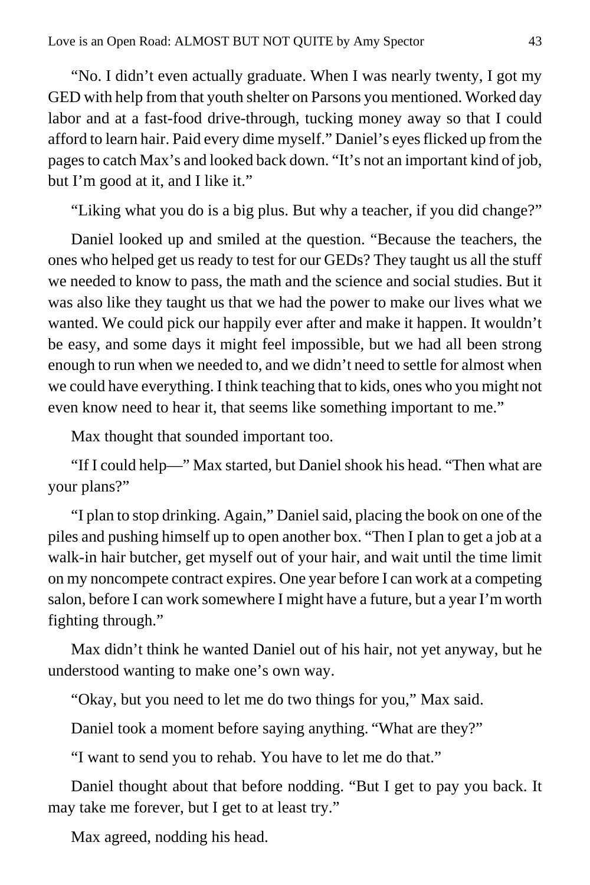"No. I didn't even actually graduate. When I was nearly twenty, I got my GED with help from that youth shelter on Parsons you mentioned. Worked day labor and at a fast-food drive-through, tucking money away so that I could afford to learn hair. Paid every dime myself." Daniel's eyes flicked up from the pages to catch Max's and looked back down. "It's not an important kind of job, but I'm good at it, and I like it."

"Liking what you do is a big plus. But why a teacher, if you did change?"

Daniel looked up and smiled at the question. "Because the teachers, the ones who helped get us ready to test for our GEDs? They taught us all the stuff we needed to know to pass, the math and the science and social studies. But it was also like they taught us that we had the power to make our lives what we wanted. We could pick our happily ever after and make it happen. It wouldn't be easy, and some days it might feel impossible, but we had all been strong enough to run when we needed to, and we didn't need to settle for almost when we could have everything. I think teaching that to kids, ones who you might not even know need to hear it, that seems like something important to me."

Max thought that sounded important too.

"If I could help—" Max started, but Daniel shook his head. "Then what are your plans?"

"I plan to stop drinking. Again," Daniel said, placing the book on one of the piles and pushing himself up to open another box. "Then I plan to get a job at a walk-in hair butcher, get myself out of your hair, and wait until the time limit on my noncompete contract expires. One year before I can work at a competing salon, before I can work somewhere I might have a future, but a year I'm worth fighting through."

Max didn't think he wanted Daniel out of his hair, not yet anyway, but he understood wanting to make one's own way.

"Okay, but you need to let me do two things for you," Max said.

Daniel took a moment before saying anything. "What are they?"

"I want to send you to rehab. You have to let me do that."

Daniel thought about that before nodding. "But I get to pay you back. It may take me forever, but I get to at least try."

Max agreed, nodding his head.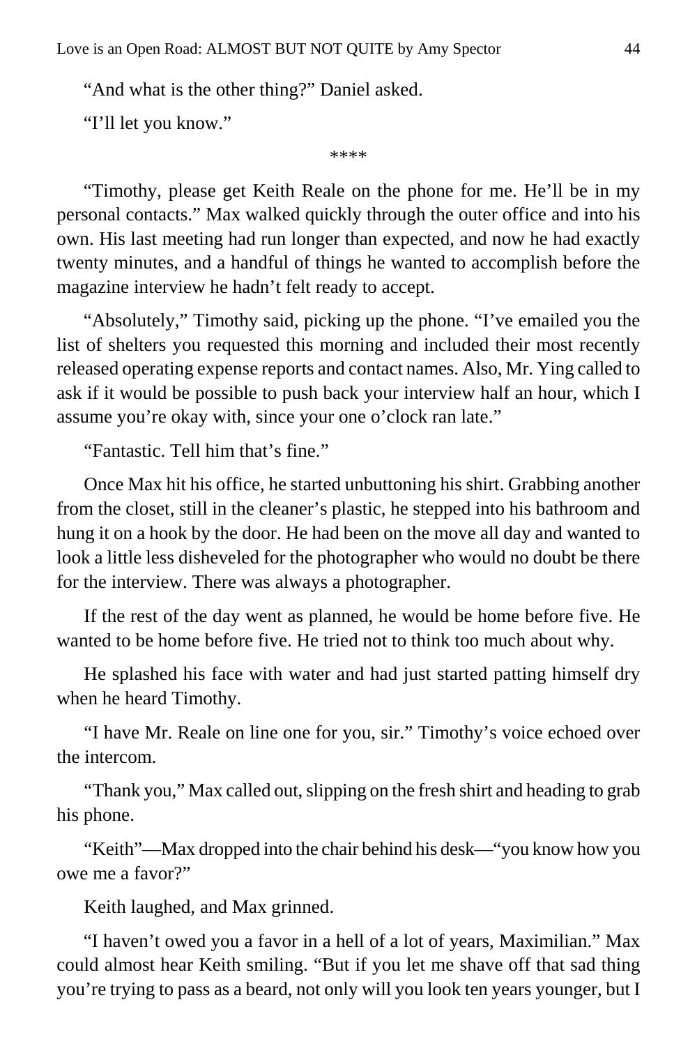"And what is the other thing?" Daniel asked.

"I'll let you know."

****

"Timothy, please get Keith Reale on the phone for me. He'll be in my personal contacts." Max walked quickly through the outer office and into his own. His last meeting had run longer than expected, and now he had exactly twenty minutes, and a handful of things he wanted to accomplish before the magazine interview he hadn't felt ready to accept.

"Absolutely," Timothy said, picking up the phone. "I've emailed you the list of shelters you requested this morning and included their most recently released operating expense reports and contact names. Also, Mr. Ying called to ask if it would be possible to push back your interview half an hour, which I assume you're okay with, since your one o'clock ran late."

"Fantastic. Tell him that's fine."

Once Max hit his office, he started unbuttoning his shirt. Grabbing another from the closet, still in the cleaner's plastic, he stepped into his bathroom and hung it on a hook by the door. He had been on the move all day and wanted to look a little less disheveled for the photographer who would no doubt be there for the interview. There was always a photographer.

If the rest of the day went as planned, he would be home before five. He wanted to be home before five. He tried not to think too much about why.

He splashed his face with water and had just started patting himself dry when he heard Timothy.

"I have Mr. Reale on line one for you, sir." Timothy's voice echoed over the intercom.

"Thank you," Max called out, slipping on the fresh shirt and heading to grab his phone.

"Keith"—Max dropped into the chair behind his desk—"you know how you owe me a favor?"

Keith laughed, and Max grinned.

"I haven't owed you a favor in a hell of a lot of years, Maximilian." Max could almost hear Keith smiling. "But if you let me shave off that sad thing you're trying to pass as a beard, not only will you look ten years younger, but I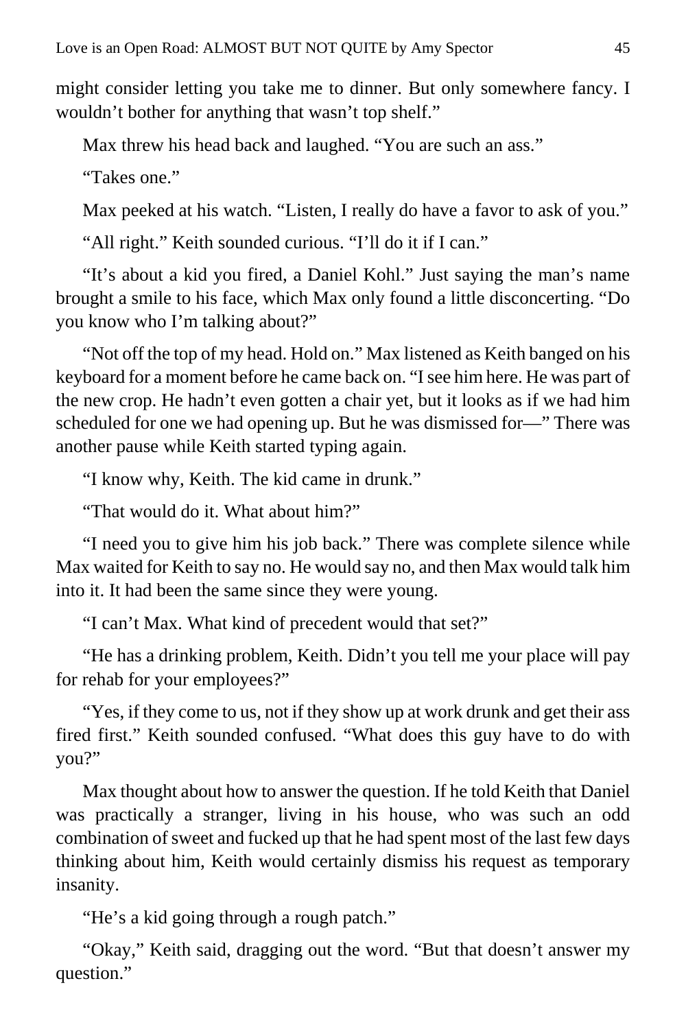might consider letting you take me to dinner. But only somewhere fancy. I wouldn't bother for anything that wasn't top shelf."

Max threw his head back and laughed. "You are such an ass."

"Takes one."

Max peeked at his watch. "Listen, I really do have a favor to ask of you."

"All right." Keith sounded curious. "I'll do it if I can."

"It's about a kid you fired, a Daniel Kohl." Just saying the man's name brought a smile to his face, which Max only found a little disconcerting. "Do you know who I'm talking about?"

"Not off the top of my head. Hold on." Max listened as Keith banged on his keyboard for a moment before he came back on. "I see him here. He was part of the new crop. He hadn't even gotten a chair yet, but it looks as if we had him scheduled for one we had opening up. But he was dismissed for—" There was another pause while Keith started typing again.

"I know why, Keith. The kid came in drunk."

"That would do it. What about him?"

"I need you to give him his job back." There was complete silence while Max waited for Keith to say no. He would say no, and then Max would talk him into it. It had been the same since they were young.

"I can't Max. What kind of precedent would that set?"

"He has a drinking problem, Keith. Didn't you tell me your place will pay for rehab for your employees?"

"Yes, if they come to us, not if they show up at work drunk and get their ass fired first." Keith sounded confused. "What does this guy have to do with you?"

Max thought about how to answer the question. If he told Keith that Daniel was practically a stranger, living in his house, who was such an odd combination of sweet and fucked up that he had spent most of the last few days thinking about him, Keith would certainly dismiss his request as temporary insanity.

"He's a kid going through a rough patch."

"Okay," Keith said, dragging out the word. "But that doesn't answer my question."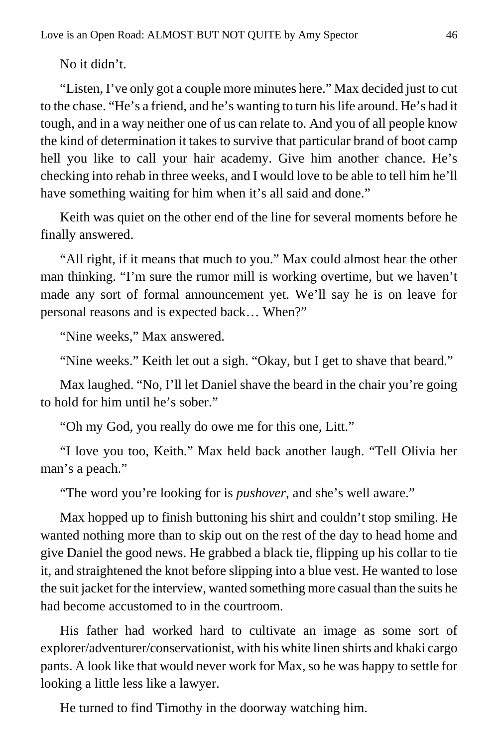No it didn't.

"Listen, I've only got a couple more minutes here." Max decided just to cut to the chase. "He's a friend, and he's wanting to turn his life around. He's had it tough, and in a way neither one of us can relate to. And you of all people know the kind of determination it takes to survive that particular brand of boot camp hell you like to call your hair academy. Give him another chance. He's checking into rehab in three weeks, and I would love to be able to tell him he'll have something waiting for him when it's all said and done."

Keith was quiet on the other end of the line for several moments before he finally answered.

"All right, if it means that much to you." Max could almost hear the other man thinking. "I'm sure the rumor mill is working overtime, but we haven't made any sort of formal announcement yet. We'll say he is on leave for personal reasons and is expected back… When?"

"Nine weeks," Max answered.

"Nine weeks." Keith let out a sigh. "Okay, but I get to shave that beard."

Max laughed. "No, I'll let Daniel shave the beard in the chair you're going to hold for him until he's sober."

"Oh my God, you really do owe me for this one, Litt."

"I love you too, Keith." Max held back another laugh. "Tell Olivia her man's a peach."

"The word you're looking for is *pushover*, and she's well aware."

Max hopped up to finish buttoning his shirt and couldn't stop smiling. He wanted nothing more than to skip out on the rest of the day to head home and give Daniel the good news. He grabbed a black tie, flipping up his collar to tie it, and straightened the knot before slipping into a blue vest. He wanted to lose the suit jacket for the interview, wanted something more casual than the suits he had become accustomed to in the courtroom.

His father had worked hard to cultivate an image as some sort of explorer/adventurer/conservationist, with his white linen shirts and khaki cargo pants. A look like that would never work for Max, so he was happy to settle for looking a little less like a lawyer.

He turned to find Timothy in the doorway watching him.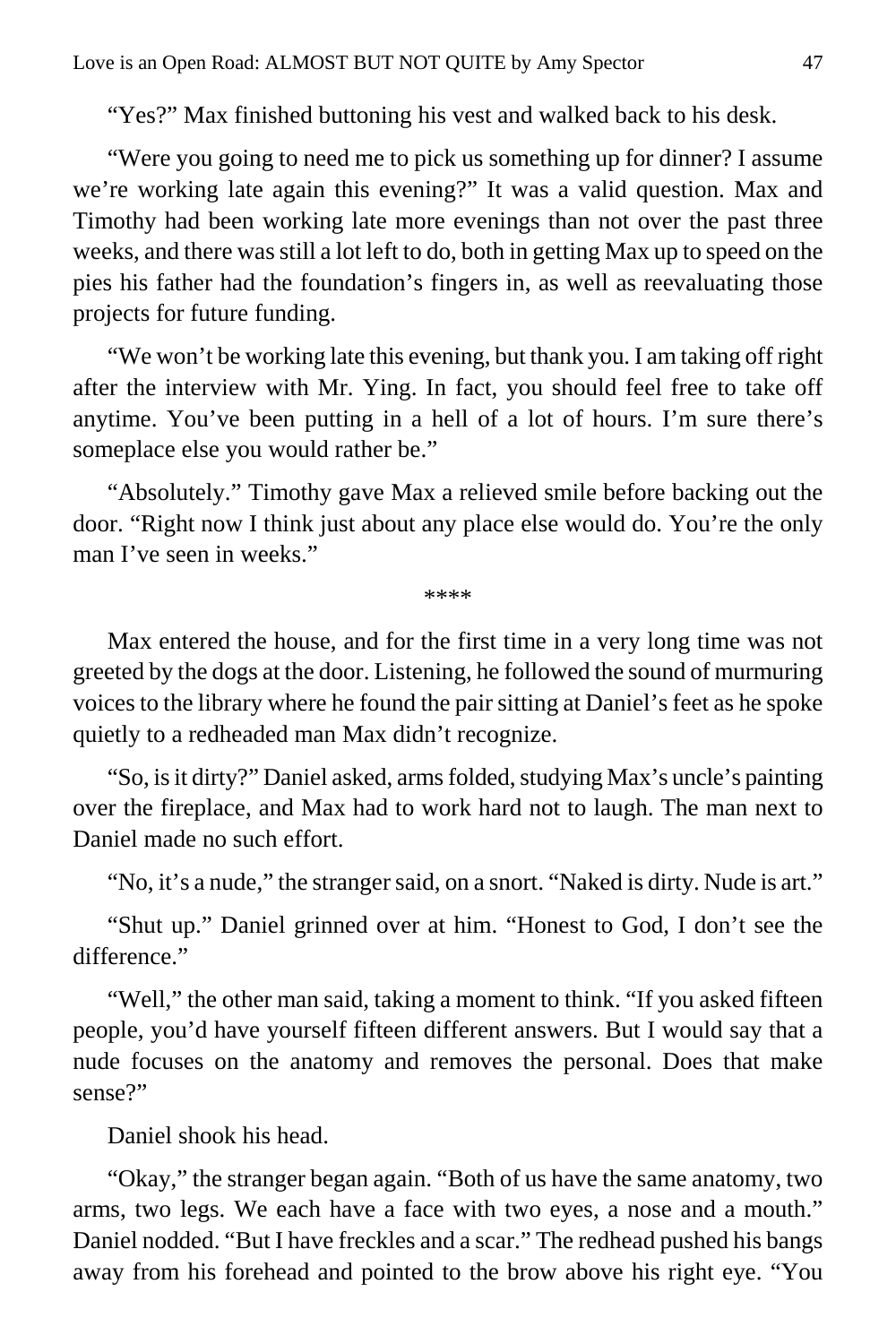"Yes?" Max finished buttoning his vest and walked back to his desk.

"Were you going to need me to pick us something up for dinner? I assume we're working late again this evening?" It was a valid question. Max and Timothy had been working late more evenings than not over the past three weeks, and there was still a lot left to do, both in getting Max up to speed on the pies his father had the foundation's fingers in, as well as reevaluating those projects for future funding.

"We won't be working late this evening, but thank you. I am taking off right after the interview with Mr. Ying. In fact, you should feel free to take off anytime. You've been putting in a hell of a lot of hours. I'm sure there's someplace else you would rather be."

"Absolutely." Timothy gave Max a relieved smile before backing out the door. "Right now I think just about any place else would do. You're the only man I've seen in weeks."

****

Max entered the house, and for the first time in a very long time was not greeted by the dogs at the door. Listening, he followed the sound of murmuring voices to the library where he found the pair sitting at Daniel's feet as he spoke quietly to a redheaded man Max didn't recognize.

"So, is it dirty?" Daniel asked, arms folded, studying Max's uncle's painting over the fireplace, and Max had to work hard not to laugh. The man next to Daniel made no such effort.

"No, it's a nude," the stranger said, on a snort. "Naked is dirty. Nude is art."

"Shut up." Daniel grinned over at him. "Honest to God, I don't see the difference."

"Well," the other man said, taking a moment to think. "If you asked fifteen people, you'd have yourself fifteen different answers. But I would say that a nude focuses on the anatomy and removes the personal. Does that make sense?"

Daniel shook his head.

"Okay," the stranger began again. "Both of us have the same anatomy, two arms, two legs. We each have a face with two eyes, a nose and a mouth." Daniel nodded. "But I have freckles and a scar." The redhead pushed his bangs away from his forehead and pointed to the brow above his right eye. "You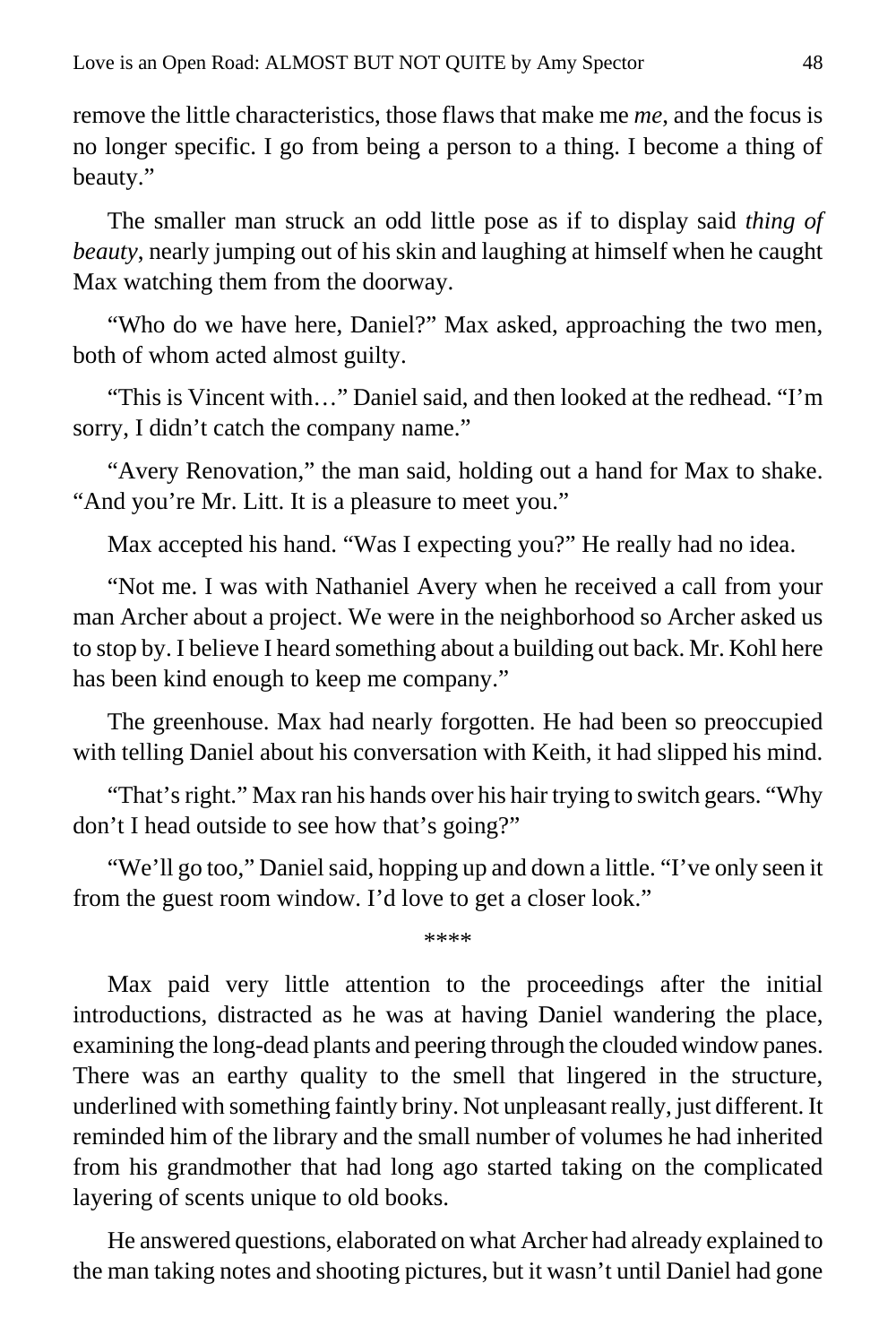remove the little characteristics, those flaws that make me *me*, and the focus is no longer specific. I go from being a person to a thing. I become a thing of beauty."

The smaller man struck an odd little pose as if to display said *thing of beauty*, nearly jumping out of his skin and laughing at himself when he caught Max watching them from the doorway.

"Who do we have here, Daniel?" Max asked, approaching the two men, both of whom acted almost guilty.

"This is Vincent with…" Daniel said, and then looked at the redhead. "I'm sorry, I didn't catch the company name."

"Avery Renovation," the man said, holding out a hand for Max to shake. "And you're Mr. Litt. It is a pleasure to meet you."

Max accepted his hand. "Was I expecting you?" He really had no idea.

"Not me. I was with Nathaniel Avery when he received a call from your man Archer about a project. We were in the neighborhood so Archer asked us to stop by. I believe I heard something about a building out back. Mr. Kohl here has been kind enough to keep me company."

The greenhouse. Max had nearly forgotten. He had been so preoccupied with telling Daniel about his conversation with Keith, it had slipped his mind.

"That's right." Max ran his hands over his hair trying to switch gears. "Why don't I head outside to see how that's going?"

"We'll go too," Daniel said, hopping up and down a little. "I've only seen it from the guest room window. I'd love to get a closer look."

\*\*\*\*

Max paid very little attention to the proceedings after the initial introductions, distracted as he was at having Daniel wandering the place, examining the long-dead plants and peering through the clouded window panes. There was an earthy quality to the smell that lingered in the structure, underlined with something faintly briny. Not unpleasant really, just different. It reminded him of the library and the small number of volumes he had inherited from his grandmother that had long ago started taking on the complicated layering of scents unique to old books.

He answered questions, elaborated on what Archer had already explained to the man taking notes and shooting pictures, but it wasn't until Daniel had gone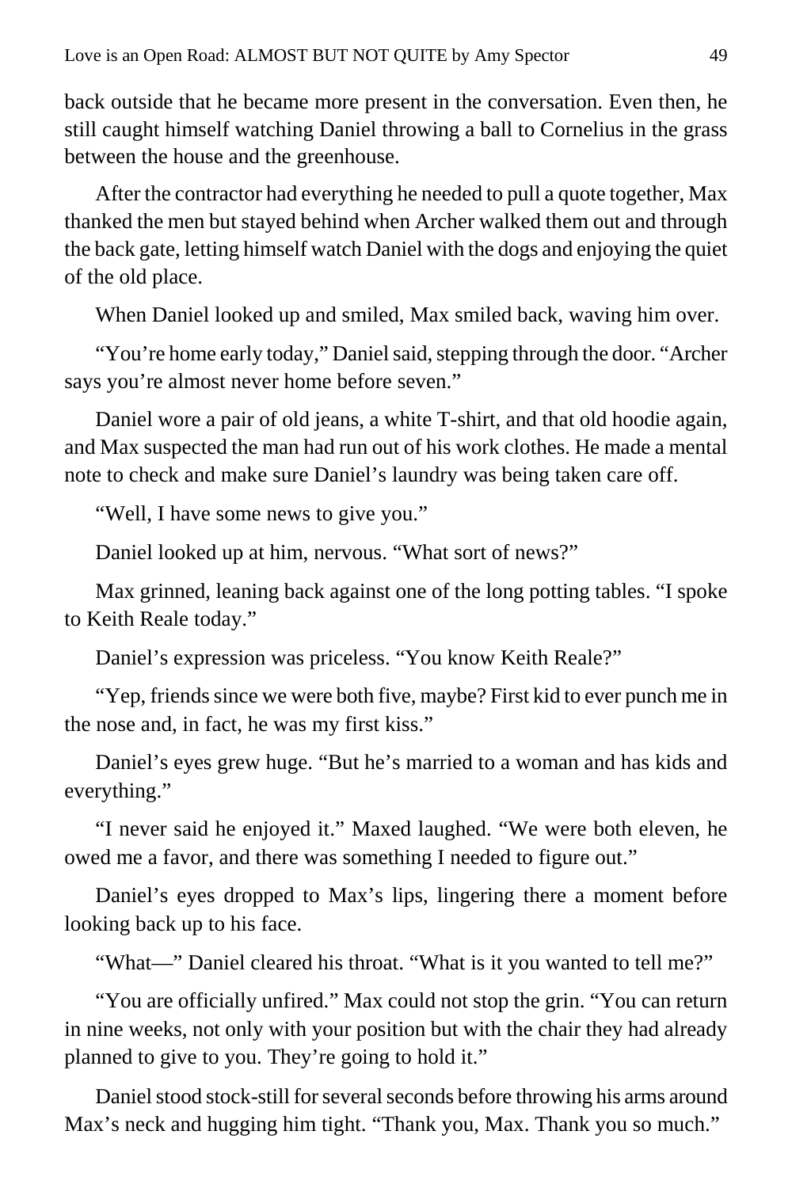back outside that he became more present in the conversation. Even then, he still caught himself watching Daniel throwing a ball to Cornelius in the grass between the house and the greenhouse.

After the contractor had everything he needed to pull a quote together, Max thanked the men but stayed behind when Archer walked them out and through the back gate, letting himself watch Daniel with the dogs and enjoying the quiet of the old place.

When Daniel looked up and smiled, Max smiled back, waving him over.

"You're home early today," Daniel said, stepping through the door. "Archer says you're almost never home before seven."

Daniel wore a pair of old jeans, a white T-shirt, and that old hoodie again, and Max suspected the man had run out of his work clothes. He made a mental note to check and make sure Daniel's laundry was being taken care off.

"Well, I have some news to give you."

Daniel looked up at him, nervous. "What sort of news?"

Max grinned, leaning back against one of the long potting tables. "I spoke to Keith Reale today."

Daniel's expression was priceless. "You know Keith Reale?"

"Yep, friends since we were both five, maybe? First kid to ever punch me in the nose and, in fact, he was my first kiss."

Daniel's eyes grew huge. "But he's married to a woman and has kids and everything."

"I never said he enjoyed it." Maxed laughed. "We were both eleven, he owed me a favor, and there was something I needed to figure out."

Daniel's eyes dropped to Max's lips, lingering there a moment before looking back up to his face.

"What—" Daniel cleared his throat. "What is it you wanted to tell me?"

"You are officially unfired." Max could not stop the grin. "You can return in nine weeks, not only with your position but with the chair they had already planned to give to you. They're going to hold it."

Daniel stood stock-still for several seconds before throwing his arms around Max's neck and hugging him tight. "Thank you, Max. Thank you so much."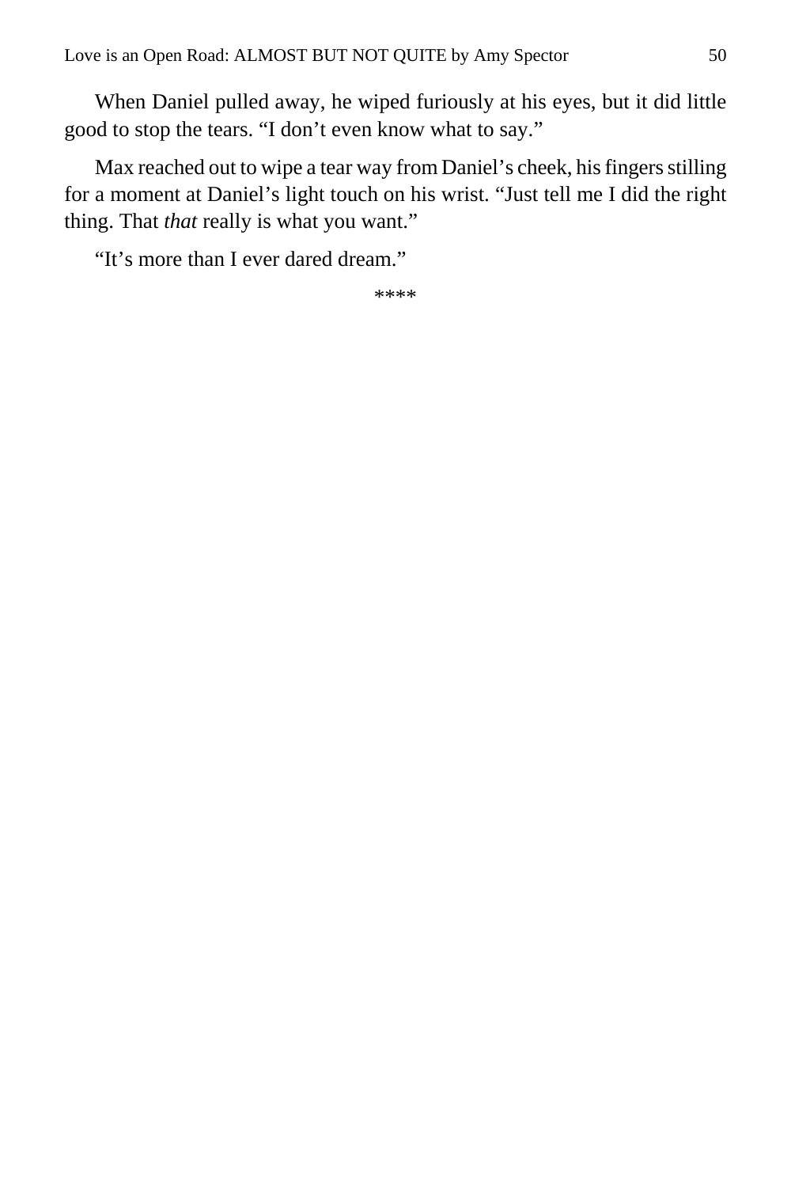When Daniel pulled away, he wiped furiously at his eyes, but it did little good to stop the tears. “I don’t even know what to say.”

Max reached out to wipe a tear way from Daniel’s cheek, his fingers stilling for a moment at Daniel’s light touch on his wrist. “Just tell me I did the right thing. That *that* really is what you want.”

“It’s more than I ever dared dream.”

****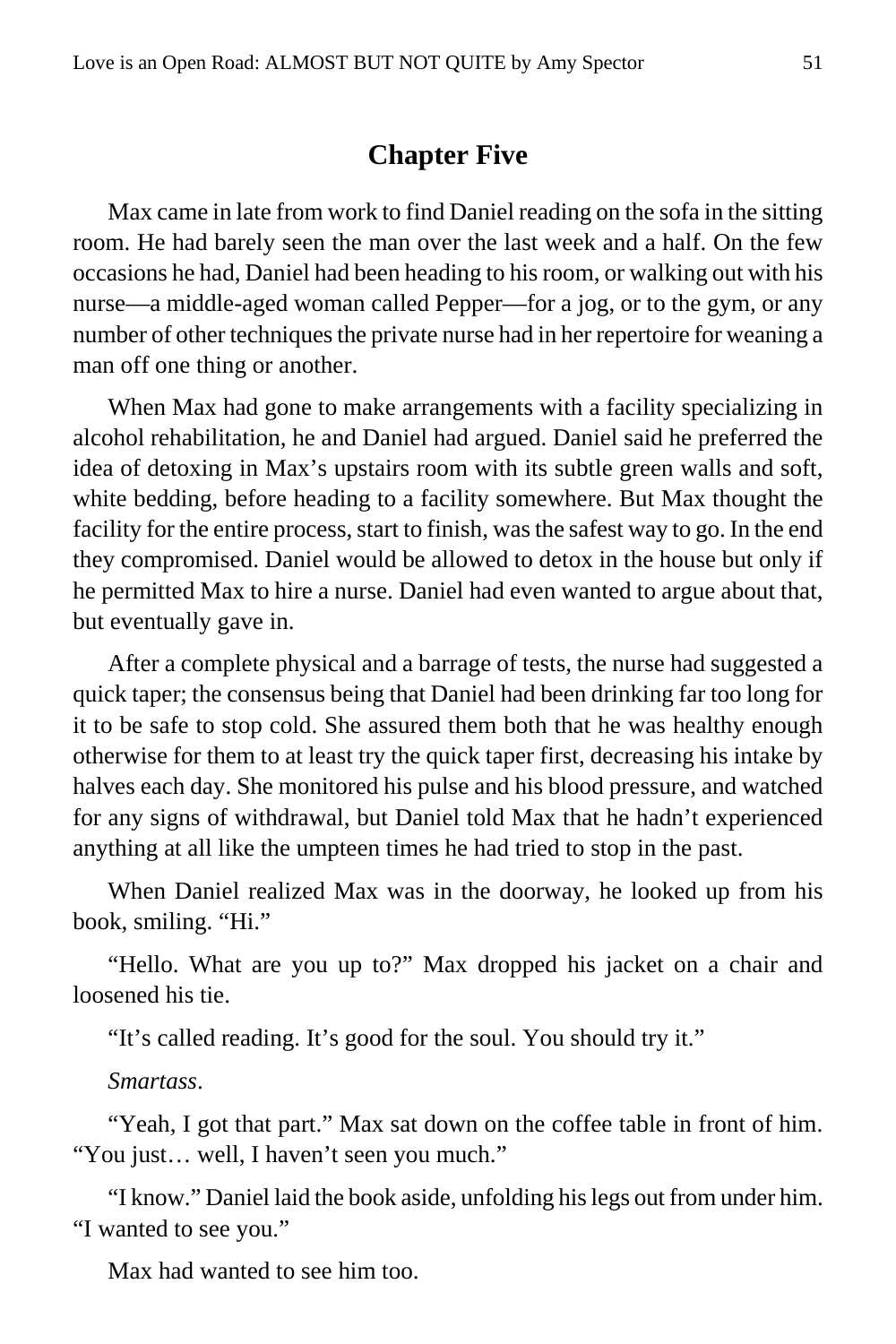## Chapter Five

Max came in late from work to find Daniel reading on the sofa in the sitting room. He had barely seen the man over the last week and a half. On the few occasions he had, Daniel had been heading to his room, or walking out with his nurse—a middle-aged woman called Pepper—for a jog, or to the gym, or any number of other techniques the private nurse had in her repertoire for weaning a man off one thing or another.

When Max had gone to make arrangements with a facility specializing in alcohol rehabilitation, he and Daniel had argued. Daniel said he preferred the idea of detoxing in Max's upstairs room with its subtle green walls and soft, white bedding, before heading to a facility somewhere. But Max thought the facility for the entire process, start to finish, was the safest way to go. In the end they compromised. Daniel would be allowed to detox in the house but only if he permitted Max to hire a nurse. Daniel had even wanted to argue about that, but eventually gave in.

After a complete physical and a barrage of tests, the nurse had suggested a quick taper; the consensus being that Daniel had been drinking far too long for it to be safe to stop cold. She assured them both that he was healthy enough otherwise for them to at least try the quick taper first, decreasing his intake by halves each day. She monitored his pulse and his blood pressure, and watched for any signs of withdrawal, but Daniel told Max that he hadn't experienced anything at all like the umpteen times he had tried to stop in the past.

When Daniel realized Max was in the doorway, he looked up from his book, smiling. "Hi."

"Hello. What are you up to?" Max dropped his jacket on a chair and loosened his tie.

"It's called reading. It's good for the soul. You should try it."

*Smartass*.

"Yeah, I got that part." Max sat down on the coffee table in front of him. "You just… well, I haven't seen you much."

"I know." Daniel laid the book aside, unfolding his legs out from under him. "I wanted to see you."

Max had wanted to see him too.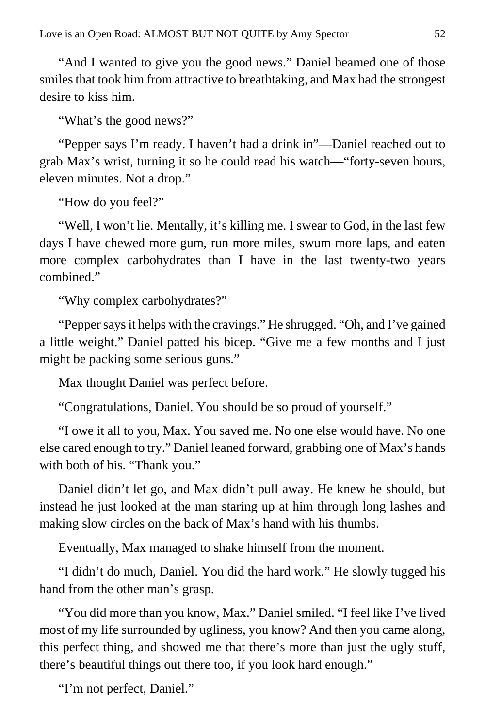"And I wanted to give you the good news." Daniel beamed one of those smiles that took him from attractive to breathtaking, and Max had the strongest desire to kiss him.

"What's the good news?"

"Pepper says I'm ready. I haven't had a drink in"—Daniel reached out to grab Max's wrist, turning it so he could read his watch—"forty-seven hours, eleven minutes. Not a drop."

"How do you feel?"

"Well, I won't lie. Mentally, it's killing me. I swear to God, in the last few days I have chewed more gum, run more miles, swum more laps, and eaten more complex carbohydrates than I have in the last twenty-two years combined."

"Why complex carbohydrates?"

"Pepper says it helps with the cravings." He shrugged. "Oh, and I've gained a little weight." Daniel patted his bicep. "Give me a few months and I just might be packing some serious guns."

Max thought Daniel was perfect before.

"Congratulations, Daniel. You should be so proud of yourself."

"I owe it all to you, Max. You saved me. No one else would have. No one else cared enough to try." Daniel leaned forward, grabbing one of Max's hands with both of his. "Thank you."

Daniel didn't let go, and Max didn't pull away. He knew he should, but instead he just looked at the man staring up at him through long lashes and making slow circles on the back of Max's hand with his thumbs.

Eventually, Max managed to shake himself from the moment.

"I didn't do much, Daniel. You did the hard work." He slowly tugged his hand from the other man's grasp.

"You did more than you know, Max." Daniel smiled. "I feel like I've lived most of my life surrounded by ugliness, you know? And then you came along, this perfect thing, and showed me that there's more than just the ugly stuff, there's beautiful things out there too, if you look hard enough."

"I'm not perfect, Daniel."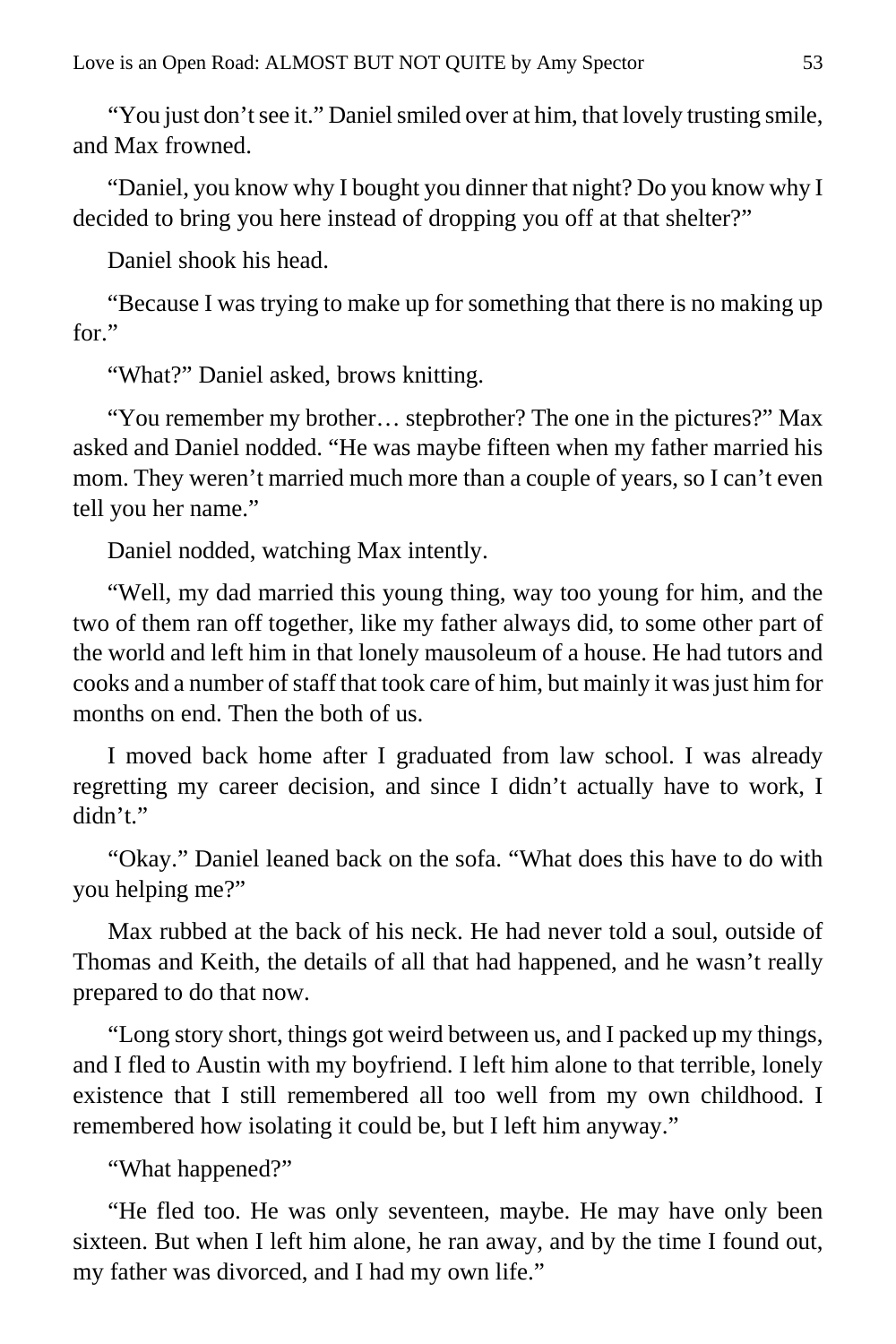"You just don't see it." Daniel smiled over at him, that lovely trusting smile, and Max frowned.

"Daniel, you know why I bought you dinner that night? Do you know why I decided to bring you here instead of dropping you off at that shelter?"

Daniel shook his head.

"Because I was trying to make up for something that there is no making up for."

"What?" Daniel asked, brows knitting.

"You remember my brother… stepbrother? The one in the pictures?" Max asked and Daniel nodded. "He was maybe fifteen when my father married his mom. They weren't married much more than a couple of years, so I can't even tell you her name."

Daniel nodded, watching Max intently.

"Well, my dad married this young thing, way too young for him, and the two of them ran off together, like my father always did, to some other part of the world and left him in that lonely mausoleum of a house. He had tutors and cooks and a number of staff that took care of him, but mainly it was just him for months on end. Then the both of us.

I moved back home after I graduated from law school. I was already regretting my career decision, and since I didn't actually have to work, I didn't."

"Okay." Daniel leaned back on the sofa. "What does this have to do with you helping me?"

Max rubbed at the back of his neck. He had never told a soul, outside of Thomas and Keith, the details of all that had happened, and he wasn't really prepared to do that now.

"Long story short, things got weird between us, and I packed up my things, and I fled to Austin with my boyfriend. I left him alone to that terrible, lonely existence that I still remembered all too well from my own childhood. I remembered how isolating it could be, but I left him anyway."

"What happened?"

"He fled too. He was only seventeen, maybe. He may have only been sixteen. But when I left him alone, he ran away, and by the time I found out, my father was divorced, and I had my own life."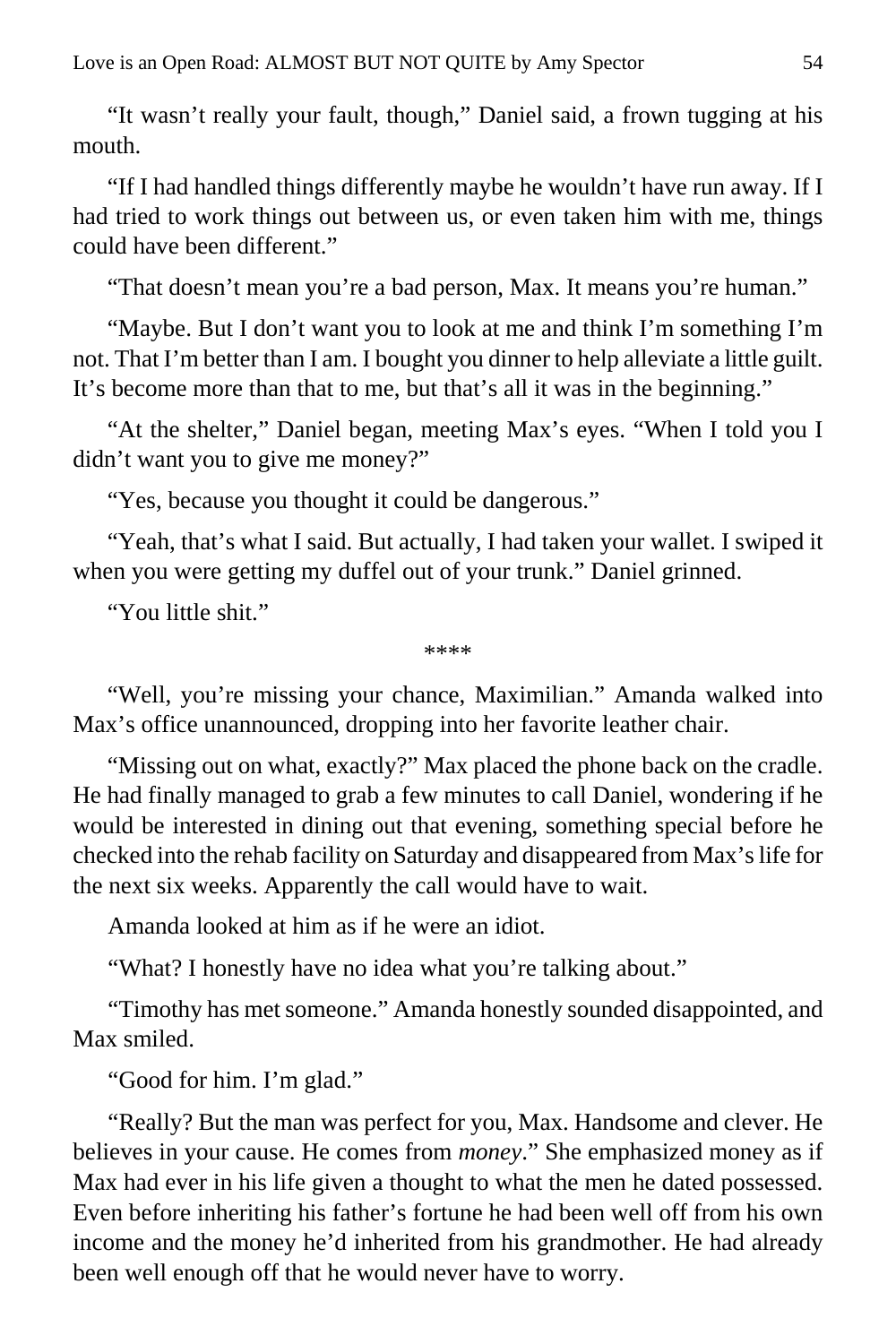"It wasn't really your fault, though," Daniel said, a frown tugging at his mouth.

"If I had handled things differently maybe he wouldn't have run away. If I had tried to work things out between us, or even taken him with me, things could have been different."

"That doesn't mean you're a bad person, Max. It means you're human."

"Maybe. But I don't want you to look at me and think I'm something I'm not. That I'm better than I am. I bought you dinner to help alleviate a little guilt. It's become more than that to me, but that's all it was in the beginning."

"At the shelter," Daniel began, meeting Max's eyes. "When I told you I didn't want you to give me money?"

"Yes, because you thought it could be dangerous."

"Yeah, that's what I said. But actually, I had taken your wallet. I swiped it when you were getting my duffel out of your trunk." Daniel grinned.

"You little shit."

****

"Well, you're missing your chance, Maximilian." Amanda walked into Max's office unannounced, dropping into her favorite leather chair.

"Missing out on what, exactly?" Max placed the phone back on the cradle. He had finally managed to grab a few minutes to call Daniel, wondering if he would be interested in dining out that evening, something special before he checked into the rehab facility on Saturday and disappeared from Max's life for the next six weeks. Apparently the call would have to wait.

Amanda looked at him as if he were an idiot.

"What? I honestly have no idea what you're talking about."

"Timothy has met someone." Amanda honestly sounded disappointed, and Max smiled.

"Good for him. I'm glad."

"Really? But the man was perfect for you, Max. Handsome and clever. He believes in your cause. He comes from *money*." She emphasized money as if Max had ever in his life given a thought to what the men he dated possessed. Even before inheriting his father's fortune he had been well off from his own income and the money he'd inherited from his grandmother. He had already been well enough off that he would never have to worry.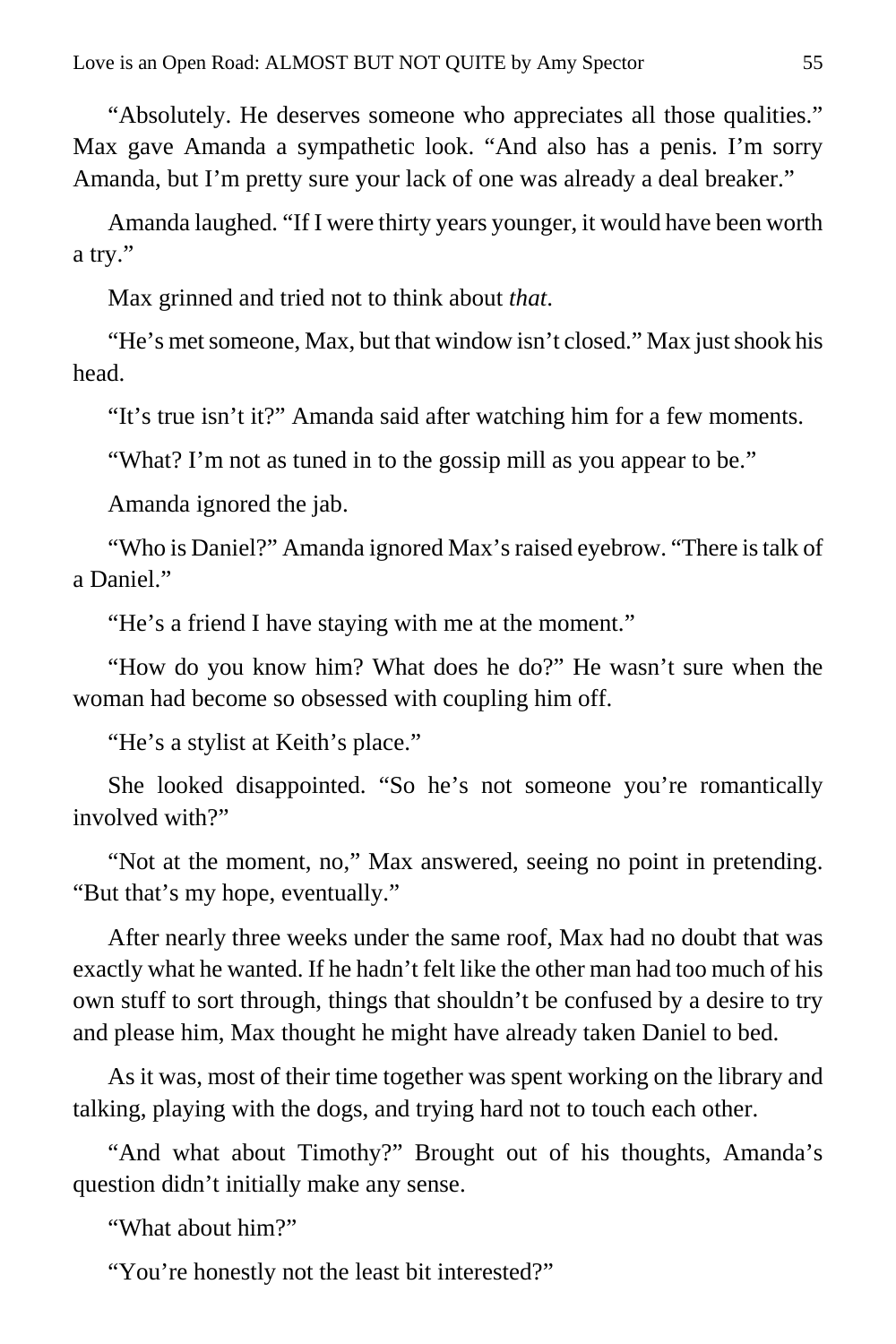"Absolutely. He deserves someone who appreciates all those qualities." Max gave Amanda a sympathetic look. "And also has a penis. I'm sorry Amanda, but I'm pretty sure your lack of one was already a deal breaker."

Amanda laughed. "If I were thirty years younger, it would have been worth a try."

Max grinned and tried not to think about *that*.

"He's met someone, Max, but that window isn't closed." Max just shook his head.

"It's true isn't it?" Amanda said after watching him for a few moments.

"What? I'm not as tuned in to the gossip mill as you appear to be."

Amanda ignored the jab.

"Who is Daniel?" Amanda ignored Max's raised eyebrow. "There is talk of a Daniel."

"He's a friend I have staying with me at the moment."

"How do you know him? What does he do?" He wasn't sure when the woman had become so obsessed with coupling him off.

"He's a stylist at Keith's place."

She looked disappointed. "So he's not someone you're romantically involved with?"

"Not at the moment, no," Max answered, seeing no point in pretending. "But that's my hope, eventually."

After nearly three weeks under the same roof, Max had no doubt that was exactly what he wanted. If he hadn't felt like the other man had too much of his own stuff to sort through, things that shouldn't be confused by a desire to try and please him, Max thought he might have already taken Daniel to bed.

As it was, most of their time together was spent working on the library and talking, playing with the dogs, and trying hard not to touch each other.

"And what about Timothy?" Brought out of his thoughts, Amanda's question didn't initially make any sense.

"What about him?"

"You're honestly not the least bit interested?"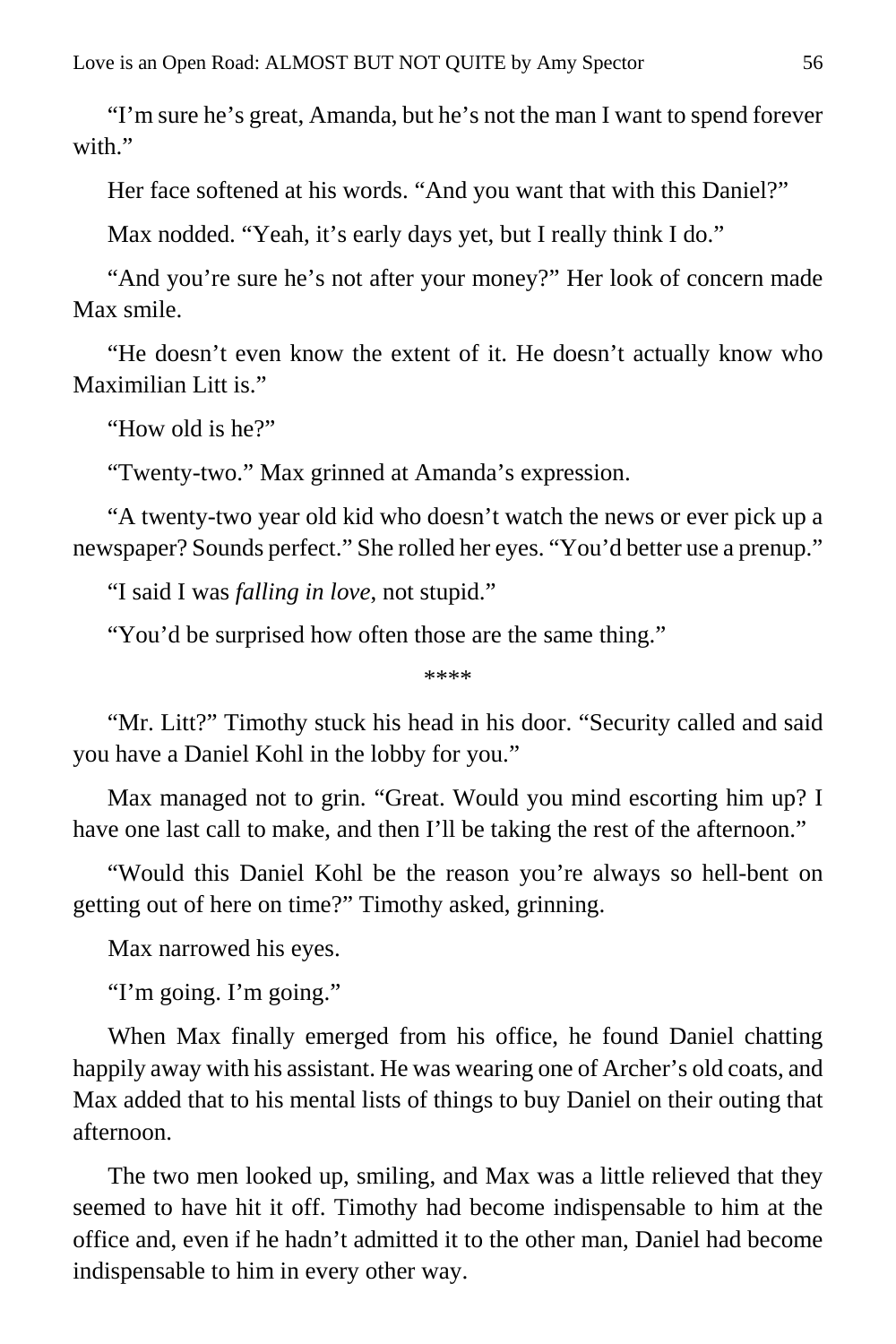"I'm sure he's great, Amanda, but he's not the man I want to spend forever with."

Her face softened at his words. "And you want that with this Daniel?"

Max nodded. "Yeah, it's early days yet, but I really think I do."

"And you're sure he's not after your money?" Her look of concern made Max smile.

"He doesn't even know the extent of it. He doesn't actually know who Maximilian Litt is."

"How old is he?"

"Twenty-two." Max grinned at Amanda's expression.

"A twenty-two year old kid who doesn't watch the news or ever pick up a newspaper? Sounds perfect." She rolled her eyes. "You'd better use a prenup."

"I said I was *falling in love*, not stupid."

"You'd be surprised how often those are the same thing."

****

"Mr. Litt?" Timothy stuck his head in his door. "Security called and said you have a Daniel Kohl in the lobby for you."

Max managed not to grin. "Great. Would you mind escorting him up? I have one last call to make, and then I'll be taking the rest of the afternoon."

"Would this Daniel Kohl be the reason you're always so hell-bent on getting out of here on time?" Timothy asked, grinning.

Max narrowed his eyes.

"I'm going. I'm going."

When Max finally emerged from his office, he found Daniel chatting happily away with his assistant. He was wearing one of Archer's old coats, and Max added that to his mental lists of things to buy Daniel on their outing that afternoon.

The two men looked up, smiling, and Max was a little relieved that they seemed to have hit it off. Timothy had become indispensable to him at the office and, even if he hadn't admitted it to the other man, Daniel had become indispensable to him in every other way.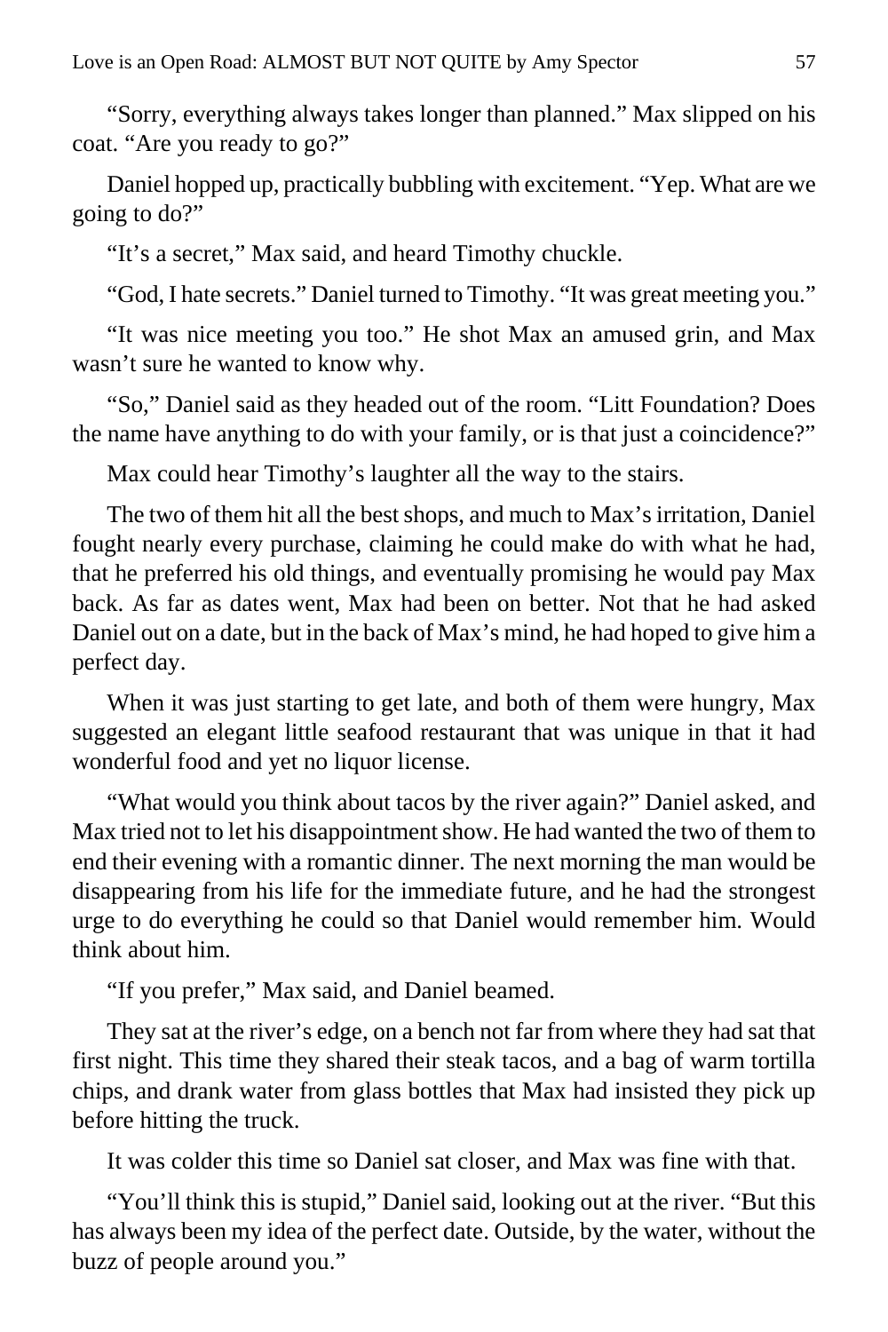"Sorry, everything always takes longer than planned." Max slipped on his coat. "Are you ready to go?"

Daniel hopped up, practically bubbling with excitement. "Yep. What are we going to do?"

"It's a secret," Max said, and heard Timothy chuckle.

"God, I hate secrets." Daniel turned to Timothy. "It was great meeting you."

"It was nice meeting you too." He shot Max an amused grin, and Max wasn't sure he wanted to know why.

"So," Daniel said as they headed out of the room. "Litt Foundation? Does the name have anything to do with your family, or is that just a coincidence?"

Max could hear Timothy's laughter all the way to the stairs.

The two of them hit all the best shops, and much to Max's irritation, Daniel fought nearly every purchase, claiming he could make do with what he had, that he preferred his old things, and eventually promising he would pay Max back. As far as dates went, Max had been on better. Not that he had asked Daniel out on a date, but in the back of Max's mind, he had hoped to give him a perfect day.

When it was just starting to get late, and both of them were hungry, Max suggested an elegant little seafood restaurant that was unique in that it had wonderful food and yet no liquor license.

"What would you think about tacos by the river again?" Daniel asked, and Max tried not to let his disappointment show. He had wanted the two of them to end their evening with a romantic dinner. The next morning the man would be disappearing from his life for the immediate future, and he had the strongest urge to do everything he could so that Daniel would remember him. Would think about him.

"If you prefer," Max said, and Daniel beamed.

They sat at the river's edge, on a bench not far from where they had sat that first night. This time they shared their steak tacos, and a bag of warm tortilla chips, and drank water from glass bottles that Max had insisted they pick up before hitting the truck.

It was colder this time so Daniel sat closer, and Max was fine with that.

"You'll think this is stupid," Daniel said, looking out at the river. "But this has always been my idea of the perfect date. Outside, by the water, without the buzz of people around you."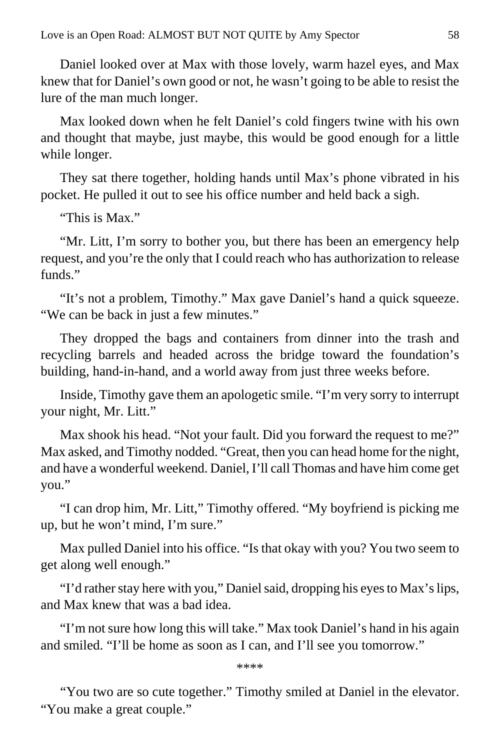Daniel looked over at Max with those lovely, warm hazel eyes, and Max knew that for Daniel's own good or not, he wasn't going to be able to resist the lure of the man much longer.

Max looked down when he felt Daniel's cold fingers twine with his own and thought that maybe, just maybe, this would be good enough for a little while longer.

They sat there together, holding hands until Max's phone vibrated in his pocket. He pulled it out to see his office number and held back a sigh.

"This is Max."

"Mr. Litt, I'm sorry to bother you, but there has been an emergency help request, and you're the only that I could reach who has authorization to release funds."

"It's not a problem, Timothy." Max gave Daniel's hand a quick squeeze. "We can be back in just a few minutes."

They dropped the bags and containers from dinner into the trash and recycling barrels and headed across the bridge toward the foundation's building, hand-in-hand, and a world away from just three weeks before.

Inside, Timothy gave them an apologetic smile. "I'm very sorry to interrupt your night, Mr. Litt."

Max shook his head. "Not your fault. Did you forward the request to me?" Max asked, and Timothy nodded. "Great, then you can head home for the night, and have a wonderful weekend. Daniel, I'll call Thomas and have him come get you."

"I can drop him, Mr. Litt," Timothy offered. "My boyfriend is picking me up, but he won't mind, I'm sure."

Max pulled Daniel into his office. "Is that okay with you? You two seem to get along well enough."

"I'd rather stay here with you," Daniel said, dropping his eyes to Max's lips, and Max knew that was a bad idea.

"I'm not sure how long this will take." Max took Daniel's hand in his again and smiled. "I'll be home as soon as I can, and I'll see you tomorrow."

\*\*\*\*

"You two are so cute together." Timothy smiled at Daniel in the elevator. "You make a great couple."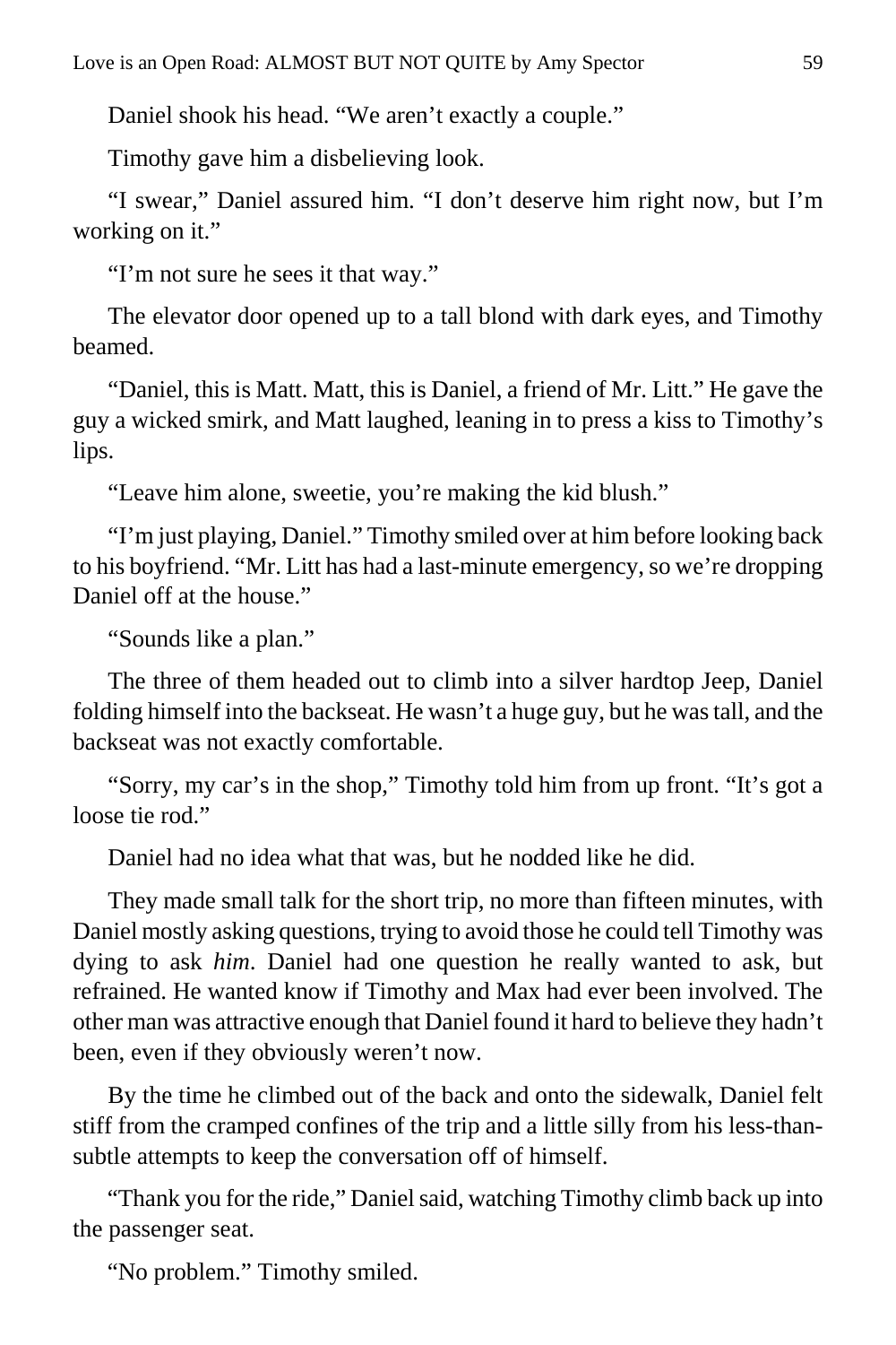Daniel shook his head. "We aren't exactly a couple."

Timothy gave him a disbelieving look.

"I swear," Daniel assured him. "I don't deserve him right now, but I'm working on it."

"I'm not sure he sees it that way."

The elevator door opened up to a tall blond with dark eyes, and Timothy beamed.

"Daniel, this is Matt. Matt, this is Daniel, a friend of Mr. Litt." He gave the guy a wicked smirk, and Matt laughed, leaning in to press a kiss to Timothy's lips.

"Leave him alone, sweetie, you're making the kid blush."

"I'm just playing, Daniel." Timothy smiled over at him before looking back to his boyfriend. "Mr. Litt has had a last-minute emergency, so we're dropping Daniel off at the house."

"Sounds like a plan."

The three of them headed out to climb into a silver hardtop Jeep, Daniel folding himself into the backseat. He wasn't a huge guy, but he was tall, and the backseat was not exactly comfortable.

"Sorry, my car's in the shop," Timothy told him from up front. "It's got a loose tie rod."

Daniel had no idea what that was, but he nodded like he did.

They made small talk for the short trip, no more than fifteen minutes, with Daniel mostly asking questions, trying to avoid those he could tell Timothy was dying to ask *him*. Daniel had one question he really wanted to ask, but refrained. He wanted know if Timothy and Max had ever been involved. The other man was attractive enough that Daniel found it hard to believe they hadn't been, even if they obviously weren't now.

By the time he climbed out of the back and onto the sidewalk, Daniel felt stiff from the cramped confines of the trip and a little silly from his less-than-subtle attempts to keep the conversation off of himself.

"Thank you for the ride," Daniel said, watching Timothy climb back up into the passenger seat.

"No problem." Timothy smiled.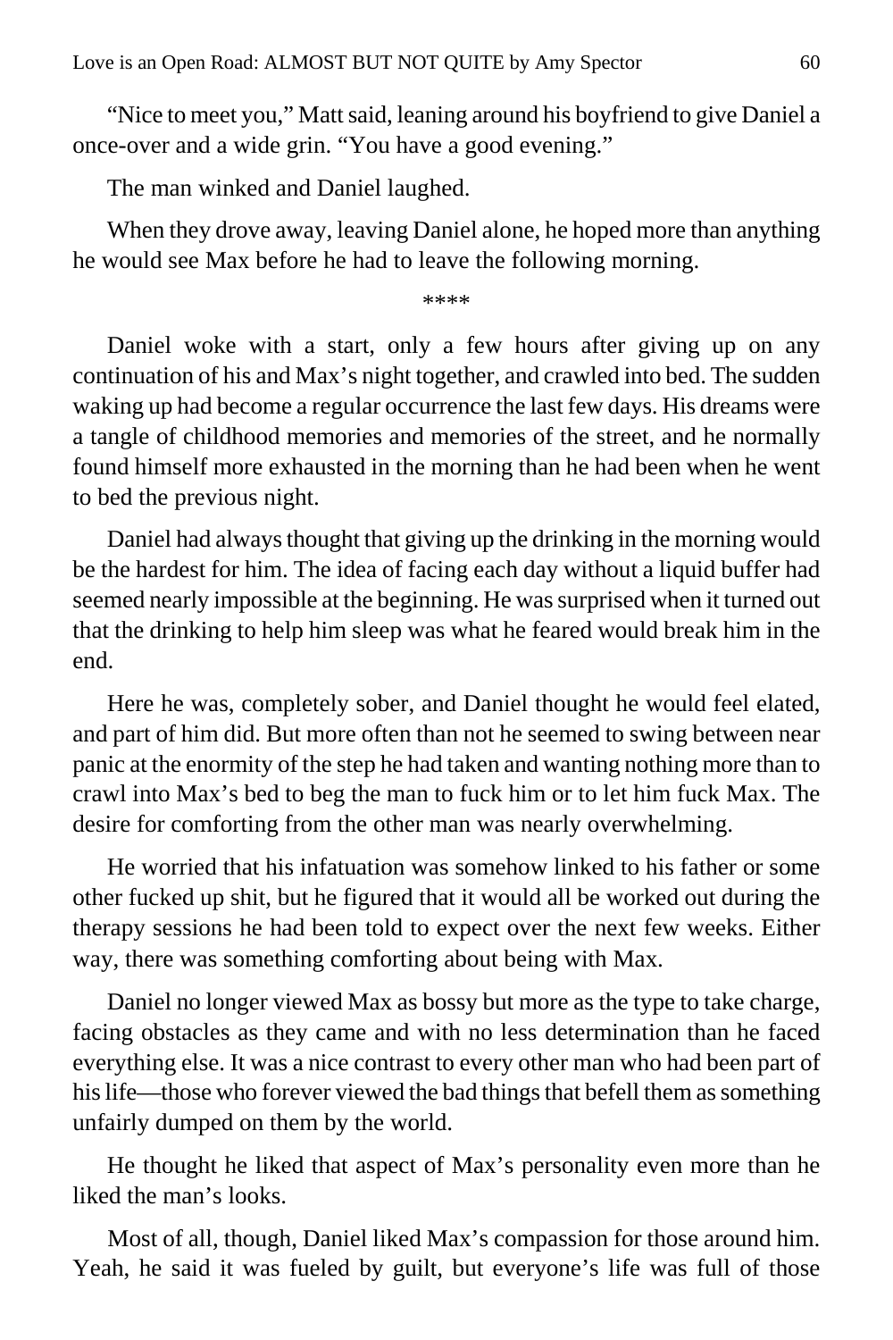"Nice to meet you," Matt said, leaning around his boyfriend to give Daniel a once-over and a wide grin. "You have a good evening."

The man winked and Daniel laughed.

When they drove away, leaving Daniel alone, he hoped more than anything he would see Max before he had to leave the following morning.

****

Daniel woke with a start, only a few hours after giving up on any continuation of his and Max's night together, and crawled into bed. The sudden waking up had become a regular occurrence the last few days. His dreams were a tangle of childhood memories and memories of the street, and he normally found himself more exhausted in the morning than he had been when he went to bed the previous night.

Daniel had always thought that giving up the drinking in the morning would be the hardest for him. The idea of facing each day without a liquid buffer had seemed nearly impossible at the beginning. He was surprised when it turned out that the drinking to help him sleep was what he feared would break him in the end.

Here he was, completely sober, and Daniel thought he would feel elated, and part of him did. But more often than not he seemed to swing between near panic at the enormity of the step he had taken and wanting nothing more than to crawl into Max's bed to beg the man to fuck him or to let him fuck Max. The desire for comforting from the other man was nearly overwhelming.

He worried that his infatuation was somehow linked to his father or some other fucked up shit, but he figured that it would all be worked out during the therapy sessions he had been told to expect over the next few weeks. Either way, there was something comforting about being with Max.

Daniel no longer viewed Max as bossy but more as the type to take charge, facing obstacles as they came and with no less determination than he faced everything else. It was a nice contrast to every other man who had been part of his life—those who forever viewed the bad things that befell them as something unfairly dumped on them by the world.

He thought he liked that aspect of Max's personality even more than he liked the man's looks.

Most of all, though, Daniel liked Max's compassion for those around him. Yeah, he said it was fueled by guilt, but everyone's life was full of those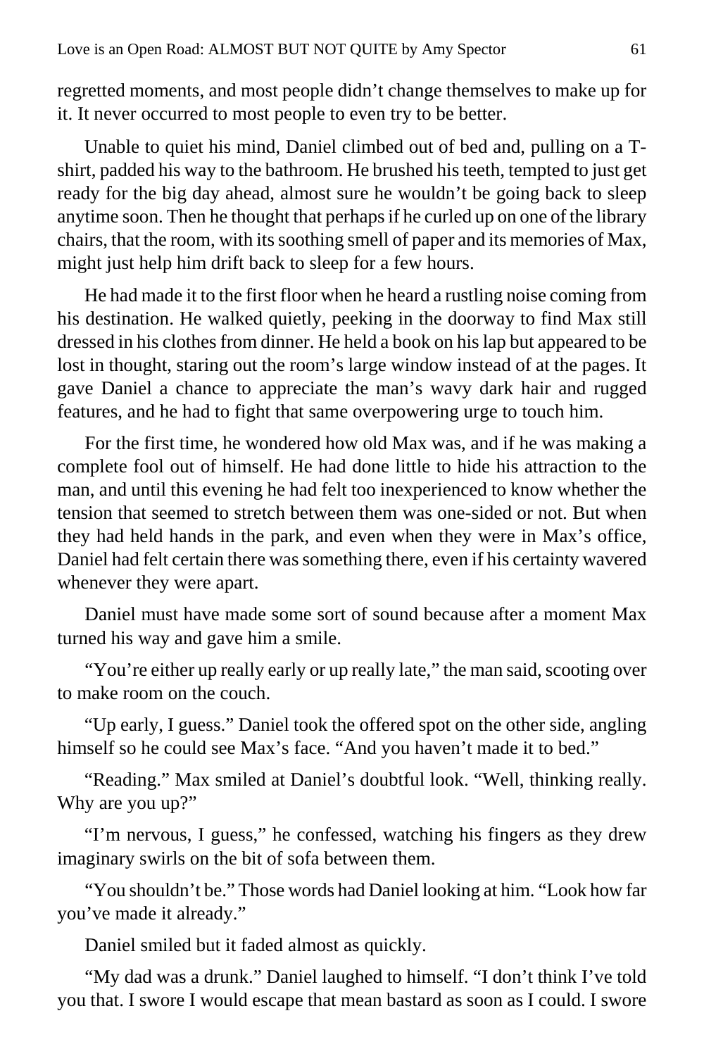regretted moments, and most people didn't change themselves to make up for it. It never occurred to most people to even try to be better.

Unable to quiet his mind, Daniel climbed out of bed and, pulling on a T-shirt, padded his way to the bathroom. He brushed his teeth, tempted to just get ready for the big day ahead, almost sure he wouldn't be going back to sleep anytime soon. Then he thought that perhaps if he curled up on one of the library chairs, that the room, with its soothing smell of paper and its memories of Max, might just help him drift back to sleep for a few hours.

He had made it to the first floor when he heard a rustling noise coming from his destination. He walked quietly, peeking in the doorway to find Max still dressed in his clothes from dinner. He held a book on his lap but appeared to be lost in thought, staring out the room's large window instead of at the pages. It gave Daniel a chance to appreciate the man's wavy dark hair and rugged features, and he had to fight that same overpowering urge to touch him.

For the first time, he wondered how old Max was, and if he was making a complete fool out of himself. He had done little to hide his attraction to the man, and until this evening he had felt too inexperienced to know whether the tension that seemed to stretch between them was one-sided or not. But when they had held hands in the park, and even when they were in Max's office, Daniel had felt certain there was something there, even if his certainty wavered whenever they were apart.

Daniel must have made some sort of sound because after a moment Max turned his way and gave him a smile.

"You're either up really early or up really late," the man said, scooting over to make room on the couch.

"Up early, I guess." Daniel took the offered spot on the other side, angling himself so he could see Max's face. "And you haven't made it to bed."

"Reading." Max smiled at Daniel's doubtful look. "Well, thinking really. Why are you up?"

"I'm nervous, I guess," he confessed, watching his fingers as they drew imaginary swirls on the bit of sofa between them.

"You shouldn't be." Those words had Daniel looking at him. "Look how far you've made it already."

Daniel smiled but it faded almost as quickly.

"My dad was a drunk." Daniel laughed to himself. "I don't think I've told you that. I swore I would escape that mean bastard as soon as I could. I swore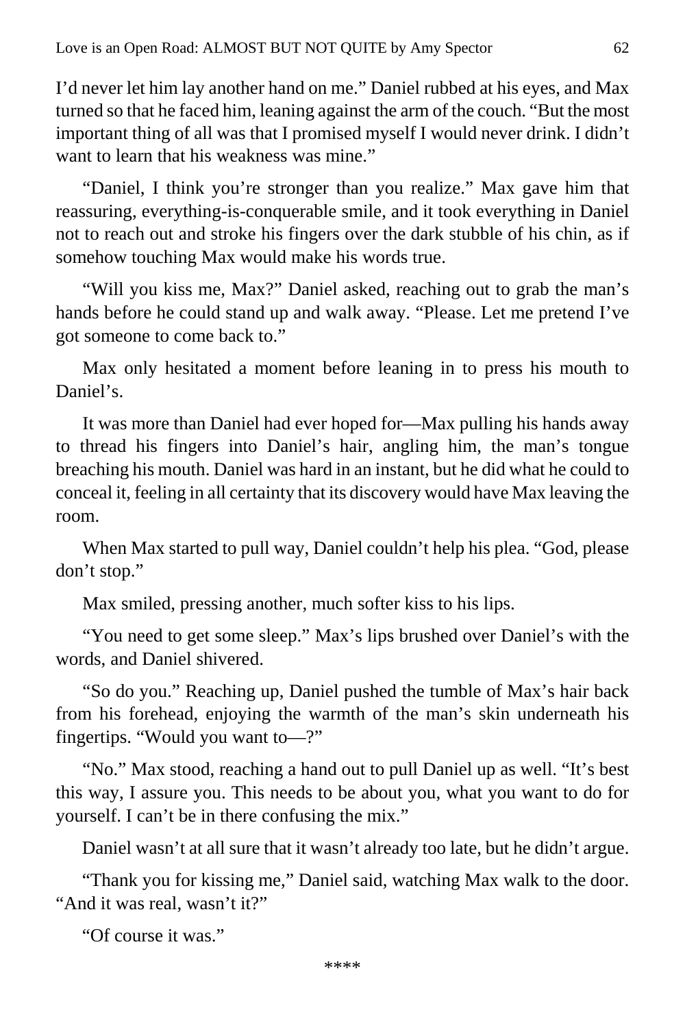I'd never let him lay another hand on me." Daniel rubbed at his eyes, and Max turned so that he faced him, leaning against the arm of the couch. "But the most important thing of all was that I promised myself I would never drink. I didn't want to learn that his weakness was mine."

"Daniel, I think you're stronger than you realize." Max gave him that reassuring, everything-is-conquerable smile, and it took everything in Daniel not to reach out and stroke his fingers over the dark stubble of his chin, as if somehow touching Max would make his words true.

"Will you kiss me, Max?" Daniel asked, reaching out to grab the man's hands before he could stand up and walk away. "Please. Let me pretend I've got someone to come back to."

Max only hesitated a moment before leaning in to press his mouth to Daniel's.

It was more than Daniel had ever hoped for—Max pulling his hands away to thread his fingers into Daniel's hair, angling him, the man's tongue breaching his mouth. Daniel was hard in an instant, but he did what he could to conceal it, feeling in all certainty that its discovery would have Max leaving the room.

When Max started to pull way, Daniel couldn't help his plea. "God, please don't stop."

Max smiled, pressing another, much softer kiss to his lips.

"You need to get some sleep." Max's lips brushed over Daniel's with the words, and Daniel shivered.

"So do you." Reaching up, Daniel pushed the tumble of Max's hair back from his forehead, enjoying the warmth of the man's skin underneath his fingertips. "Would you want to—?"

"No." Max stood, reaching a hand out to pull Daniel up as well. "It's best this way, I assure you. This needs to be about you, what you want to do for yourself. I can't be in there confusing the mix."

Daniel wasn't at all sure that it wasn't already too late, but he didn't argue.

"Thank you for kissing me," Daniel said, watching Max walk to the door. "And it was real, wasn't it?"

"Of course it was."

****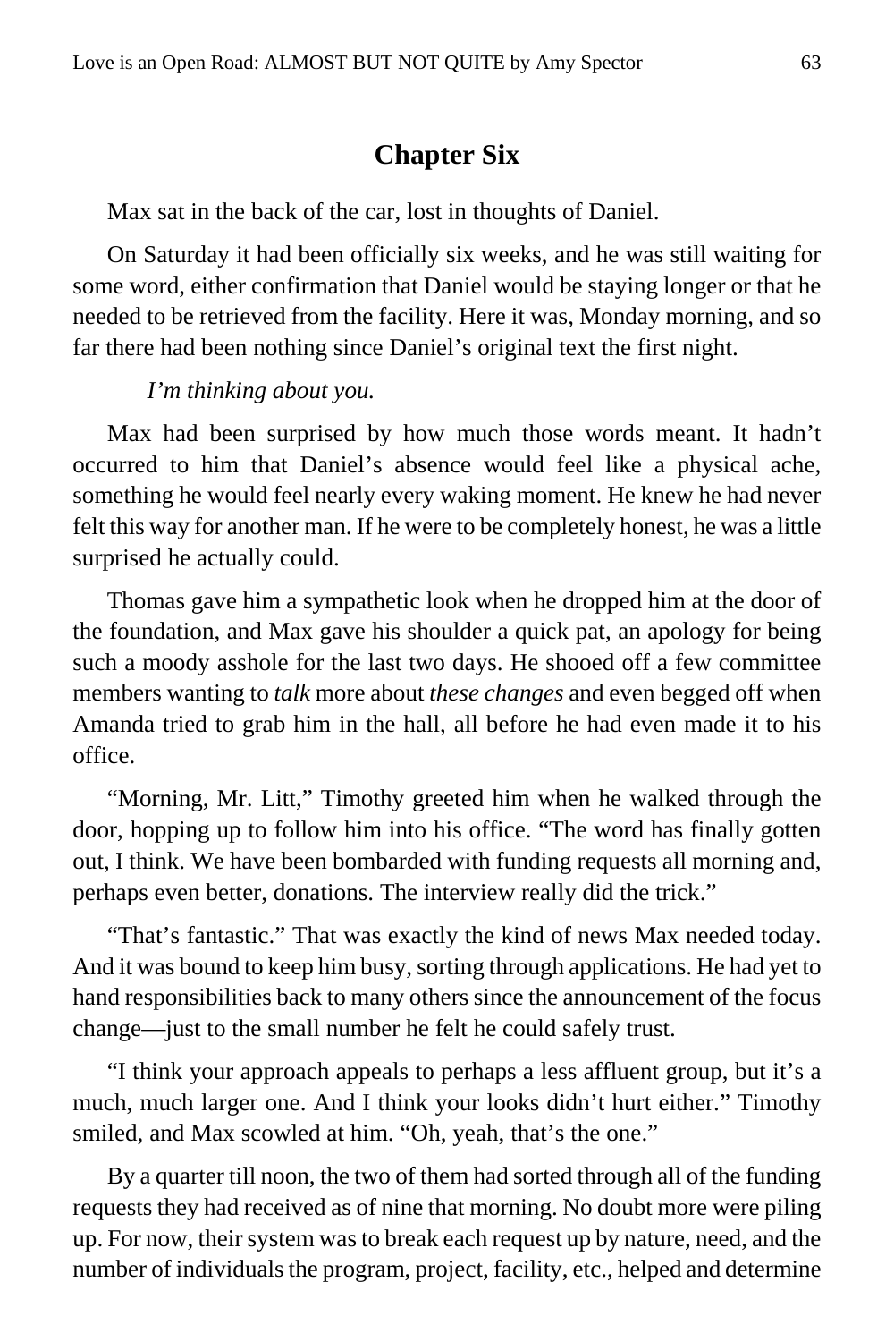# Chapter Six

Max sat in the back of the car, lost in thoughts of Daniel.

On Saturday it had been officially six weeks, and he was still waiting for some word, either confirmation that Daniel would be staying longer or that he needed to be retrieved from the facility. Here it was, Monday morning, and so far there had been nothing since Daniel's original text the first night.

*I'm thinking about you.*

Max had been surprised by how much those words meant. It hadn't occurred to him that Daniel's absence would feel like a physical ache, something he would feel nearly every waking moment. He knew he had never felt this way for another man. If he were to be completely honest, he was a little surprised he actually could.

Thomas gave him a sympathetic look when he dropped him at the door of the foundation, and Max gave his shoulder a quick pat, an apology for being such a moody asshole for the last two days. He shooed off a few committee members wanting to *talk* more about *these changes* and even begged off when Amanda tried to grab him in the hall, all before he had even made it to his office.

"Morning, Mr. Litt," Timothy greeted him when he walked through the door, hopping up to follow him into his office. "The word has finally gotten out, I think. We have been bombarded with funding requests all morning and, perhaps even better, donations. The interview really did the trick."

"That's fantastic." That was exactly the kind of news Max needed today. And it was bound to keep him busy, sorting through applications. He had yet to hand responsibilities back to many others since the announcement of the focus change—just to the small number he felt he could safely trust.

"I think your approach appeals to perhaps a less affluent group, but it's a much, much larger one. And I think your looks didn't hurt either." Timothy smiled, and Max scowled at him. "Oh, yeah, that's the one."

By a quarter till noon, the two of them had sorted through all of the funding requests they had received as of nine that morning. No doubt more were piling up. For now, their system was to break each request up by nature, need, and the number of individuals the program, project, facility, etc., helped and determine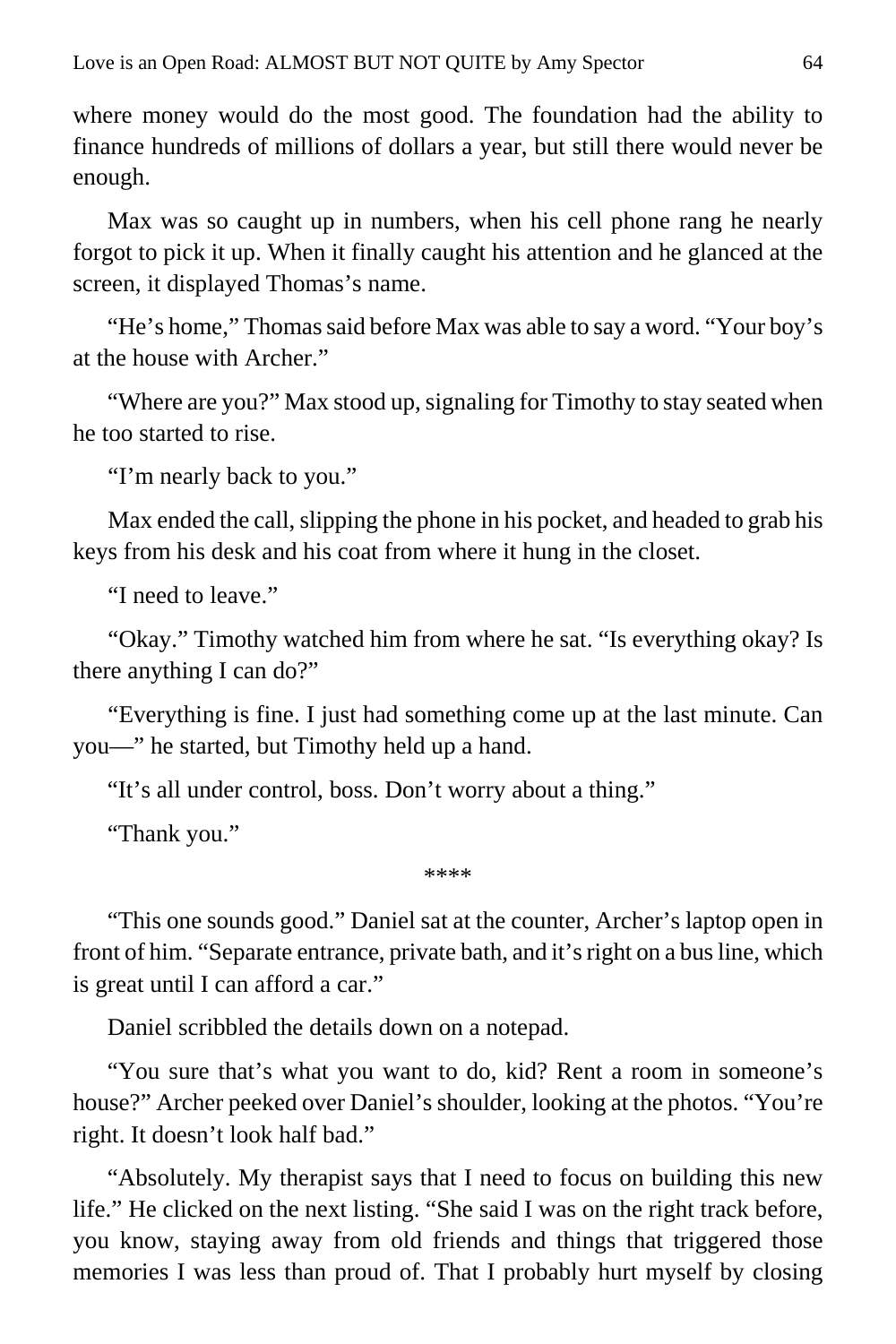where money would do the most good. The foundation had the ability to finance hundreds of millions of dollars a year, but still there would never be enough.

Max was so caught up in numbers, when his cell phone rang he nearly forgot to pick it up. When it finally caught his attention and he glanced at the screen, it displayed Thomas's name.

"He's home," Thomas said before Max was able to say a word. "Your boy's at the house with Archer."

"Where are you?" Max stood up, signaling for Timothy to stay seated when he too started to rise.

"I'm nearly back to you."

Max ended the call, slipping the phone in his pocket, and headed to grab his keys from his desk and his coat from where it hung in the closet.

"I need to leave."

"Okay." Timothy watched him from where he sat. "Is everything okay? Is there anything I can do?"

"Everything is fine. I just had something come up at the last minute. Can you—" he started, but Timothy held up a hand.

"It's all under control, boss. Don't worry about a thing."

"Thank you."

****

"This one sounds good." Daniel sat at the counter, Archer's laptop open in front of him. "Separate entrance, private bath, and it's right on a bus line, which is great until I can afford a car."

Daniel scribbled the details down on a notepad.

"You sure that's what you want to do, kid? Rent a room in someone's house?" Archer peeked over Daniel's shoulder, looking at the photos. "You're right. It doesn't look half bad."

"Absolutely. My therapist says that I need to focus on building this new life." He clicked on the next listing. "She said I was on the right track before, you know, staying away from old friends and things that triggered those memories I was less than proud of. That I probably hurt myself by closing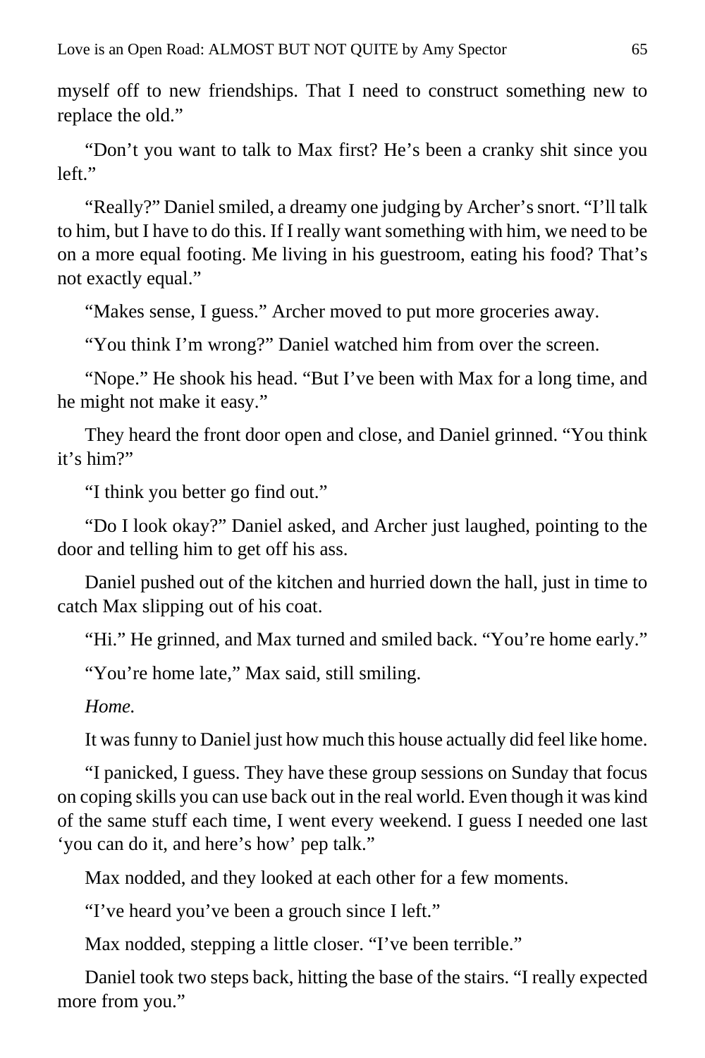myself off to new friendships. That I need to construct something new to replace the old."

"Don't you want to talk to Max first? He's been a cranky shit since you left."

"Really?" Daniel smiled, a dreamy one judging by Archer's snort. "I'll talk to him, but I have to do this. If I really want something with him, we need to be on a more equal footing. Me living in his guestroom, eating his food? That's not exactly equal."

"Makes sense, I guess." Archer moved to put more groceries away.

"You think I'm wrong?" Daniel watched him from over the screen.

"Nope." He shook his head. "But I've been with Max for a long time, and he might not make it easy."

They heard the front door open and close, and Daniel grinned. "You think it's him?"

"I think you better go find out."

"Do I look okay?" Daniel asked, and Archer just laughed, pointing to the door and telling him to get off his ass.

Daniel pushed out of the kitchen and hurried down the hall, just in time to catch Max slipping out of his coat.

"Hi." He grinned, and Max turned and smiled back. "You're home early."

"You're home late," Max said, still smiling.

*Home.*

It was funny to Daniel just how much this house actually did feel like home.

"I panicked, I guess. They have these group sessions on Sunday that focus on coping skills you can use back out in the real world. Even though it was kind of the same stuff each time, I went every weekend. I guess I needed one last 'you can do it, and here's how' pep talk."

Max nodded, and they looked at each other for a few moments.

"I've heard you've been a grouch since I left."

Max nodded, stepping a little closer. "I've been terrible."

Daniel took two steps back, hitting the base of the stairs. "I really expected more from you."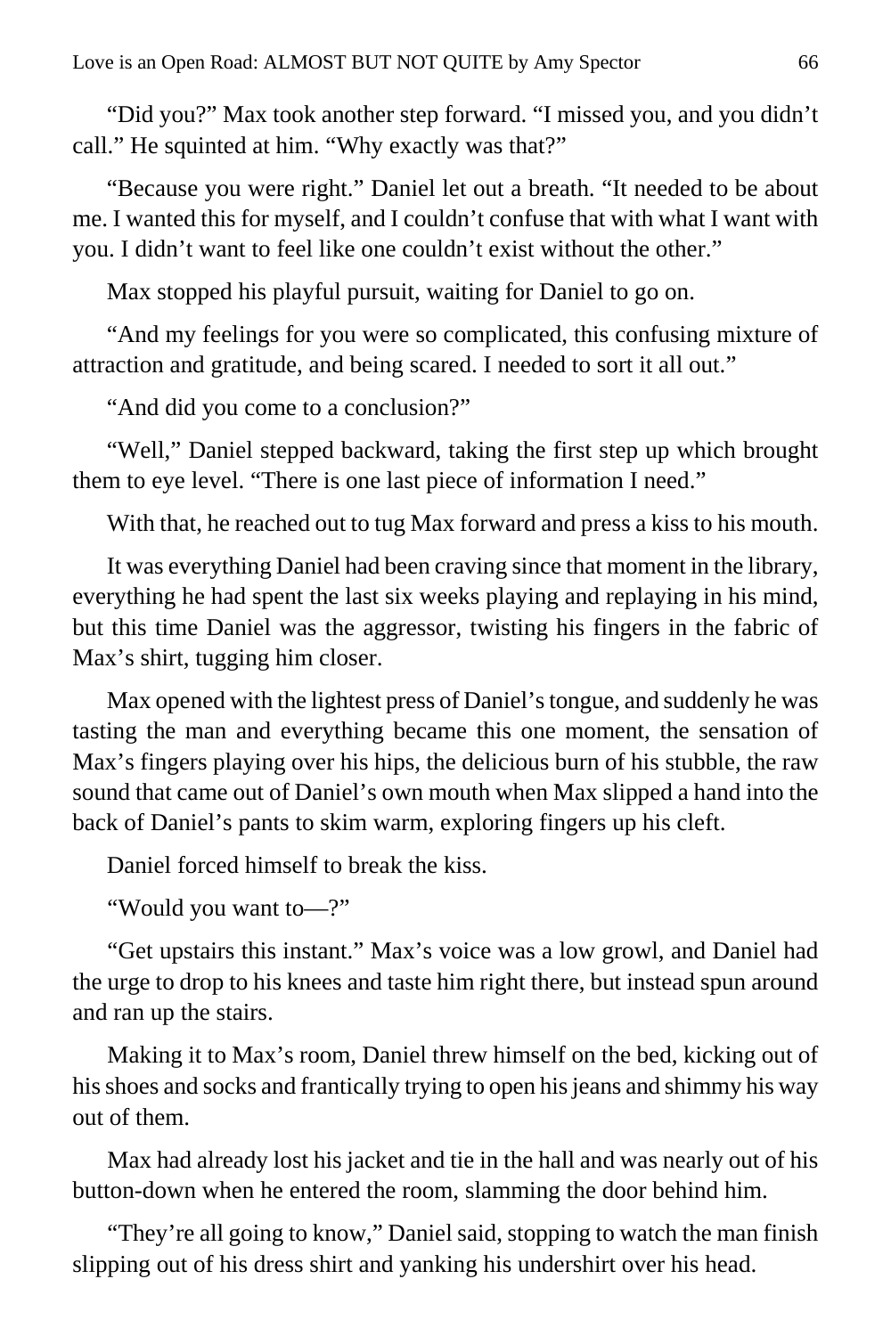"Did you?" Max took another step forward. "I missed you, and you didn't call." He squinted at him. "Why exactly was that?"

"Because you were right." Daniel let out a breath. "It needed to be about me. I wanted this for myself, and I couldn't confuse that with what I want with you. I didn't want to feel like one couldn't exist without the other."

Max stopped his playful pursuit, waiting for Daniel to go on.

"And my feelings for you were so complicated, this confusing mixture of attraction and gratitude, and being scared. I needed to sort it all out."

"And did you come to a conclusion?"

"Well," Daniel stepped backward, taking the first step up which brought them to eye level. "There is one last piece of information I need."

With that, he reached out to tug Max forward and press a kiss to his mouth.

It was everything Daniel had been craving since that moment in the library, everything he had spent the last six weeks playing and replaying in his mind, but this time Daniel was the aggressor, twisting his fingers in the fabric of Max's shirt, tugging him closer.

Max opened with the lightest press of Daniel's tongue, and suddenly he was tasting the man and everything became this one moment, the sensation of Max's fingers playing over his hips, the delicious burn of his stubble, the raw sound that came out of Daniel's own mouth when Max slipped a hand into the back of Daniel's pants to skim warm, exploring fingers up his cleft.

Daniel forced himself to break the kiss.

"Would you want to—?"

"Get upstairs this instant." Max's voice was a low growl, and Daniel had the urge to drop to his knees and taste him right there, but instead spun around and ran up the stairs.

Making it to Max's room, Daniel threw himself on the bed, kicking out of his shoes and socks and frantically trying to open his jeans and shimmy his way out of them.

Max had already lost his jacket and tie in the hall and was nearly out of his button-down when he entered the room, slamming the door behind him.

"They're all going to know," Daniel said, stopping to watch the man finish slipping out of his dress shirt and yanking his undershirt over his head.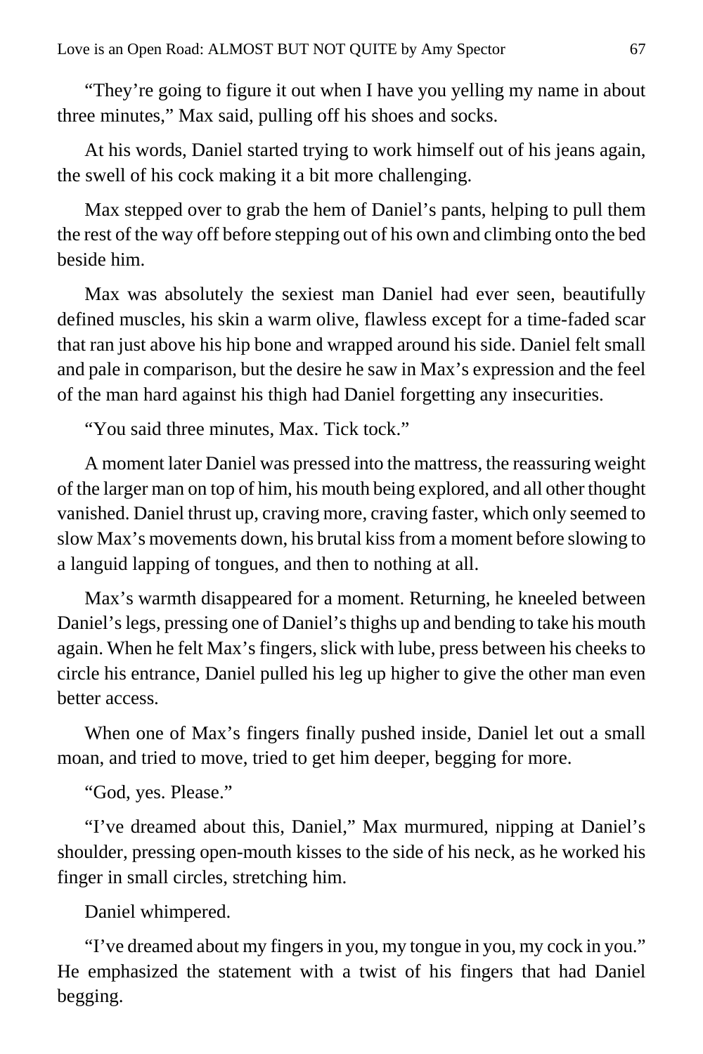"They're going to figure it out when I have you yelling my name in about three minutes," Max said, pulling off his shoes and socks.

At his words, Daniel started trying to work himself out of his jeans again, the swell of his cock making it a bit more challenging.

Max stepped over to grab the hem of Daniel's pants, helping to pull them the rest of the way off before stepping out of his own and climbing onto the bed beside him.

Max was absolutely the sexiest man Daniel had ever seen, beautifully defined muscles, his skin a warm olive, flawless except for a time-faded scar that ran just above his hip bone and wrapped around his side. Daniel felt small and pale in comparison, but the desire he saw in Max's expression and the feel of the man hard against his thigh had Daniel forgetting any insecurities.

"You said three minutes, Max. Tick tock."

A moment later Daniel was pressed into the mattress, the reassuring weight of the larger man on top of him, his mouth being explored, and all other thought vanished. Daniel thrust up, craving more, craving faster, which only seemed to slow Max's movements down, his brutal kiss from a moment before slowing to a languid lapping of tongues, and then to nothing at all.

Max's warmth disappeared for a moment. Returning, he kneeled between Daniel's legs, pressing one of Daniel's thighs up and bending to take his mouth again. When he felt Max's fingers, slick with lube, press between his cheeks to circle his entrance, Daniel pulled his leg up higher to give the other man even better access.

When one of Max's fingers finally pushed inside, Daniel let out a small moan, and tried to move, tried to get him deeper, begging for more.

"God, yes. Please."

"I've dreamed about this, Daniel," Max murmured, nipping at Daniel's shoulder, pressing open-mouth kisses to the side of his neck, as he worked his finger in small circles, stretching him.

Daniel whimpered.

"I've dreamed about my fingers in you, my tongue in you, my cock in you." He emphasized the statement with a twist of his fingers that had Daniel begging.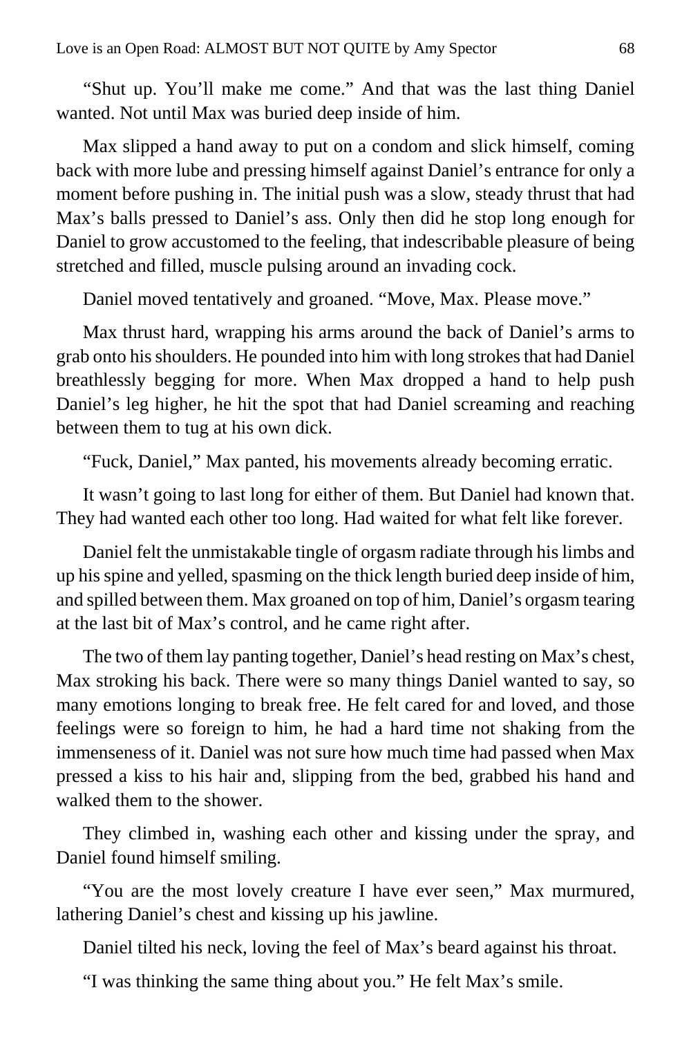"Shut up. You'll make me come." And that was the last thing Daniel wanted. Not until Max was buried deep inside of him.

Max slipped a hand away to put on a condom and slick himself, coming back with more lube and pressing himself against Daniel's entrance for only a moment before pushing in. The initial push was a slow, steady thrust that had Max's balls pressed to Daniel's ass. Only then did he stop long enough for Daniel to grow accustomed to the feeling, that indescribable pleasure of being stretched and filled, muscle pulsing around an invading cock.

Daniel moved tentatively and groaned. "Move, Max. Please move."

Max thrust hard, wrapping his arms around the back of Daniel's arms to grab onto his shoulders. He pounded into him with long strokes that had Daniel breathlessly begging for more. When Max dropped a hand to help push Daniel's leg higher, he hit the spot that had Daniel screaming and reaching between them to tug at his own dick.

"Fuck, Daniel," Max panted, his movements already becoming erratic.

It wasn't going to last long for either of them. But Daniel had known that. They had wanted each other too long. Had waited for what felt like forever.

Daniel felt the unmistakable tingle of orgasm radiate through his limbs and up his spine and yelled, spasming on the thick length buried deep inside of him, and spilled between them. Max groaned on top of him, Daniel's orgasm tearing at the last bit of Max's control, and he came right after.

The two of them lay panting together, Daniel's head resting on Max's chest, Max stroking his back. There were so many things Daniel wanted to say, so many emotions longing to break free. He felt cared for and loved, and those feelings were so foreign to him, he had a hard time not shaking from the immenseness of it. Daniel was not sure how much time had passed when Max pressed a kiss to his hair and, slipping from the bed, grabbed his hand and walked them to the shower.

They climbed in, washing each other and kissing under the spray, and Daniel found himself smiling.

"You are the most lovely creature I have ever seen," Max murmured, lathering Daniel's chest and kissing up his jawline.

Daniel tilted his neck, loving the feel of Max's beard against his throat.

"I was thinking the same thing about you." He felt Max's smile.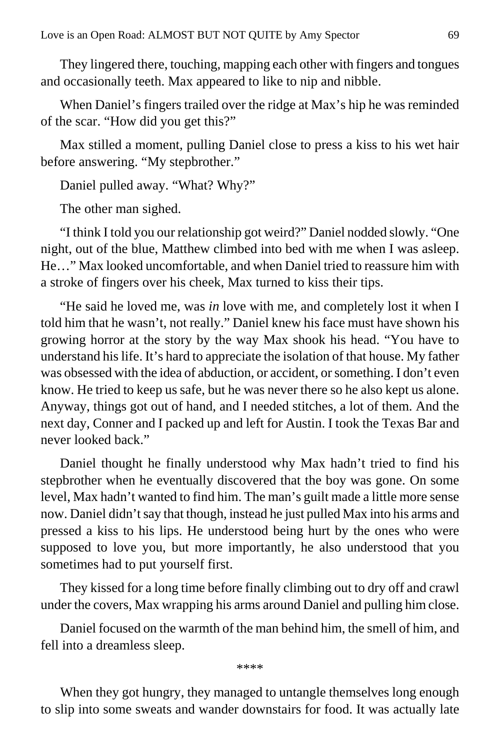They lingered there, touching, mapping each other with fingers and tongues and occasionally teeth. Max appeared to like to nip and nibble.

When Daniel's fingers trailed over the ridge at Max's hip he was reminded of the scar. "How did you get this?"

Max stilled a moment, pulling Daniel close to press a kiss to his wet hair before answering. "My stepbrother."

Daniel pulled away. "What? Why?"

The other man sighed.

"I think I told you our relationship got weird?" Daniel nodded slowly. "One night, out of the blue, Matthew climbed into bed with me when I was asleep. He…" Max looked uncomfortable, and when Daniel tried to reassure him with a stroke of fingers over his cheek, Max turned to kiss their tips.

"He said he loved me, was *in* love with me, and completely lost it when I told him that he wasn't, not really." Daniel knew his face must have shown his growing horror at the story by the way Max shook his head. "You have to understand his life. It's hard to appreciate the isolation of that house. My father was obsessed with the idea of abduction, or accident, or something. I don't even know. He tried to keep us safe, but he was never there so he also kept us alone. Anyway, things got out of hand, and I needed stitches, a lot of them. And the next day, Conner and I packed up and left for Austin. I took the Texas Bar and never looked back."

Daniel thought he finally understood why Max hadn't tried to find his stepbrother when he eventually discovered that the boy was gone. On some level, Max hadn't wanted to find him. The man's guilt made a little more sense now. Daniel didn't say that though, instead he just pulled Max into his arms and pressed a kiss to his lips. He understood being hurt by the ones who were supposed to love you, but more importantly, he also understood that you sometimes had to put yourself first.

They kissed for a long time before finally climbing out to dry off and crawl under the covers, Max wrapping his arms around Daniel and pulling him close.

Daniel focused on the warmth of the man behind him, the smell of him, and fell into a dreamless sleep.

****

When they got hungry, they managed to untangle themselves long enough to slip into some sweats and wander downstairs for food. It was actually late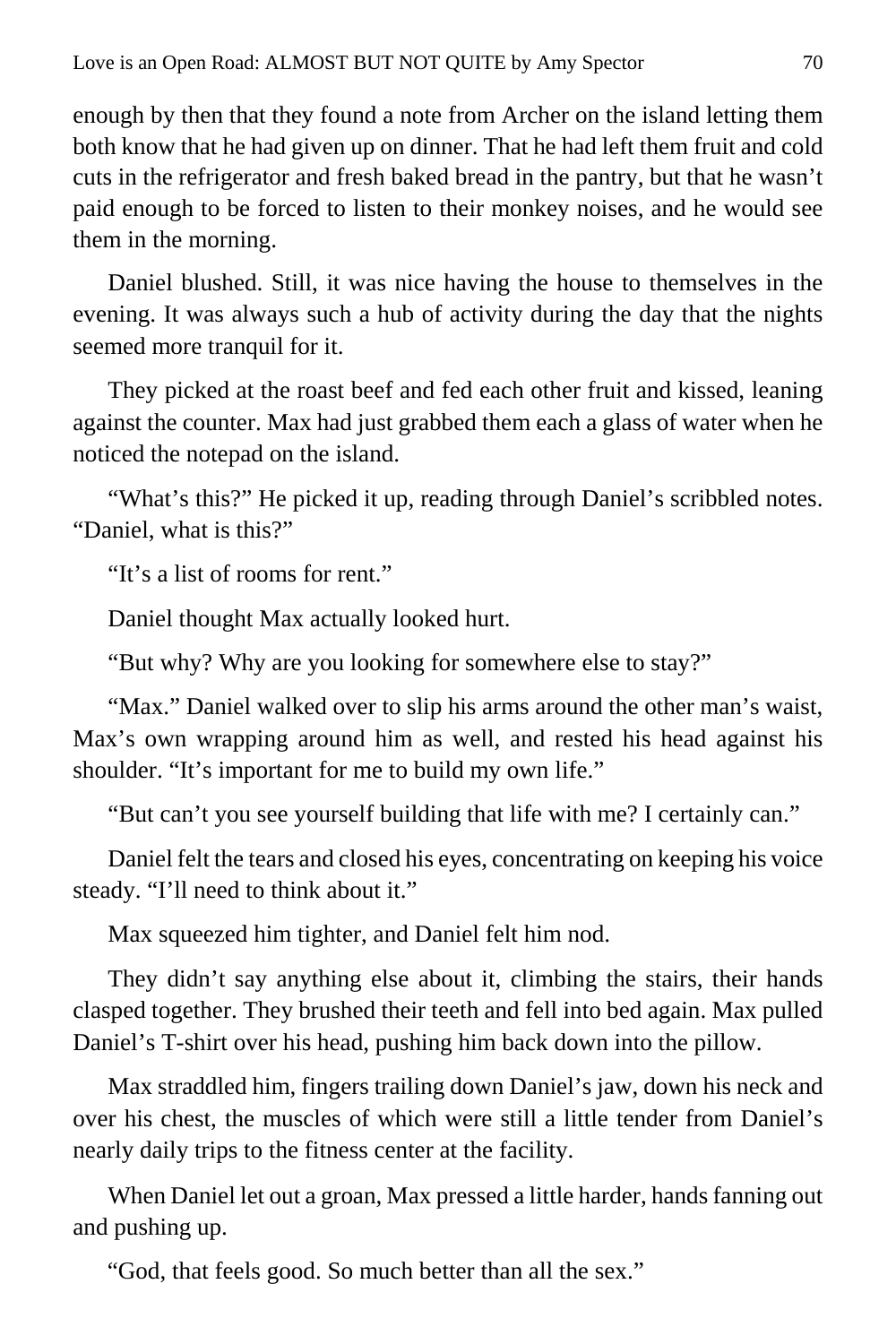enough by then that they found a note from Archer on the island letting them both know that he had given up on dinner. That he had left them fruit and cold cuts in the refrigerator and fresh baked bread in the pantry, but that he wasn't paid enough to be forced to listen to their monkey noises, and he would see them in the morning.

Daniel blushed. Still, it was nice having the house to themselves in the evening. It was always such a hub of activity during the day that the nights seemed more tranquil for it.

They picked at the roast beef and fed each other fruit and kissed, leaning against the counter. Max had just grabbed them each a glass of water when he noticed the notepad on the island.

"What's this?" He picked it up, reading through Daniel's scribbled notes. "Daniel, what is this?"

"It's a list of rooms for rent."

Daniel thought Max actually looked hurt.

"But why? Why are you looking for somewhere else to stay?"

"Max." Daniel walked over to slip his arms around the other man's waist, Max's own wrapping around him as well, and rested his head against his shoulder. "It's important for me to build my own life."

"But can't you see yourself building that life with me? I certainly can."

Daniel felt the tears and closed his eyes, concentrating on keeping his voice steady. "I'll need to think about it."

Max squeezed him tighter, and Daniel felt him nod.

They didn't say anything else about it, climbing the stairs, their hands clasped together. They brushed their teeth and fell into bed again. Max pulled Daniel's T-shirt over his head, pushing him back down into the pillow.

Max straddled him, fingers trailing down Daniel's jaw, down his neck and over his chest, the muscles of which were still a little tender from Daniel's nearly daily trips to the fitness center at the facility.

When Daniel let out a groan, Max pressed a little harder, hands fanning out and pushing up.

"God, that feels good. So much better than all the sex."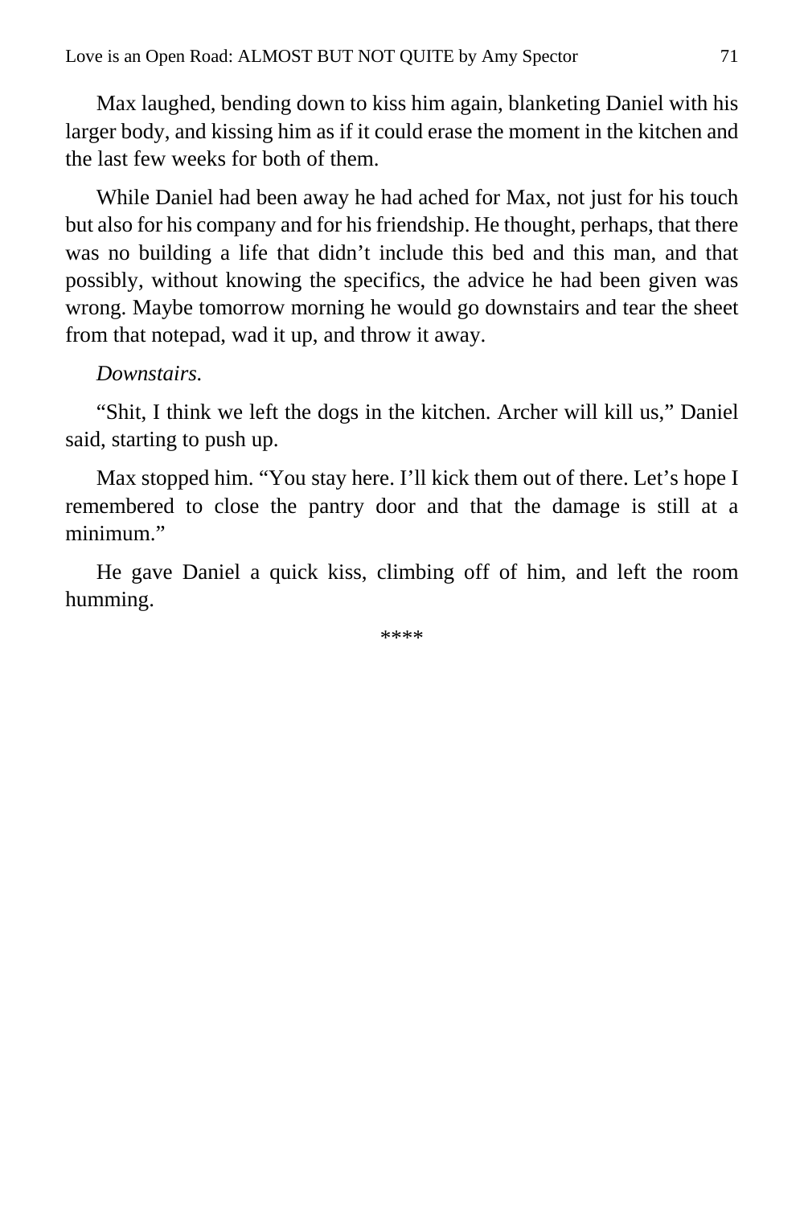Max laughed, bending down to kiss him again, blanketing Daniel with his larger body, and kissing him as if it could erase the moment in the kitchen and the last few weeks for both of them.

While Daniel had been away he had ached for Max, not just for his touch but also for his company and for his friendship. He thought, perhaps, that there was no building a life that didn't include this bed and this man, and that possibly, without knowing the specifics, the advice he had been given was wrong. Maybe tomorrow morning he would go downstairs and tear the sheet from that notepad, wad it up, and throw it away.

*Downstairs.*

"Shit, I think we left the dogs in the kitchen. Archer will kill us," Daniel said, starting to push up.

Max stopped him. "You stay here. I'll kick them out of there. Let's hope I remembered to close the pantry door and that the damage is still at a minimum."

He gave Daniel a quick kiss, climbing off of him, and left the room humming.

****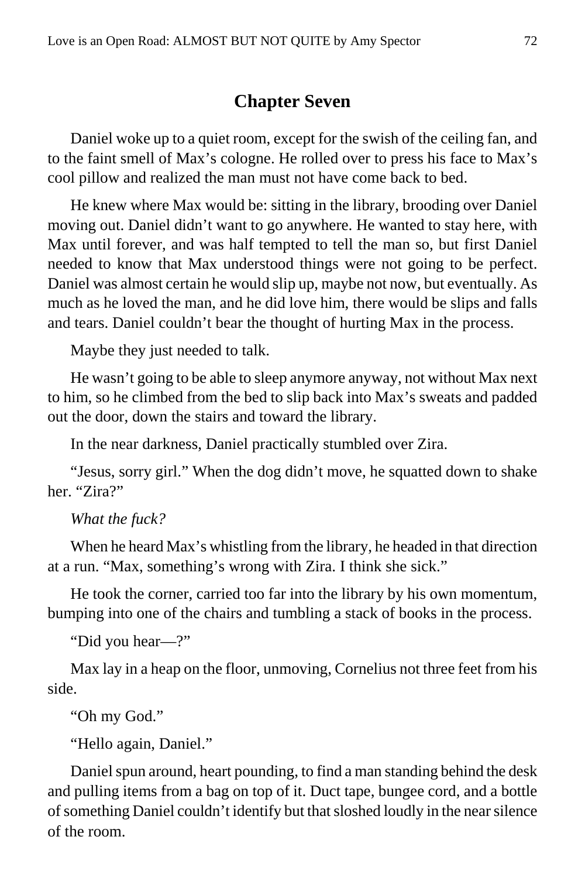## Chapter Seven

Daniel woke up to a quiet room, except for the swish of the ceiling fan, and to the faint smell of Max's cologne. He rolled over to press his face to Max's cool pillow and realized the man must not have come back to bed.

He knew where Max would be: sitting in the library, brooding over Daniel moving out. Daniel didn't want to go anywhere. He wanted to stay here, with Max until forever, and was half tempted to tell the man so, but first Daniel needed to know that Max understood things were not going to be perfect. Daniel was almost certain he would slip up, maybe not now, but eventually. As much as he loved the man, and he did love him, there would be slips and falls and tears. Daniel couldn't bear the thought of hurting Max in the process.

Maybe they just needed to talk.

He wasn't going to be able to sleep anymore anyway, not without Max next to him, so he climbed from the bed to slip back into Max's sweats and padded out the door, down the stairs and toward the library.

In the near darkness, Daniel practically stumbled over Zira.

"Jesus, sorry girl." When the dog didn't move, he squatted down to shake her. "Zira?"

*What the fuck?*

When he heard Max's whistling from the library, he headed in that direction at a run. "Max, something's wrong with Zira. I think she sick."

He took the corner, carried too far into the library by his own momentum, bumping into one of the chairs and tumbling a stack of books in the process.

"Did you hear—?"

Max lay in a heap on the floor, unmoving, Cornelius not three feet from his side.

"Oh my God."

"Hello again, Daniel."

Daniel spun around, heart pounding, to find a man standing behind the desk and pulling items from a bag on top of it. Duct tape, bungee cord, and a bottle of something Daniel couldn't identify but that sloshed loudly in the near silence of the room.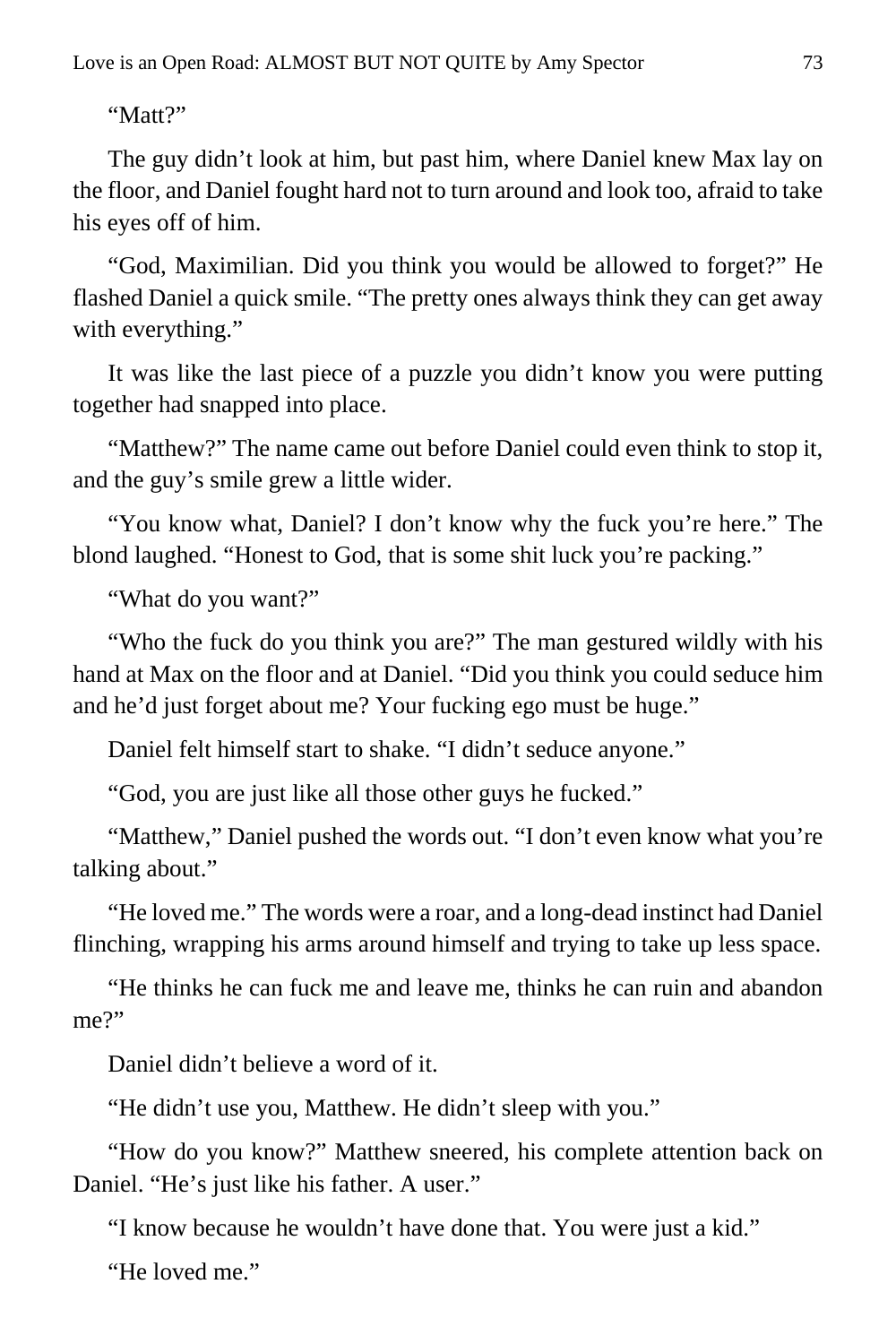"Matt?"

The guy didn't look at him, but past him, where Daniel knew Max lay on the floor, and Daniel fought hard not to turn around and look too, afraid to take his eyes off of him.

"God, Maximilian. Did you think you would be allowed to forget?" He flashed Daniel a quick smile. "The pretty ones always think they can get away with everything."

It was like the last piece of a puzzle you didn't know you were putting together had snapped into place.

"Matthew?" The name came out before Daniel could even think to stop it, and the guy's smile grew a little wider.

"You know what, Daniel? I don't know why the fuck you're here." The blond laughed. "Honest to God, that is some shit luck you're packing."

"What do you want?"

"Who the fuck do you think you are?" The man gestured wildly with his hand at Max on the floor and at Daniel. "Did you think you could seduce him and he'd just forget about me? Your fucking ego must be huge."

Daniel felt himself start to shake. "I didn't seduce anyone."

"God, you are just like all those other guys he fucked."

"Matthew," Daniel pushed the words out. "I don't even know what you're talking about."

"He loved me." The words were a roar, and a long-dead instinct had Daniel flinching, wrapping his arms around himself and trying to take up less space.

"He thinks he can fuck me and leave me, thinks he can ruin and abandon me?"

Daniel didn't believe a word of it.

"He didn't use you, Matthew. He didn't sleep with you."

"How do you know?" Matthew sneered, his complete attention back on Daniel. "He's just like his father. A user."

"I know because he wouldn't have done that. You were just a kid."

"He loved me."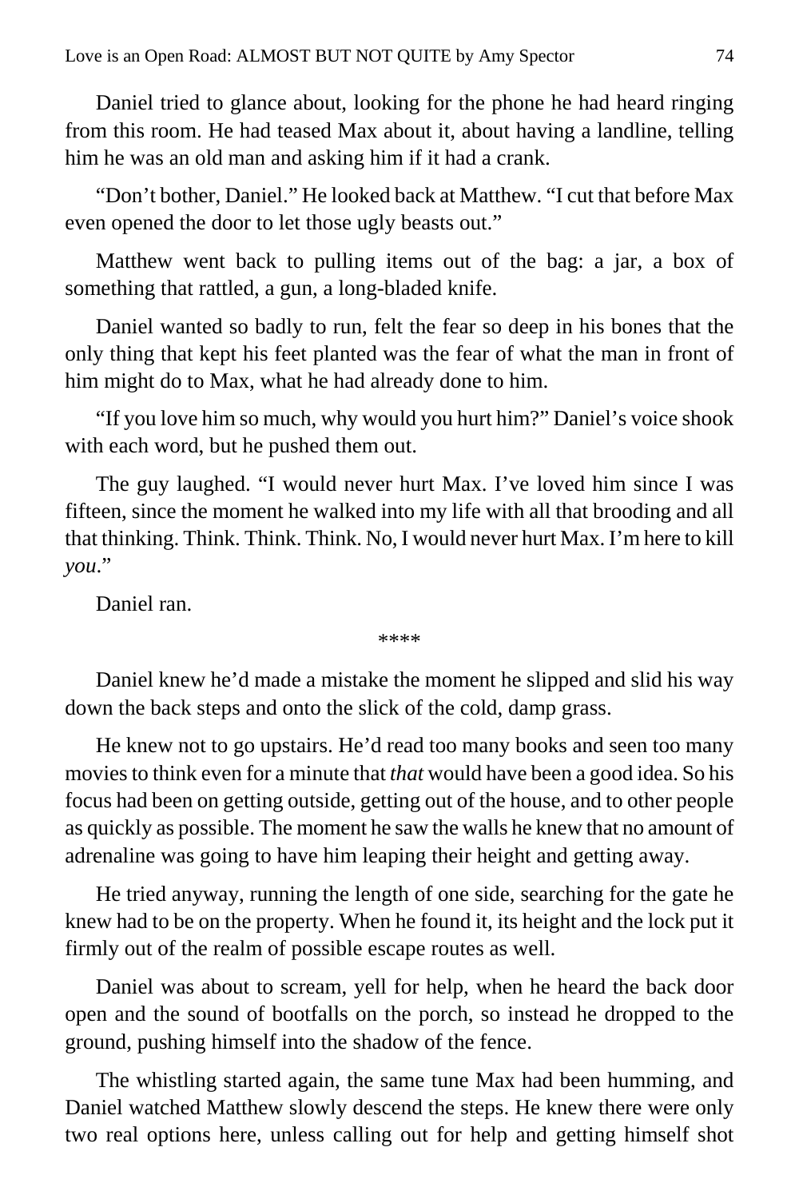Daniel tried to glance about, looking for the phone he had heard ringing from this room. He had teased Max about it, about having a landline, telling him he was an old man and asking him if it had a crank.

"Don't bother, Daniel." He looked back at Matthew. "I cut that before Max even opened the door to let those ugly beasts out."

Matthew went back to pulling items out of the bag: a jar, a box of something that rattled, a gun, a long-bladed knife.

Daniel wanted so badly to run, felt the fear so deep in his bones that the only thing that kept his feet planted was the fear of what the man in front of him might do to Max, what he had already done to him.

"If you love him so much, why would you hurt him?" Daniel's voice shook with each word, but he pushed them out.

The guy laughed. "I would never hurt Max. I've loved him since I was fifteen, since the moment he walked into my life with all that brooding and all that thinking. Think. Think. Think. No, I would never hurt Max. I'm here to kill *you*."

Daniel ran.

\*\*\*\*

Daniel knew he'd made a mistake the moment he slipped and slid his way down the back steps and onto the slick of the cold, damp grass.

He knew not to go upstairs. He'd read too many books and seen too many movies to think even for a minute that *that* would have been a good idea. So his focus had been on getting outside, getting out of the house, and to other people as quickly as possible. The moment he saw the walls he knew that no amount of adrenaline was going to have him leaping their height and getting away.

He tried anyway, running the length of one side, searching for the gate he knew had to be on the property. When he found it, its height and the lock put it firmly out of the realm of possible escape routes as well.

Daniel was about to scream, yell for help, when he heard the back door open and the sound of bootfalls on the porch, so instead he dropped to the ground, pushing himself into the shadow of the fence.

The whistling started again, the same tune Max had been humming, and Daniel watched Matthew slowly descend the steps. He knew there were only two real options here, unless calling out for help and getting himself shot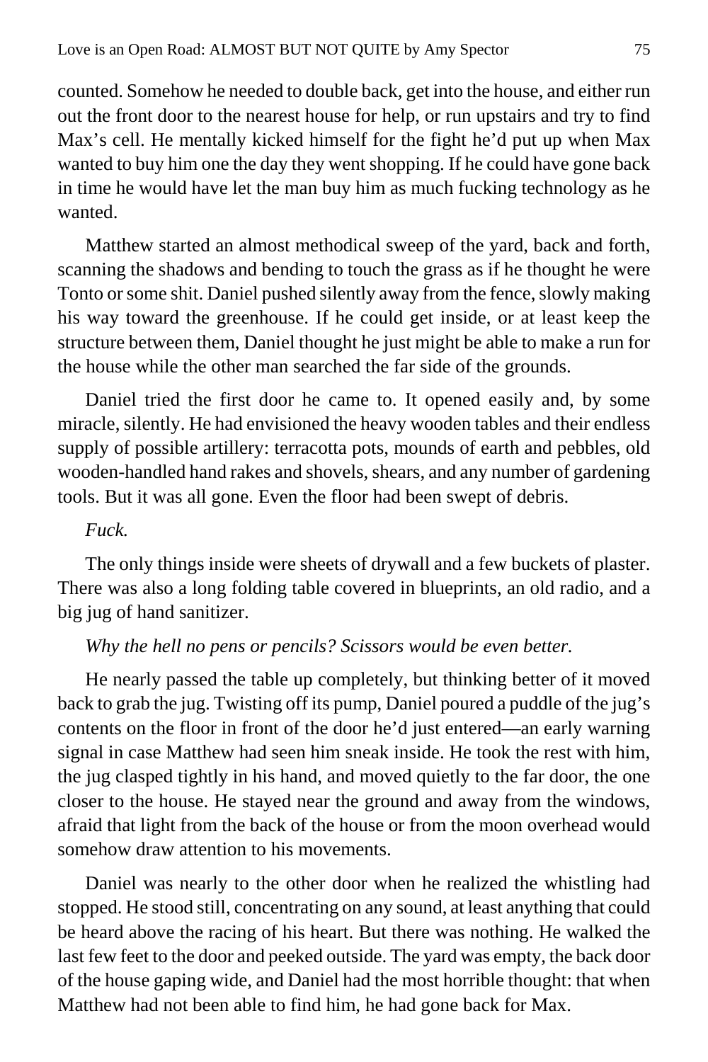counted. Somehow he needed to double back, get into the house, and either run out the front door to the nearest house for help, or run upstairs and try to find Max's cell. He mentally kicked himself for the fight he'd put up when Max wanted to buy him one the day they went shopping. If he could have gone back in time he would have let the man buy him as much fucking technology as he wanted.

Matthew started an almost methodical sweep of the yard, back and forth, scanning the shadows and bending to touch the grass as if he thought he were Tonto or some shit. Daniel pushed silently away from the fence, slowly making his way toward the greenhouse. If he could get inside, or at least keep the structure between them, Daniel thought he just might be able to make a run for the house while the other man searched the far side of the grounds.

Daniel tried the first door he came to. It opened easily and, by some miracle, silently. He had envisioned the heavy wooden tables and their endless supply of possible artillery: terracotta pots, mounds of earth and pebbles, old wooden-handled hand rakes and shovels, shears, and any number of gardening tools. But it was all gone. Even the floor had been swept of debris.

*Fuck.*

The only things inside were sheets of drywall and a few buckets of plaster. There was also a long folding table covered in blueprints, an old radio, and a big jug of hand sanitizer.

*Why the hell no pens or pencils? Scissors would be even better.*

He nearly passed the table up completely, but thinking better of it moved back to grab the jug. Twisting off its pump, Daniel poured a puddle of the jug's contents on the floor in front of the door he'd just entered—an early warning signal in case Matthew had seen him sneak inside. He took the rest with him, the jug clasped tightly in his hand, and moved quietly to the far door, the one closer to the house. He stayed near the ground and away from the windows, afraid that light from the back of the house or from the moon overhead would somehow draw attention to his movements.

Daniel was nearly to the other door when he realized the whistling had stopped. He stood still, concentrating on any sound, at least anything that could be heard above the racing of his heart. But there was nothing. He walked the last few feet to the door and peeked outside. The yard was empty, the back door of the house gaping wide, and Daniel had the most horrible thought: that when Matthew had not been able to find him, he had gone back for Max.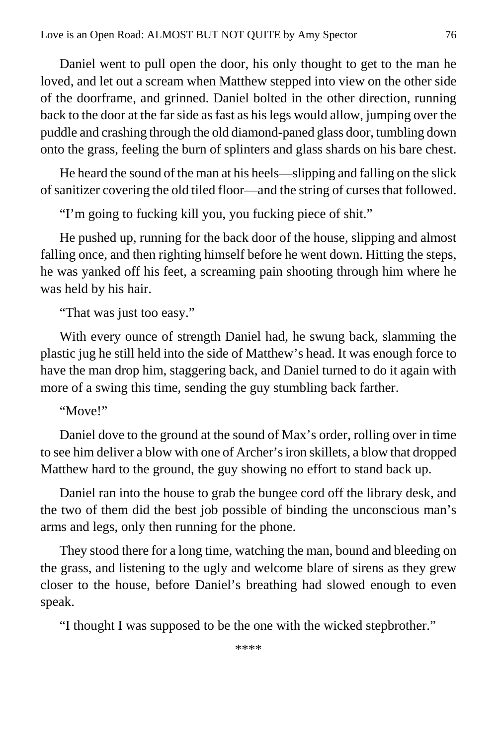Daniel went to pull open the door, his only thought to get to the man he loved, and let out a scream when Matthew stepped into view on the other side of the doorframe, and grinned. Daniel bolted in the other direction, running back to the door at the far side as fast as his legs would allow, jumping over the puddle and crashing through the old diamond-paned glass door, tumbling down onto the grass, feeling the burn of splinters and glass shards on his bare chest.

He heard the sound of the man at his heels—slipping and falling on the slick of sanitizer covering the old tiled floor—and the string of curses that followed.

"I'm going to fucking kill you, you fucking piece of shit."

He pushed up, running for the back door of the house, slipping and almost falling once, and then righting himself before he went down. Hitting the steps, he was yanked off his feet, a screaming pain shooting through him where he was held by his hair.

"That was just too easy."

With every ounce of strength Daniel had, he swung back, slamming the plastic jug he still held into the side of Matthew's head. It was enough force to have the man drop him, staggering back, and Daniel turned to do it again with more of a swing this time, sending the guy stumbling back farther.

"Move!"

Daniel dove to the ground at the sound of Max's order, rolling over in time to see him deliver a blow with one of Archer's iron skillets, a blow that dropped Matthew hard to the ground, the guy showing no effort to stand back up.

Daniel ran into the house to grab the bungee cord off the library desk, and the two of them did the best job possible of binding the unconscious man's arms and legs, only then running for the phone.

They stood there for a long time, watching the man, bound and bleeding on the grass, and listening to the ugly and welcome blare of sirens as they grew closer to the house, before Daniel's breathing had slowed enough to even speak.

"I thought I was supposed to be the one with the wicked stepbrother."

****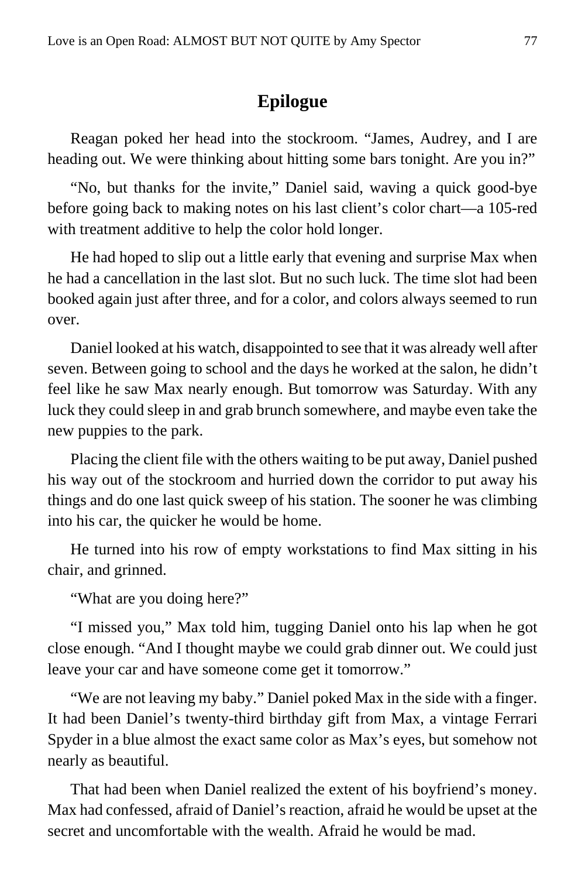## Epilogue

Reagan poked her head into the stockroom. “James, Audrey, and I are heading out. We were thinking about hitting some bars tonight. Are you in?”

“No, but thanks for the invite,” Daniel said, waving a quick good-bye before going back to making notes on his last client’s color chart—a 105-red with treatment additive to help the color hold longer.

He had hoped to slip out a little early that evening and surprise Max when he had a cancellation in the last slot. But no such luck. The time slot had been booked again just after three, and for a color, and colors always seemed to run over.

Daniel looked at his watch, disappointed to see that it was already well after seven. Between going to school and the days he worked at the salon, he didn’t feel like he saw Max nearly enough. But tomorrow was Saturday. With any luck they could sleep in and grab brunch somewhere, and maybe even take the new puppies to the park.

Placing the client file with the others waiting to be put away, Daniel pushed his way out of the stockroom and hurried down the corridor to put away his things and do one last quick sweep of his station. The sooner he was climbing into his car, the quicker he would be home.

He turned into his row of empty workstations to find Max sitting in his chair, and grinned.

“What are you doing here?”

“I missed you,” Max told him, tugging Daniel onto his lap when he got close enough. “And I thought maybe we could grab dinner out. We could just leave your car and have someone come get it tomorrow.”

“We are not leaving my baby.” Daniel poked Max in the side with a finger. It had been Daniel’s twenty-third birthday gift from Max, a vintage Ferrari Spyder in a blue almost the exact same color as Max’s eyes, but somehow not nearly as beautiful.

That had been when Daniel realized the extent of his boyfriend’s money. Max had confessed, afraid of Daniel’s reaction, afraid he would be upset at the secret and uncomfortable with the wealth. Afraid he would be mad.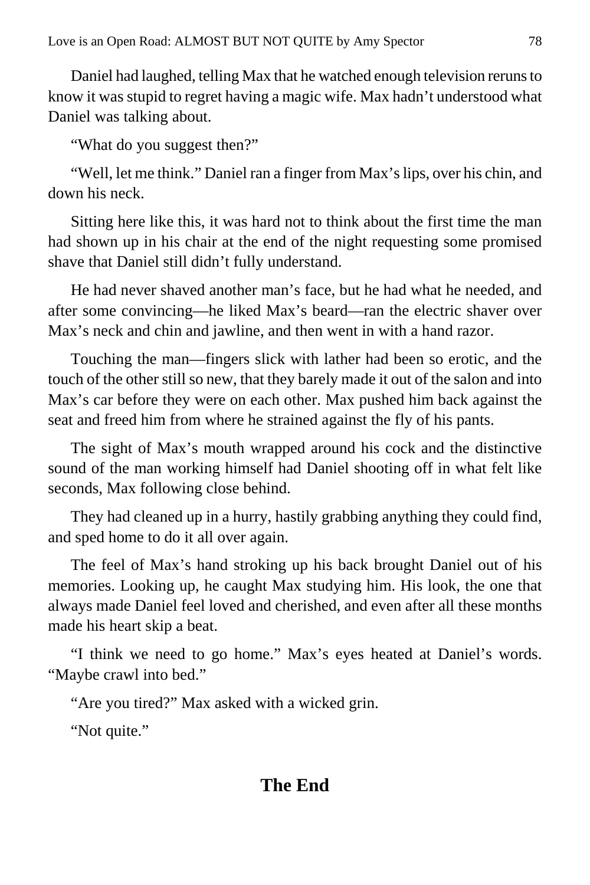Daniel had laughed, telling Max that he watched enough television reruns to know it was stupid to regret having a magic wife. Max hadn't understood what Daniel was talking about.

"What do you suggest then?"

"Well, let me think." Daniel ran a finger from Max's lips, over his chin, and down his neck.

Sitting here like this, it was hard not to think about the first time the man had shown up in his chair at the end of the night requesting some promised shave that Daniel still didn't fully understand.

He had never shaved another man's face, but he had what he needed, and after some convincing—he liked Max's beard—ran the electric shaver over Max's neck and chin and jawline, and then went in with a hand razor.

Touching the man—fingers slick with lather had been so erotic, and the touch of the other still so new, that they barely made it out of the salon and into Max's car before they were on each other. Max pushed him back against the seat and freed him from where he strained against the fly of his pants.

The sight of Max's mouth wrapped around his cock and the distinctive sound of the man working himself had Daniel shooting off in what felt like seconds, Max following close behind.

They had cleaned up in a hurry, hastily grabbing anything they could find, and sped home to do it all over again.

The feel of Max's hand stroking up his back brought Daniel out of his memories. Looking up, he caught Max studying him. His look, the one that always made Daniel feel loved and cherished, and even after all these months made his heart skip a beat.

"I think we need to go home." Max's eyes heated at Daniel's words. "Maybe crawl into bed."

"Are you tired?" Max asked with a wicked grin.

"Not quite."

## The End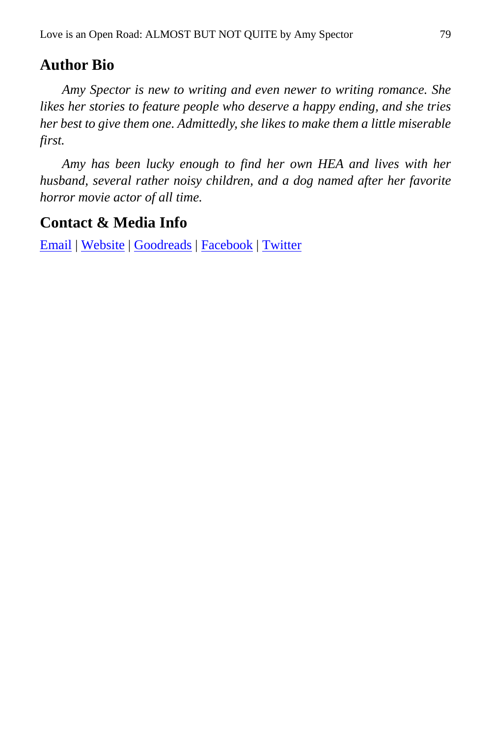## Author Bio

*Amy Spector is new to writing and even newer to writing romance. She likes her stories to feature people who deserve a happy ending, and she tries her best to give them one. Admittedly, she likes to make them a little miserable first.*

*Amy has been lucky enough to find her own HEA and lives with her husband, several rather noisy children, and a dog named after her favorite horror movie actor of all time.*

## Contact & Media Info

Email | Website | Goodreads | Facebook | Twitter